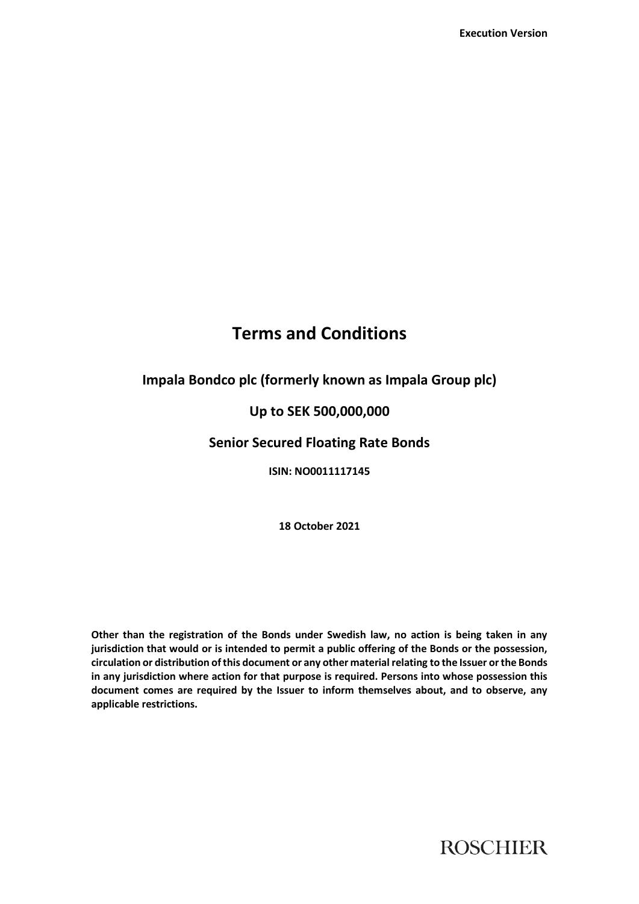**Execution Version**

# Terms and Conditions

## Impala Bondco plc (formerly known as Impala Group plc)

## Up to SEK 500,000,000

## Senior Secured Floating Rate Bonds

**ISIN: NO0011117145**

**18 October 2021**

**Other than the registration of the Bonds under Swedish law, no action is being taken in any jurisdiction that would or is intended to permit a public offering of the Bonds or the possession, circulation or distribution of this document or any other material relating to the Issuer or the Bonds in any jurisdiction where action for that purpose is required. Persons into whose possession this document comes are required by the Issuer to inform themselves about, and to observe, any applicable restrictions.**

ROSCHIER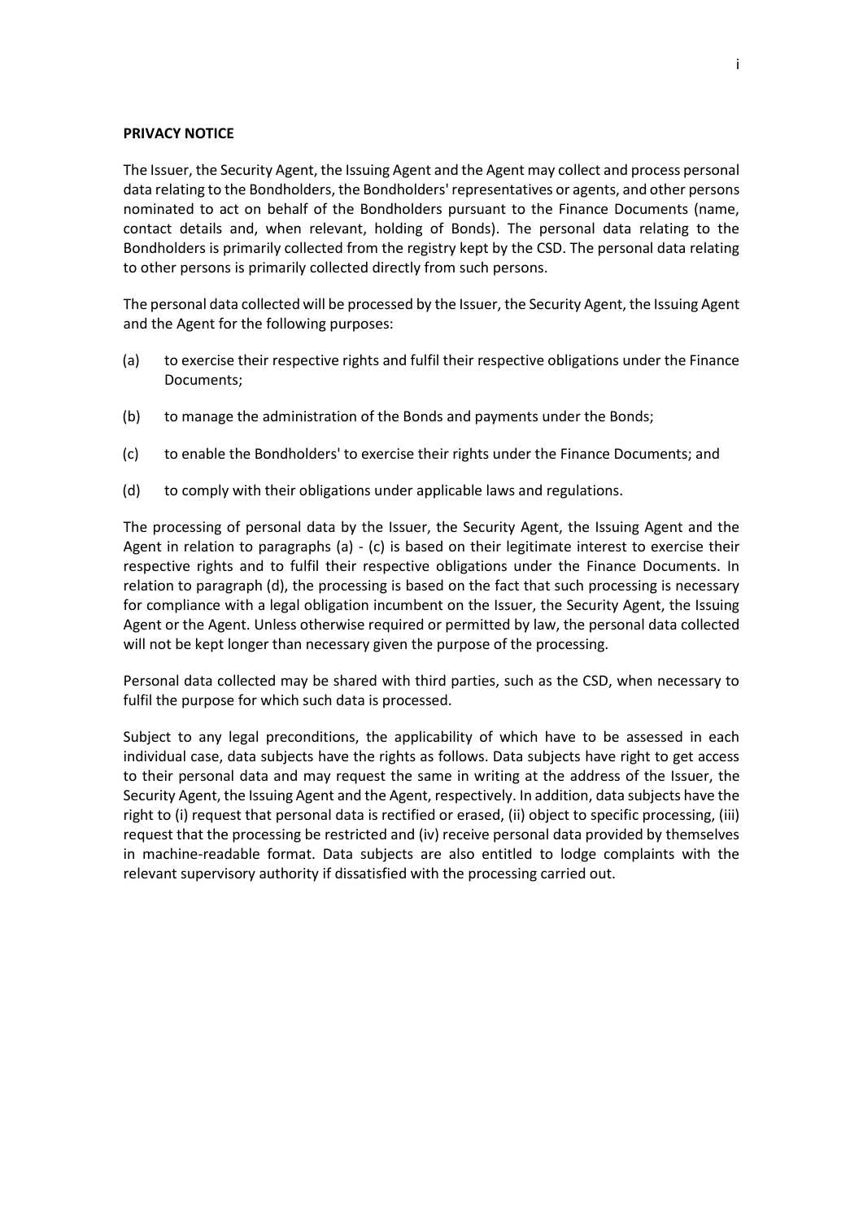**PRIVACY NOTICE**

The Issuer, the Security Agent, the Issuing Agent and the Agent may collect and process personal data relating to the Bondholders, the Bondholders' representatives or agents, and other persons nominated to act on behalf of the Bondholders pursuant to the Finance Documents (name, contact details and, when relevant, holding of Bonds). The personal data relating to the Bondholders is primarily collected from the registry kept by the CSD. The personal data relating to other persons is primarily collected directly from such persons.

The personal data collected will be processed by the Issuer, the Security Agent, the Issuing Agent and the Agent for the following purposes:

(a) to exercise their respective rights and fulfil their respective obligations under the Finance Documents;

(b) to manage the administration of the Bonds and payments under the Bonds;

(c) to enable the Bondholders' to exercise their rights under the Finance Documents; and

(d) to comply with their obligations under applicable laws and regulations.

The processing of personal data by the Issuer, the Security Agent, the Issuing Agent and the Agent in relation to paragraphs (a) - (c) is based on their legitimate interest to exercise their respective rights and to fulfil their respective obligations under the Finance Documents. In relation to paragraph (d), the processing is based on the fact that such processing is necessary for compliance with a legal obligation incumbent on the Issuer, the Security Agent, the Issuing Agent or the Agent. Unless otherwise required or permitted by law, the personal data collected will not be kept longer than necessary given the purpose of the processing.

Personal data collected may be shared with third parties, such as the CSD, when necessary to fulfil the purpose for which such data is processed.

Subject to any legal preconditions, the applicability of which have to be assessed in each individual case, data subjects have the rights as follows. Data subjects have right to get access to their personal data and may request the same in writing at the address of the Issuer, the Security Agent, the Issuing Agent and the Agent, respectively. In addition, data subjects have the right to (i) request that personal data is rectified or erased, (ii) object to specific processing, (iii) request that the processing be restricted and (iv) receive personal data provided by themselves in machine-readable format. Data subjects are also entitled to lodge complaints with the relevant supervisory authority if dissatisfied with the processing carried out.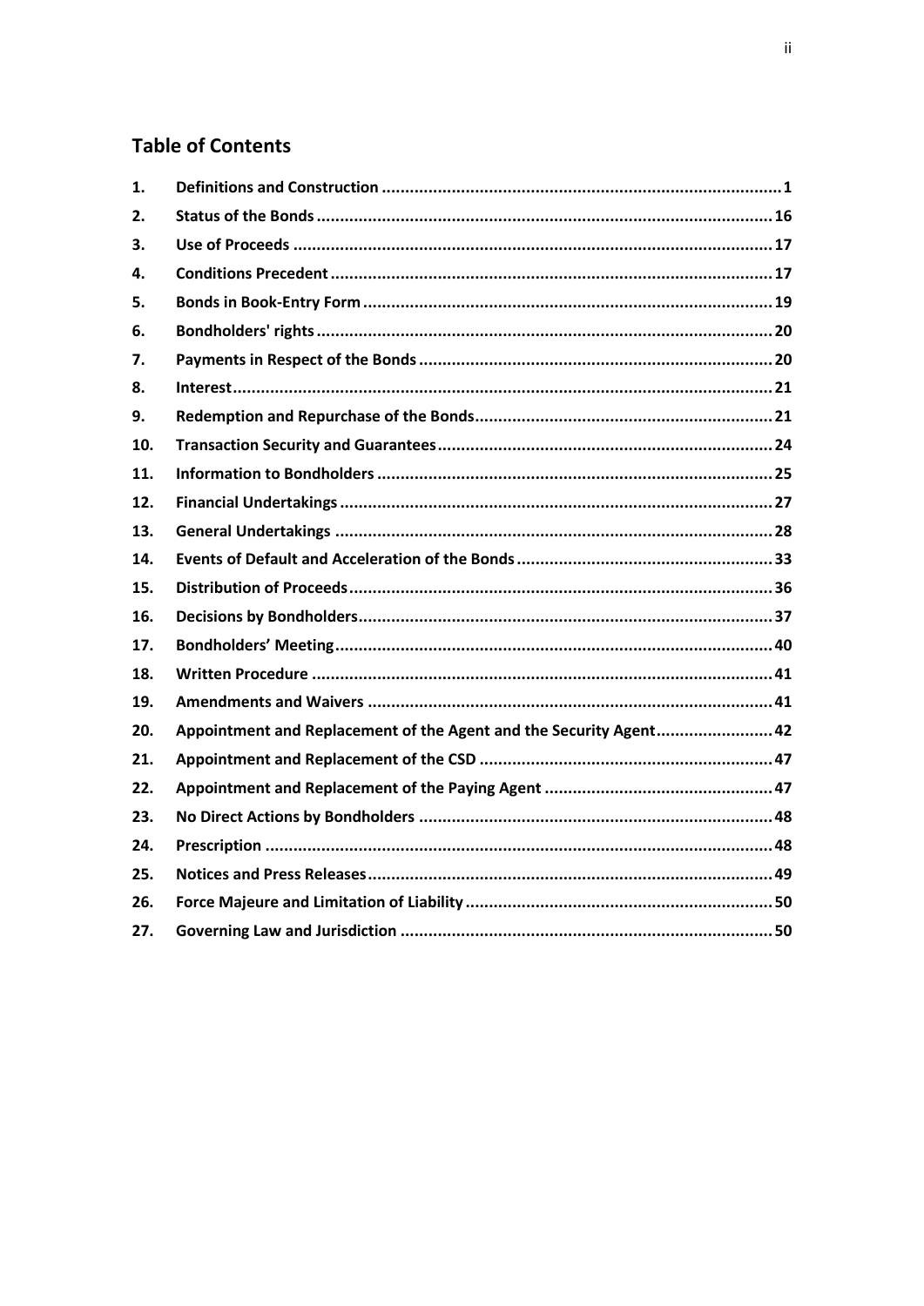## Table of Contents

| | | |
|---|---|---|
| **1.** | **Definitions and Construction** | **1** |
| **2.** | **Status of the Bonds** | **16** |
| **3.** | **Use of Proceeds** | **17** |
| **4.** | **Conditions Precedent** | **17** |
| **5.** | **Bonds in Book-Entry Form** | **19** |
| **6.** | **Bondholders' rights** | **20** |
| **7.** | **Payments in Respect of the Bonds** | **20** |
| **8.** | **Interest** | **21** |
| **9.** | **Redemption and Repurchase of the Bonds** | **21** |
| **10.** | **Transaction Security and Guarantees** | **24** |
| **11.** | **Information to Bondholders** | **25** |
| **12.** | **Financial Undertakings** | **27** |
| **13.** | **General Undertakings** | **28** |
| **14.** | **Events of Default and Acceleration of the Bonds** | **33** |
| **15.** | **Distribution of Proceeds** | **36** |
| **16.** | **Decisions by Bondholders** | **37** |
| **17.** | **Bondholders' Meeting** | **40** |
| **18.** | **Written Procedure** | **41** |
| **19.** | **Amendments and Waivers** | **41** |
| **20.** | **Appointment and Replacement of the Agent and the Security Agent** | **42** |
| **21.** | **Appointment and Replacement of the CSD** | **47** |
| **22.** | **Appointment and Replacement of the Paying Agent** | **47** |
| **23.** | **No Direct Actions by Bondholders** | **48** |
| **24.** | **Prescription** | **48** |
| **25.** | **Notices and Press Releases** | **49** |
| **26.** | **Force Majeure and Limitation of Liability** | **50** |
| **27.** | **Governing Law and Jurisdiction** | **50** |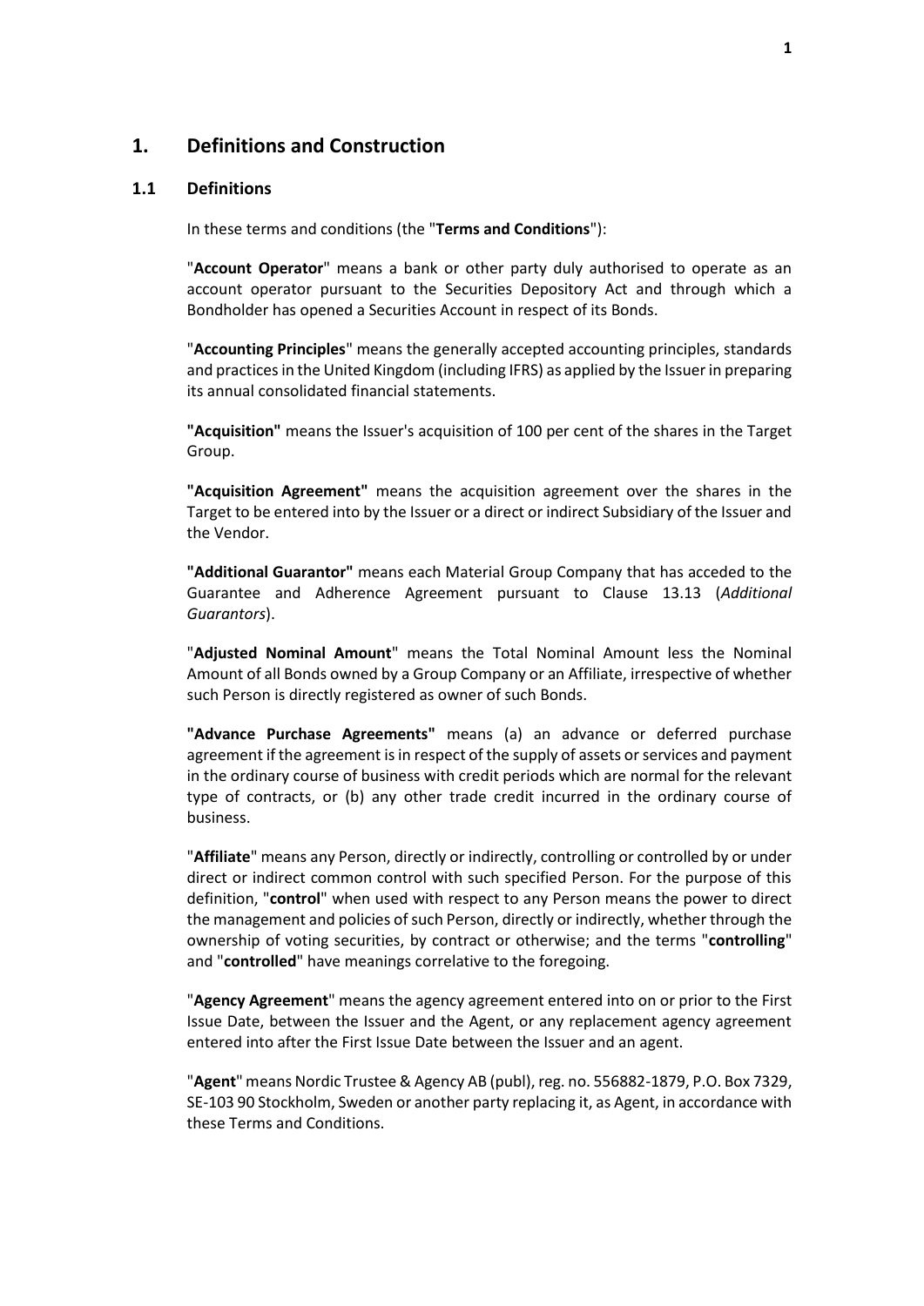## 1. Definitions and Construction

### 1.1 Definitions

In these terms and conditions (the "**Terms and Conditions**"):

"**Account Operator**" means a bank or other party duly authorised to operate as an account operator pursuant to the Securities Depository Act and through which a Bondholder has opened a Securities Account in respect of its Bonds.

"**Accounting Principles**" means the generally accepted accounting principles, standards and practices in the United Kingdom (including IFRS) as applied by the Issuer in preparing its annual consolidated financial statements.

**"Acquisition"** means the Issuer's acquisition of 100 per cent of the shares in the Target Group.

**"Acquisition Agreement"** means the acquisition agreement over the shares in the Target to be entered into by the Issuer or a direct or indirect Subsidiary of the Issuer and the Vendor.

**"Additional Guarantor"** means each Material Group Company that has acceded to the Guarantee and Adherence Agreement pursuant to Clause 13.13 (*Additional Guarantors*).

"**Adjusted Nominal Amount**" means the Total Nominal Amount less the Nominal Amount of all Bonds owned by a Group Company or an Affiliate, irrespective of whether such Person is directly registered as owner of such Bonds.

**"Advance Purchase Agreements"** means (a) an advance or deferred purchase agreement if the agreement is in respect of the supply of assets or services and payment in the ordinary course of business with credit periods which are normal for the relevant type of contracts, or (b) any other trade credit incurred in the ordinary course of business.

"**Affiliate**" means any Person, directly or indirectly, controlling or controlled by or under direct or indirect common control with such specified Person. For the purpose of this definition, "**control**" when used with respect to any Person means the power to direct the management and policies of such Person, directly or indirectly, whether through the ownership of voting securities, by contract or otherwise; and the terms "**controlling**" and "**controlled**" have meanings correlative to the foregoing.

"**Agency Agreement**" means the agency agreement entered into on or prior to the First Issue Date, between the Issuer and the Agent, or any replacement agency agreement entered into after the First Issue Date between the Issuer and an agent.

"**Agent**" means Nordic Trustee & Agency AB (publ), reg. no. 556882-1879, P.O. Box 7329, SE-103 90 Stockholm, Sweden or another party replacing it, as Agent, in accordance with these Terms and Conditions.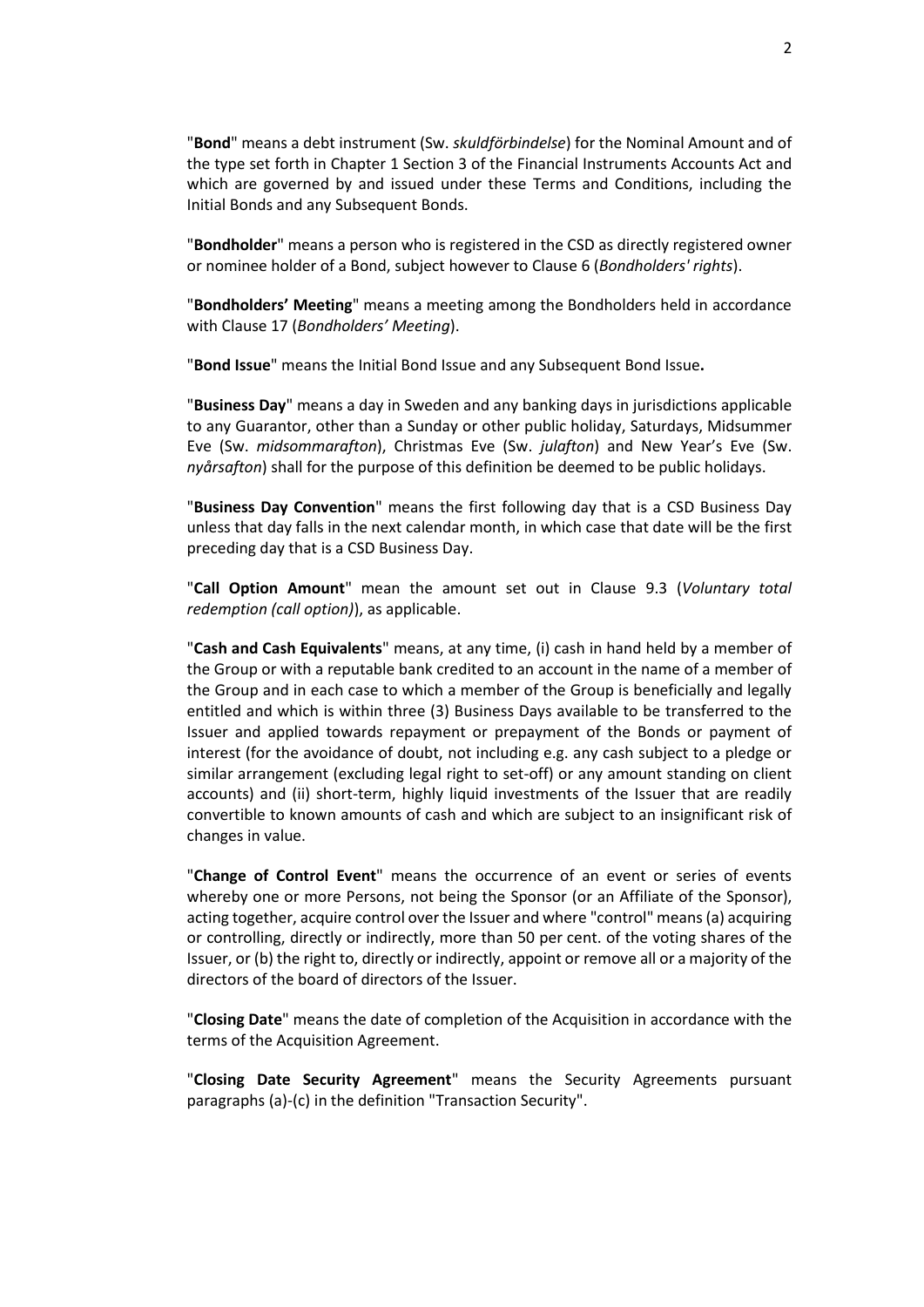"**Bond**" means a debt instrument (Sw. *skuldförbindelse*) for the Nominal Amount and of the type set forth in Chapter 1 Section 3 of the Financial Instruments Accounts Act and which are governed by and issued under these Terms and Conditions, including the Initial Bonds and any Subsequent Bonds.

"**Bondholder**" means a person who is registered in the CSD as directly registered owner or nominee holder of a Bond, subject however to Clause 6 (*Bondholders' rights*).

"**Bondholders' Meeting**" means a meeting among the Bondholders held in accordance with Clause 17 (*Bondholders' Meeting*).

"**Bond Issue**" means the Initial Bond Issue and any Subsequent Bond Issue**.**

"**Business Day**" means a day in Sweden and any banking days in jurisdictions applicable to any Guarantor, other than a Sunday or other public holiday, Saturdays, Midsummer Eve (Sw. *midsommarafton*), Christmas Eve (Sw. *julafton*) and New Year's Eve (Sw. *nyårsafton*) shall for the purpose of this definition be deemed to be public holidays.

"**Business Day Convention**" means the first following day that is a CSD Business Day unless that day falls in the next calendar month, in which case that date will be the first preceding day that is a CSD Business Day.

"**Call Option Amount**" mean the amount set out in Clause 9.3 (*Voluntary total redemption (call option)*), as applicable.

"**Cash and Cash Equivalents**" means, at any time, (i) cash in hand held by a member of the Group or with a reputable bank credited to an account in the name of a member of the Group and in each case to which a member of the Group is beneficially and legally entitled and which is within three (3) Business Days available to be transferred to the Issuer and applied towards repayment or prepayment of the Bonds or payment of interest (for the avoidance of doubt, not including e.g. any cash subject to a pledge or similar arrangement (excluding legal right to set-off) or any amount standing on client accounts) and (ii) short-term, highly liquid investments of the Issuer that are readily convertible to known amounts of cash and which are subject to an insignificant risk of changes in value.

"**Change of Control Event**" means the occurrence of an event or series of events whereby one or more Persons, not being the Sponsor (or an Affiliate of the Sponsor), acting together, acquire control over the Issuer and where "control" means (a) acquiring or controlling, directly or indirectly, more than 50 per cent. of the voting shares of the Issuer, or (b) the right to, directly or indirectly, appoint or remove all or a majority of the directors of the board of directors of the Issuer.

"**Closing Date**" means the date of completion of the Acquisition in accordance with the terms of the Acquisition Agreement.

"**Closing Date Security Agreement**" means the Security Agreements pursuant paragraphs (a)-(c) in the definition "Transaction Security".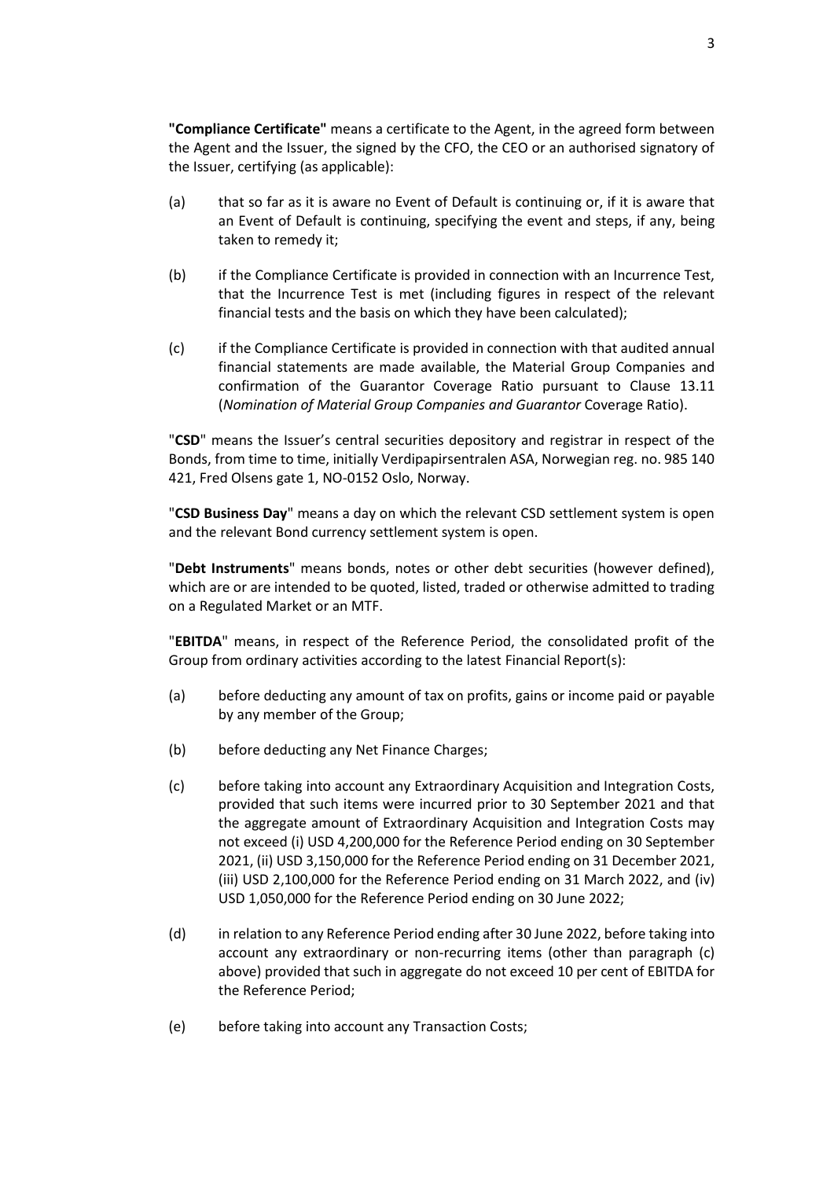**"Compliance Certificate"** means a certificate to the Agent, in the agreed form between the Agent and the Issuer, the signed by the CFO, the CEO or an authorised signatory of the Issuer, certifying (as applicable):

(a) that so far as it is aware no Event of Default is continuing or, if it is aware that an Event of Default is continuing, specifying the event and steps, if any, being taken to remedy it;

(b) if the Compliance Certificate is provided in connection with an Incurrence Test, that the Incurrence Test is met (including figures in respect of the relevant financial tests and the basis on which they have been calculated);

(c) if the Compliance Certificate is provided in connection with that audited annual financial statements are made available, the Material Group Companies and confirmation of the Guarantor Coverage Ratio pursuant to Clause 13.11 (*Nomination of Material Group Companies and Guarantor* Coverage Ratio).

"**CSD**" means the Issuer's central securities depository and registrar in respect of the Bonds, from time to time, initially Verdipapirsentralen ASA, Norwegian reg. no. 985 140 421, Fred Olsens gate 1, NO-0152 Oslo, Norway.

"**CSD Business Day**" means a day on which the relevant CSD settlement system is open and the relevant Bond currency settlement system is open.

"**Debt Instruments**" means bonds, notes or other debt securities (however defined), which are or are intended to be quoted, listed, traded or otherwise admitted to trading on a Regulated Market or an MTF.

"**EBITDA**" means, in respect of the Reference Period, the consolidated profit of the Group from ordinary activities according to the latest Financial Report(s):

(a) before deducting any amount of tax on profits, gains or income paid or payable by any member of the Group;

(b) before deducting any Net Finance Charges;

(c) before taking into account any Extraordinary Acquisition and Integration Costs, provided that such items were incurred prior to 30 September 2021 and that the aggregate amount of Extraordinary Acquisition and Integration Costs may not exceed (i) USD 4,200,000 for the Reference Period ending on 30 September 2021, (ii) USD 3,150,000 for the Reference Period ending on 31 December 2021, (iii) USD 2,100,000 for the Reference Period ending on 31 March 2022, and (iv) USD 1,050,000 for the Reference Period ending on 30 June 2022;

(d) in relation to any Reference Period ending after 30 June 2022, before taking into account any extraordinary or non-recurring items (other than paragraph (c) above) provided that such in aggregate do not exceed 10 per cent of EBITDA for the Reference Period;

(e) before taking into account any Transaction Costs;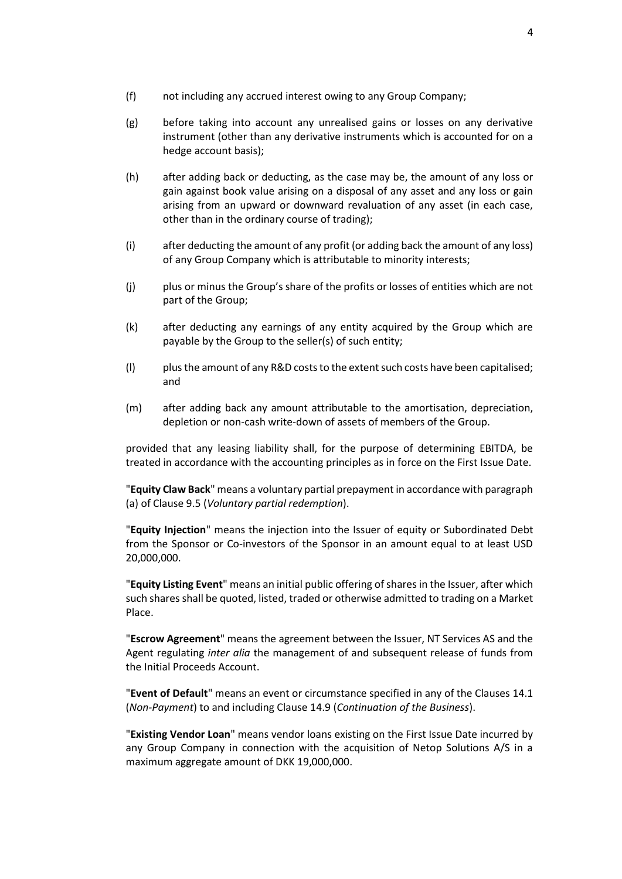(f) not including any accrued interest owing to any Group Company;

(g) before taking into account any unrealised gains or losses on any derivative instrument (other than any derivative instruments which is accounted for on a hedge account basis);

(h) after adding back or deducting, as the case may be, the amount of any loss or gain against book value arising on a disposal of any asset and any loss or gain arising from an upward or downward revaluation of any asset (in each case, other than in the ordinary course of trading);

(i) after deducting the amount of any profit (or adding back the amount of any loss) of any Group Company which is attributable to minority interests;

(j) plus or minus the Group's share of the profits or losses of entities which are not part of the Group;

(k) after deducting any earnings of any entity acquired by the Group which are payable by the Group to the seller(s) of such entity;

(l) plus the amount of any R&D costs to the extent such costs have been capitalised; and

(m) after adding back any amount attributable to the amortisation, depreciation, depletion or non-cash write-down of assets of members of the Group.

provided that any leasing liability shall, for the purpose of determining EBITDA, be treated in accordance with the accounting principles as in force on the First Issue Date.

"**Equity Claw Back**" means a voluntary partial prepayment in accordance with paragraph (a) of Clause 9.5 (*Voluntary partial redemption*).

"**Equity Injection**" means the injection into the Issuer of equity or Subordinated Debt from the Sponsor or Co-investors of the Sponsor in an amount equal to at least USD 20,000,000.

"**Equity Listing Event**" means an initial public offering of shares in the Issuer, after which such shares shall be quoted, listed, traded or otherwise admitted to trading on a Market Place.

"**Escrow Agreement**" means the agreement between the Issuer, NT Services AS and the Agent regulating *inter alia* the management of and subsequent release of funds from the Initial Proceeds Account.

"**Event of Default**" means an event or circumstance specified in any of the Clauses 14.1 (*Non-Payment*) to and including Clause 14.9 (*Continuation of the Business*).

"**Existing Vendor Loan**" means vendor loans existing on the First Issue Date incurred by any Group Company in connection with the acquisition of Netop Solutions A/S in a maximum aggregate amount of DKK 19,000,000.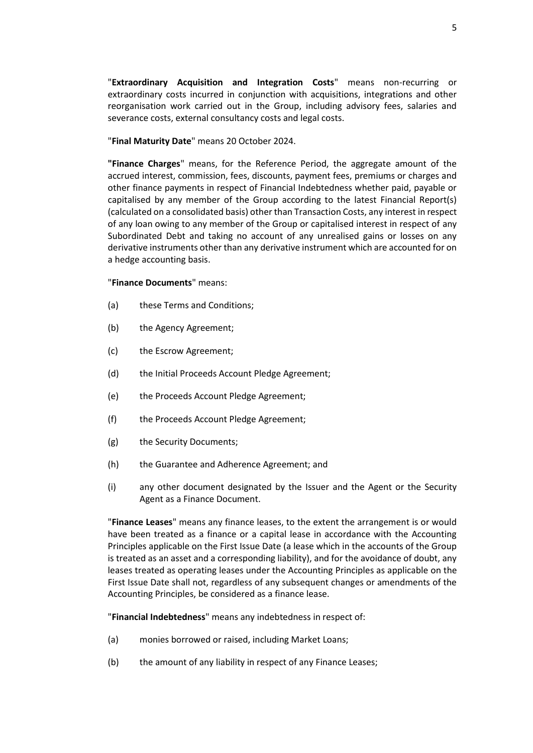"**Extraordinary Acquisition and Integration Costs**" means non-recurring or extraordinary costs incurred in conjunction with acquisitions, integrations and other reorganisation work carried out in the Group, including advisory fees, salaries and severance costs, external consultancy costs and legal costs.

"**Final Maturity Date**" means 20 October 2024.

**"Finance Charges**" means, for the Reference Period, the aggregate amount of the accrued interest, commission, fees, discounts, payment fees, premiums or charges and other finance payments in respect of Financial Indebtedness whether paid, payable or capitalised by any member of the Group according to the latest Financial Report(s) (calculated on a consolidated basis) other than Transaction Costs, any interest in respect of any loan owing to any member of the Group or capitalised interest in respect of any Subordinated Debt and taking no account of any unrealised gains or losses on any derivative instruments other than any derivative instrument which are accounted for on a hedge accounting basis.

"**Finance Documents**" means:

(a) these Terms and Conditions;

(b) the Agency Agreement;

(c) the Escrow Agreement;

(d) the Initial Proceeds Account Pledge Agreement;

(e) the Proceeds Account Pledge Agreement;

(f) the Proceeds Account Pledge Agreement;

(g) the Security Documents;

(h) the Guarantee and Adherence Agreement; and

(i) any other document designated by the Issuer and the Agent or the Security Agent as a Finance Document.

"**Finance Leases**" means any finance leases, to the extent the arrangement is or would have been treated as a finance or a capital lease in accordance with the Accounting Principles applicable on the First Issue Date (a lease which in the accounts of the Group is treated as an asset and a corresponding liability), and for the avoidance of doubt, any leases treated as operating leases under the Accounting Principles as applicable on the First Issue Date shall not, regardless of any subsequent changes or amendments of the Accounting Principles, be considered as a finance lease.

"**Financial Indebtedness**" means any indebtedness in respect of:

(a) monies borrowed or raised, including Market Loans;

(b) the amount of any liability in respect of any Finance Leases;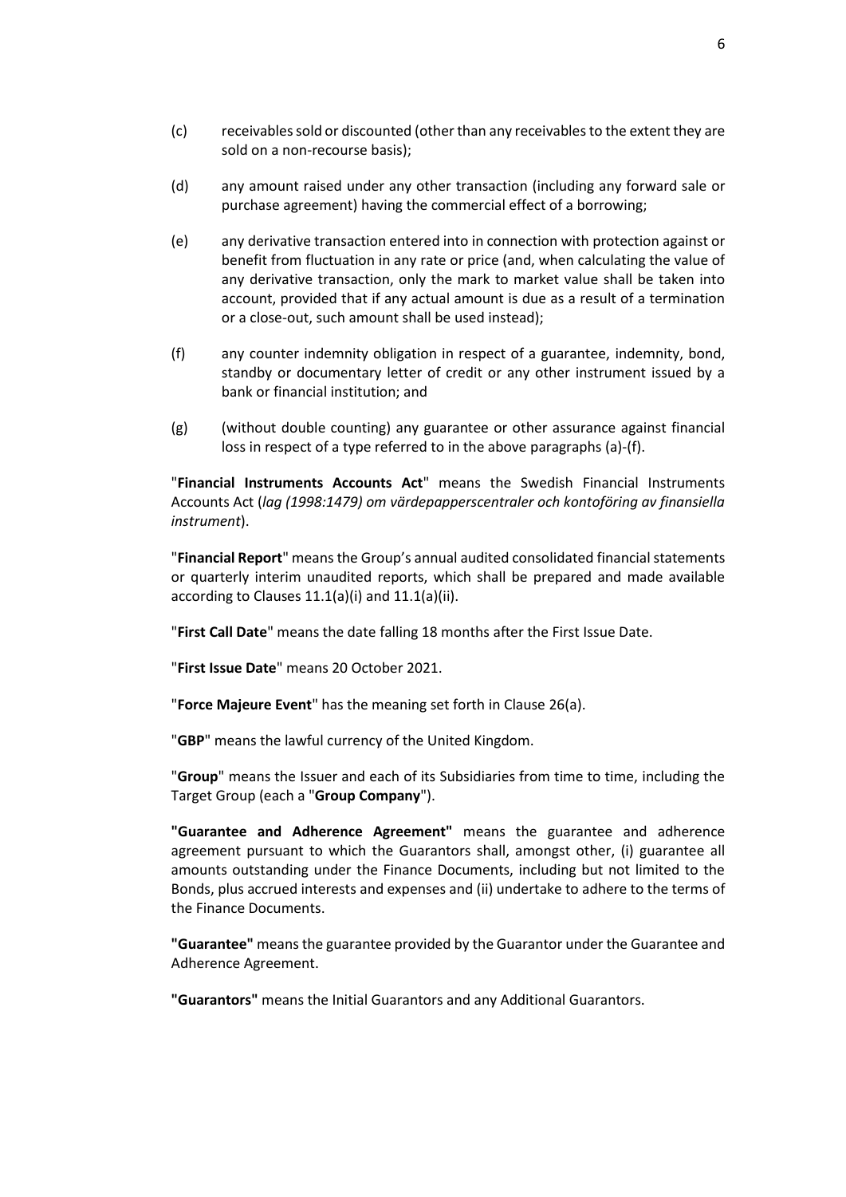(c) receivables sold or discounted (other than any receivables to the extent they are sold on a non-recourse basis);

(d) any amount raised under any other transaction (including any forward sale or purchase agreement) having the commercial effect of a borrowing;

(e) any derivative transaction entered into in connection with protection against or benefit from fluctuation in any rate or price (and, when calculating the value of any derivative transaction, only the mark to market value shall be taken into account, provided that if any actual amount is due as a result of a termination or a close-out, such amount shall be used instead);

(f) any counter indemnity obligation in respect of a guarantee, indemnity, bond, standby or documentary letter of credit or any other instrument issued by a bank or financial institution; and

(g) (without double counting) any guarantee or other assurance against financial loss in respect of a type referred to in the above paragraphs (a)-(f).

"**Financial Instruments Accounts Act**" means the Swedish Financial Instruments Accounts Act (*lag (1998:1479) om värdepapperscentraler och kontoföring av finansiella instrument*).

"**Financial Report**" means the Group's annual audited consolidated financial statements or quarterly interim unaudited reports, which shall be prepared and made available according to Clauses 11.1(a)(i) and 11.1(a)(ii).

"**First Call Date**" means the date falling 18 months after the First Issue Date.

"**First Issue Date**" means 20 October 2021.

"**Force Majeure Event**" has the meaning set forth in Clause 26(a).

"**GBP**" means the lawful currency of the United Kingdom.

"**Group**" means the Issuer and each of its Subsidiaries from time to time, including the Target Group (each a "**Group Company**").

**"Guarantee and Adherence Agreement"** means the guarantee and adherence agreement pursuant to which the Guarantors shall, amongst other, (i) guarantee all amounts outstanding under the Finance Documents, including but not limited to the Bonds, plus accrued interests and expenses and (ii) undertake to adhere to the terms of the Finance Documents.

**"Guarantee"** means the guarantee provided by the Guarantor under the Guarantee and Adherence Agreement.

**"Guarantors"** means the Initial Guarantors and any Additional Guarantors.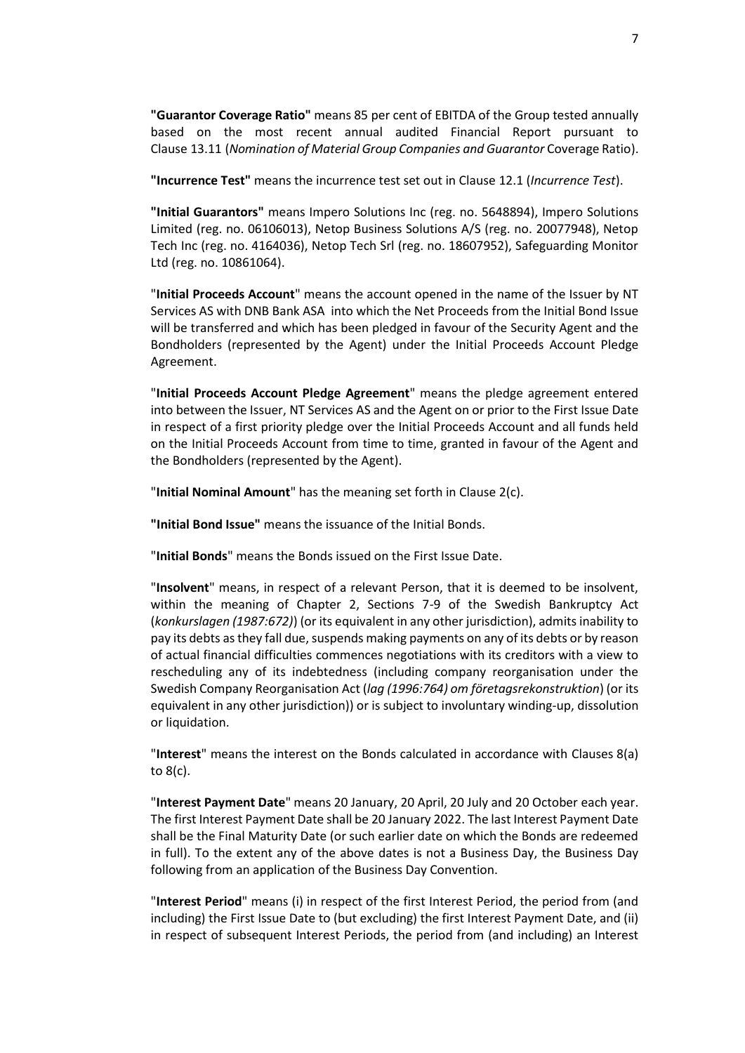**"Guarantor Coverage Ratio"** means 85 per cent of EBITDA of the Group tested annually based on the most recent annual audited Financial Report pursuant to Clause 13.11 (*Nomination of Material Group Companies and Guarantor* Coverage Ratio).

**"Incurrence Test"** means the incurrence test set out in Clause 12.1 (*Incurrence Test*).

**"Initial Guarantors"** means Impero Solutions Inc (reg. no. 5648894), Impero Solutions Limited (reg. no. 06106013), Netop Business Solutions A/S (reg. no. 20077948), Netop Tech Inc (reg. no. 4164036), Netop Tech Srl (reg. no. 18607952), Safeguarding Monitor Ltd (reg. no. 10861064).

"**Initial Proceeds Account**" means the account opened in the name of the Issuer by NT Services AS with DNB Bank ASA into which the Net Proceeds from the Initial Bond Issue will be transferred and which has been pledged in favour of the Security Agent and the Bondholders (represented by the Agent) under the Initial Proceeds Account Pledge Agreement.

"**Initial Proceeds Account Pledge Agreement**" means the pledge agreement entered into between the Issuer, NT Services AS and the Agent on or prior to the First Issue Date in respect of a first priority pledge over the Initial Proceeds Account and all funds held on the Initial Proceeds Account from time to time, granted in favour of the Agent and the Bondholders (represented by the Agent).

"**Initial Nominal Amount**" has the meaning set forth in Clause 2(c).

**"Initial Bond Issue"** means the issuance of the Initial Bonds.

"**Initial Bonds**" means the Bonds issued on the First Issue Date.

"**Insolvent**" means, in respect of a relevant Person, that it is deemed to be insolvent, within the meaning of Chapter 2, Sections 7-9 of the Swedish Bankruptcy Act (*konkurslagen (1987:672)*) (or its equivalent in any other jurisdiction), admits inability to pay its debts as they fall due, suspends making payments on any of its debts or by reason of actual financial difficulties commences negotiations with its creditors with a view to rescheduling any of its indebtedness (including company reorganisation under the Swedish Company Reorganisation Act (*lag (1996:764) om företagsrekonstruktion*) (or its equivalent in any other jurisdiction)) or is subject to involuntary winding-up, dissolution or liquidation.

"**Interest**" means the interest on the Bonds calculated in accordance with Clauses 8(a) to 8(c).

"**Interest Payment Date**" means 20 January, 20 April, 20 July and 20 October each year. The first Interest Payment Date shall be 20 January 2022. The last Interest Payment Date shall be the Final Maturity Date (or such earlier date on which the Bonds are redeemed in full). To the extent any of the above dates is not a Business Day, the Business Day following from an application of the Business Day Convention.

"**Interest Period**" means (i) in respect of the first Interest Period, the period from (and including) the First Issue Date to (but excluding) the first Interest Payment Date, and (ii) in respect of subsequent Interest Periods, the period from (and including) an Interest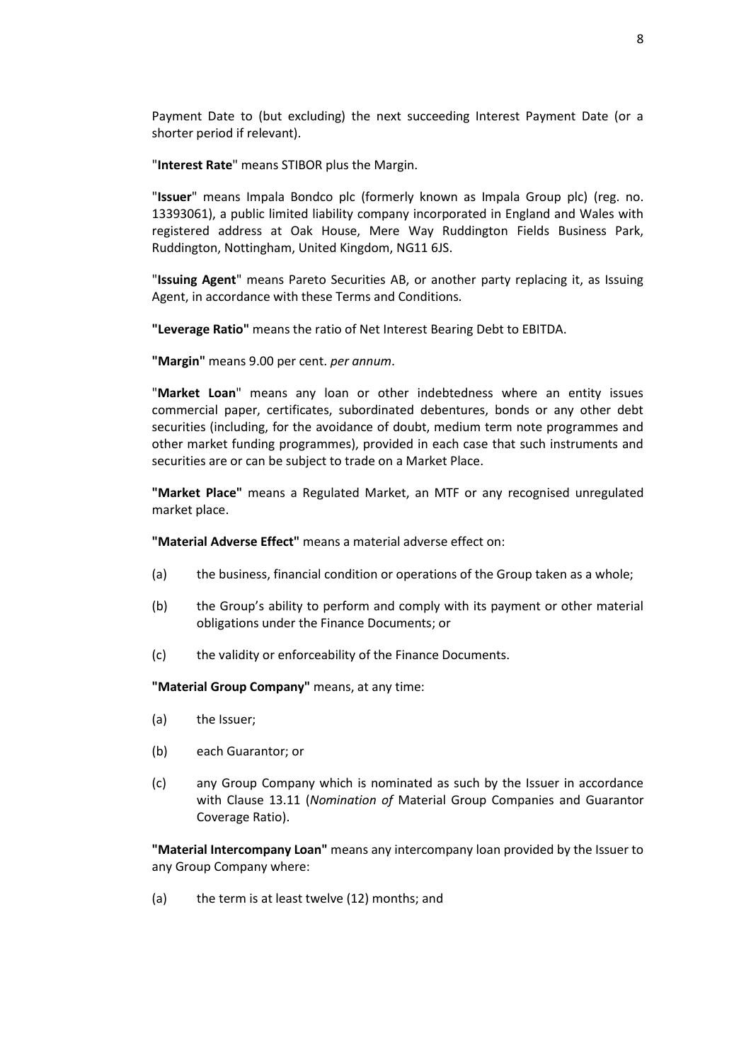Payment Date to (but excluding) the next succeeding Interest Payment Date (or a shorter period if relevant).

"**Interest Rate**" means STIBOR plus the Margin.

"**Issuer**" means Impala Bondco plc (formerly known as Impala Group plc) (reg. no. 13393061), a public limited liability company incorporated in England and Wales with registered address at Oak House, Mere Way Ruddington Fields Business Park, Ruddington, Nottingham, United Kingdom, NG11 6JS.

"**Issuing Agent**" means Pareto Securities AB, or another party replacing it, as Issuing Agent, in accordance with these Terms and Conditions.

**"Leverage Ratio"** means the ratio of Net Interest Bearing Debt to EBITDA.

**"Margin"** means 9.00 per cent. *per annum*.

"**Market Loan**" means any loan or other indebtedness where an entity issues commercial paper, certificates, subordinated debentures, bonds or any other debt securities (including, for the avoidance of doubt, medium term note programmes and other market funding programmes), provided in each case that such instruments and securities are or can be subject to trade on a Market Place.

**"Market Place"** means a Regulated Market, an MTF or any recognised unregulated market place.

**"Material Adverse Effect"** means a material adverse effect on:

(a) the business, financial condition or operations of the Group taken as a whole;

(b) the Group's ability to perform and comply with its payment or other material obligations under the Finance Documents; or

(c) the validity or enforceability of the Finance Documents.

**"Material Group Company"** means, at any time:

(a) the Issuer;

(b) each Guarantor; or

(c) any Group Company which is nominated as such by the Issuer in accordance with Clause 13.11 (*Nomination of* Material Group Companies and Guarantor Coverage Ratio).

**"Material Intercompany Loan"** means any intercompany loan provided by the Issuer to any Group Company where:

(a) the term is at least twelve (12) months; and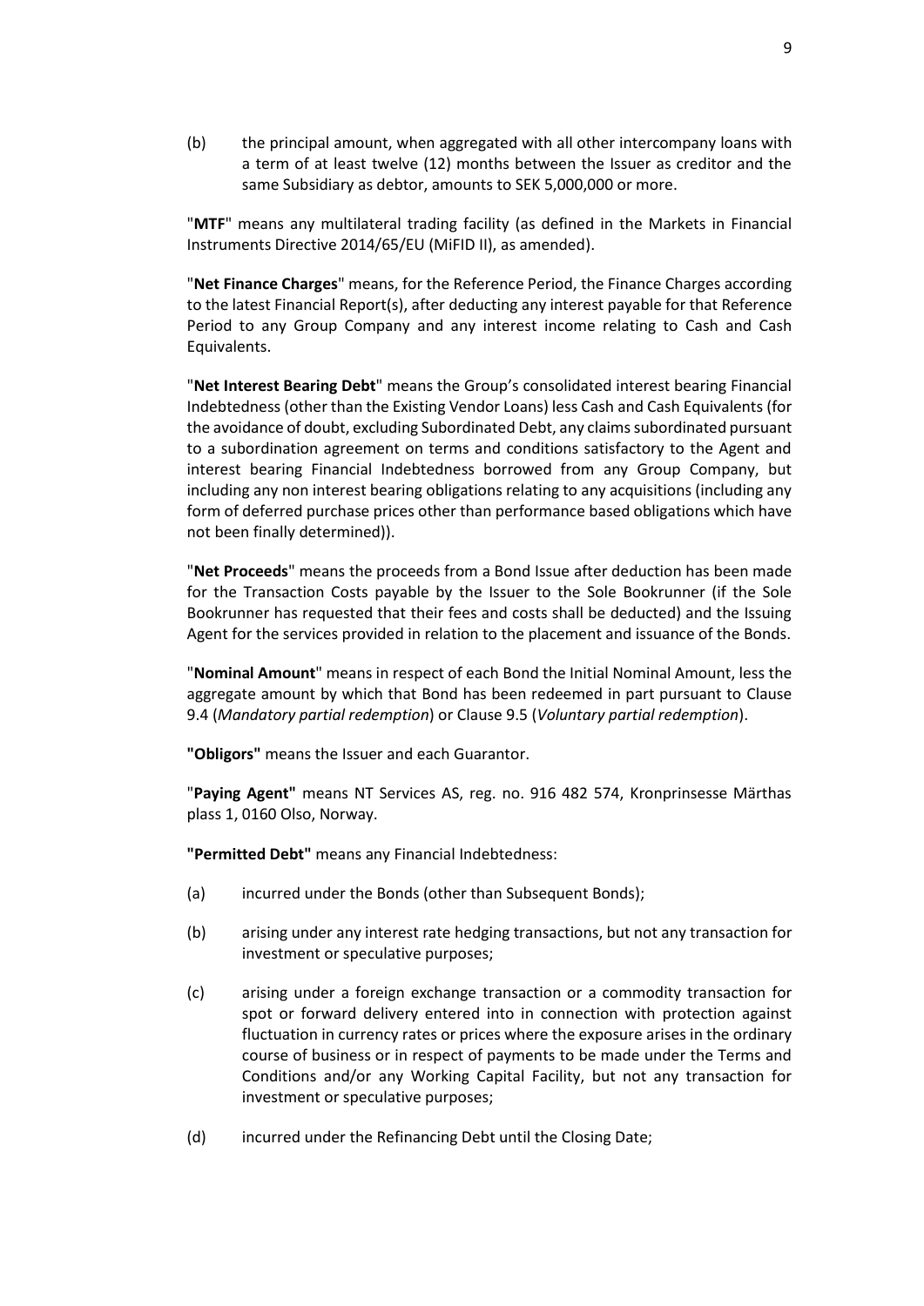(b) the principal amount, when aggregated with all other intercompany loans with a term of at least twelve (12) months between the Issuer as creditor and the same Subsidiary as debtor, amounts to SEK 5,000,000 or more.

"**MTF**" means any multilateral trading facility (as defined in the Markets in Financial Instruments Directive 2014/65/EU (MiFID II), as amended).

"**Net Finance Charges**" means, for the Reference Period, the Finance Charges according to the latest Financial Report(s), after deducting any interest payable for that Reference Period to any Group Company and any interest income relating to Cash and Cash Equivalents.

"**Net Interest Bearing Debt**" means the Group's consolidated interest bearing Financial Indebtedness (other than the Existing Vendor Loans) less Cash and Cash Equivalents (for the avoidance of doubt, excluding Subordinated Debt, any claims subordinated pursuant to a subordination agreement on terms and conditions satisfactory to the Agent and interest bearing Financial Indebtedness borrowed from any Group Company, but including any non interest bearing obligations relating to any acquisitions (including any form of deferred purchase prices other than performance based obligations which have not been finally determined)).

"**Net Proceeds**" means the proceeds from a Bond Issue after deduction has been made for the Transaction Costs payable by the Issuer to the Sole Bookrunner (if the Sole Bookrunner has requested that their fees and costs shall be deducted) and the Issuing Agent for the services provided in relation to the placement and issuance of the Bonds.

"**Nominal Amount**" means in respect of each Bond the Initial Nominal Amount, less the aggregate amount by which that Bond has been redeemed in part pursuant to Clause 9.4 (*Mandatory partial redemption*) or Clause 9.5 (*Voluntary partial redemption*).

**"Obligors"** means the Issuer and each Guarantor.

"**Paying Agent"** means NT Services AS, reg. no. 916 482 574, Kronprinsesse Märthas plass 1, 0160 Olso, Norway.

**"Permitted Debt"** means any Financial Indebtedness:

(a) incurred under the Bonds (other than Subsequent Bonds);

(b) arising under any interest rate hedging transactions, but not any transaction for investment or speculative purposes;

(c) arising under a foreign exchange transaction or a commodity transaction for spot or forward delivery entered into in connection with protection against fluctuation in currency rates or prices where the exposure arises in the ordinary course of business or in respect of payments to be made under the Terms and Conditions and/or any Working Capital Facility, but not any transaction for investment or speculative purposes;

(d) incurred under the Refinancing Debt until the Closing Date;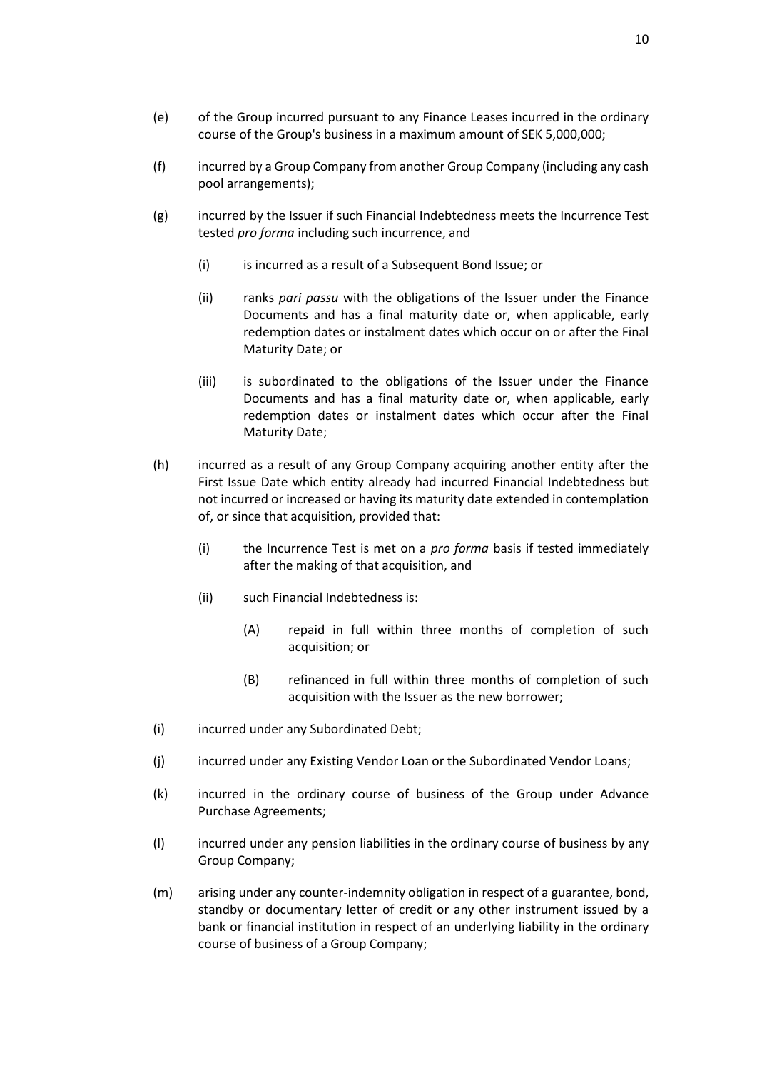(e) of the Group incurred pursuant to any Finance Leases incurred in the ordinary course of the Group's business in a maximum amount of SEK 5,000,000;

(f) incurred by a Group Company from another Group Company (including any cash pool arrangements);

(g) incurred by the Issuer if such Financial Indebtedness meets the Incurrence Test tested *pro forma* including such incurrence, and

  (i) is incurred as a result of a Subsequent Bond Issue; or

  (ii) ranks *pari passu* with the obligations of the Issuer under the Finance Documents and has a final maturity date or, when applicable, early redemption dates or instalment dates which occur on or after the Final Maturity Date; or

  (iii) is subordinated to the obligations of the Issuer under the Finance Documents and has a final maturity date or, when applicable, early redemption dates or instalment dates which occur after the Final Maturity Date;

(h) incurred as a result of any Group Company acquiring another entity after the First Issue Date which entity already had incurred Financial Indebtedness but not incurred or increased or having its maturity date extended in contemplation of, or since that acquisition, provided that:

  (i) the Incurrence Test is met on a *pro forma* basis if tested immediately after the making of that acquisition, and

  (ii) such Financial Indebtedness is:

    (A) repaid in full within three months of completion of such acquisition; or

    (B) refinanced in full within three months of completion of such acquisition with the Issuer as the new borrower;

(i) incurred under any Subordinated Debt;

(j) incurred under any Existing Vendor Loan or the Subordinated Vendor Loans;

(k) incurred in the ordinary course of business of the Group under Advance Purchase Agreements;

(l) incurred under any pension liabilities in the ordinary course of business by any Group Company;

(m) arising under any counter-indemnity obligation in respect of a guarantee, bond, standby or documentary letter of credit or any other instrument issued by a bank or financial institution in respect of an underlying liability in the ordinary course of business of a Group Company;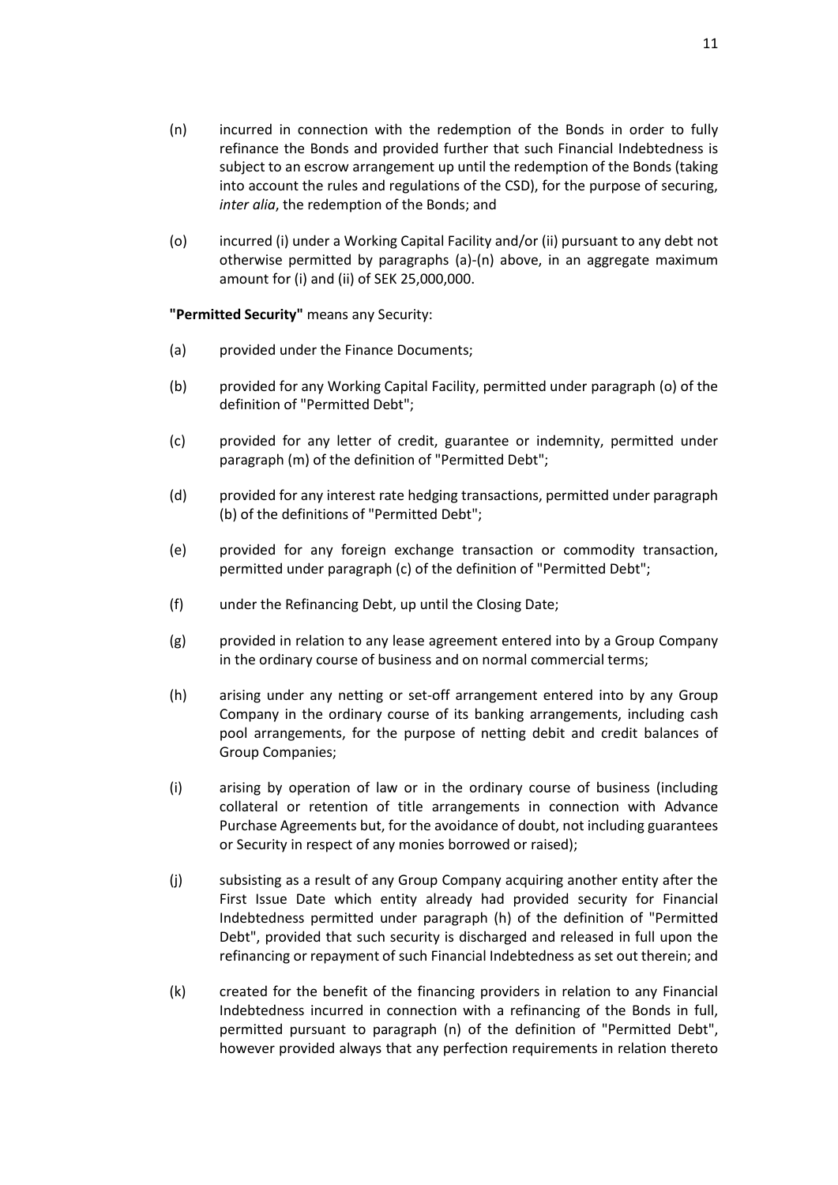(n) incurred in connection with the redemption of the Bonds in order to fully refinance the Bonds and provided further that such Financial Indebtedness is subject to an escrow arrangement up until the redemption of the Bonds (taking into account the rules and regulations of the CSD), for the purpose of securing, *inter alia*, the redemption of the Bonds; and

(o) incurred (i) under a Working Capital Facility and/or (ii) pursuant to any debt not otherwise permitted by paragraphs (a)-(n) above, in an aggregate maximum amount for (i) and (ii) of SEK 25,000,000.

**"Permitted Security"** means any Security:

(a) provided under the Finance Documents;

(b) provided for any Working Capital Facility, permitted under paragraph (o) of the definition of "Permitted Debt";

(c) provided for any letter of credit, guarantee or indemnity, permitted under paragraph (m) of the definition of "Permitted Debt";

(d) provided for any interest rate hedging transactions, permitted under paragraph (b) of the definitions of "Permitted Debt";

(e) provided for any foreign exchange transaction or commodity transaction, permitted under paragraph (c) of the definition of "Permitted Debt";

(f) under the Refinancing Debt, up until the Closing Date;

(g) provided in relation to any lease agreement entered into by a Group Company in the ordinary course of business and on normal commercial terms;

(h) arising under any netting or set-off arrangement entered into by any Group Company in the ordinary course of its banking arrangements, including cash pool arrangements, for the purpose of netting debit and credit balances of Group Companies;

(i) arising by operation of law or in the ordinary course of business (including collateral or retention of title arrangements in connection with Advance Purchase Agreements but, for the avoidance of doubt, not including guarantees or Security in respect of any monies borrowed or raised);

(j) subsisting as a result of any Group Company acquiring another entity after the First Issue Date which entity already had provided security for Financial Indebtedness permitted under paragraph (h) of the definition of "Permitted Debt", provided that such security is discharged and released in full upon the refinancing or repayment of such Financial Indebtedness as set out therein; and

(k) created for the benefit of the financing providers in relation to any Financial Indebtedness incurred in connection with a refinancing of the Bonds in full, permitted pursuant to paragraph (n) of the definition of "Permitted Debt", however provided always that any perfection requirements in relation thereto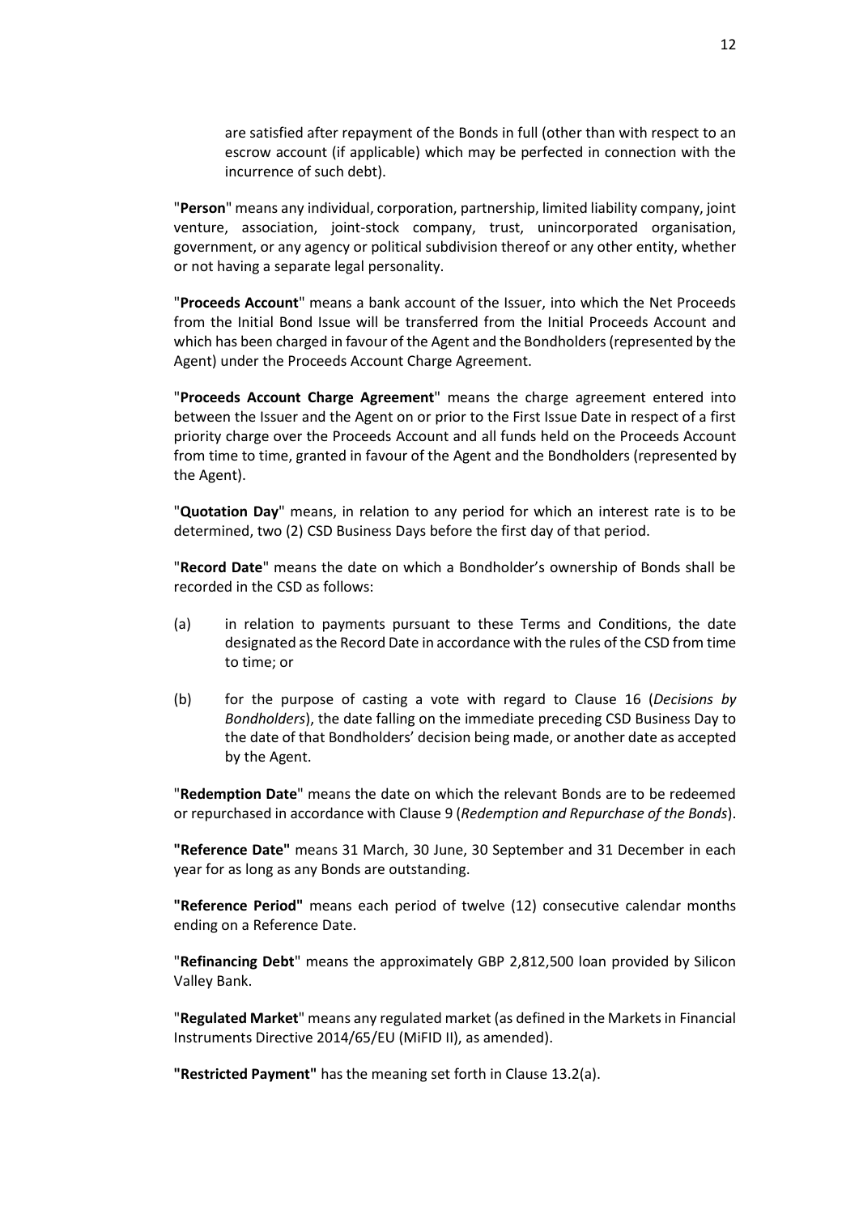are satisfied after repayment of the Bonds in full (other than with respect to an escrow account (if applicable) which may be perfected in connection with the incurrence of such debt).

"**Person**" means any individual, corporation, partnership, limited liability company, joint venture, association, joint-stock company, trust, unincorporated organisation, government, or any agency or political subdivision thereof or any other entity, whether or not having a separate legal personality.

"**Proceeds Account**" means a bank account of the Issuer, into which the Net Proceeds from the Initial Bond Issue will be transferred from the Initial Proceeds Account and which has been charged in favour of the Agent and the Bondholders (represented by the Agent) under the Proceeds Account Charge Agreement.

"**Proceeds Account Charge Agreement**" means the charge agreement entered into between the Issuer and the Agent on or prior to the First Issue Date in respect of a first priority charge over the Proceeds Account and all funds held on the Proceeds Account from time to time, granted in favour of the Agent and the Bondholders (represented by the Agent).

"**Quotation Day**" means, in relation to any period for which an interest rate is to be determined, two (2) CSD Business Days before the first day of that period.

"**Record Date**" means the date on which a Bondholder's ownership of Bonds shall be recorded in the CSD as follows:

(a) in relation to payments pursuant to these Terms and Conditions, the date designated as the Record Date in accordance with the rules of the CSD from time to time; or

(b) for the purpose of casting a vote with regard to Clause 16 (*Decisions by Bondholders*), the date falling on the immediate preceding CSD Business Day to the date of that Bondholders' decision being made, or another date as accepted by the Agent.

"**Redemption Date**" means the date on which the relevant Bonds are to be redeemed or repurchased in accordance with Clause 9 (*Redemption and Repurchase of the Bonds*).

**"Reference Date"** means 31 March, 30 June, 30 September and 31 December in each year for as long as any Bonds are outstanding.

**"Reference Period"** means each period of twelve (12) consecutive calendar months ending on a Reference Date.

"**Refinancing Debt**" means the approximately GBP 2,812,500 loan provided by Silicon Valley Bank.

"**Regulated Market**" means any regulated market (as defined in the Markets in Financial Instruments Directive 2014/65/EU (MiFID II), as amended).

**"Restricted Payment"** has the meaning set forth in Clause 13.2(a).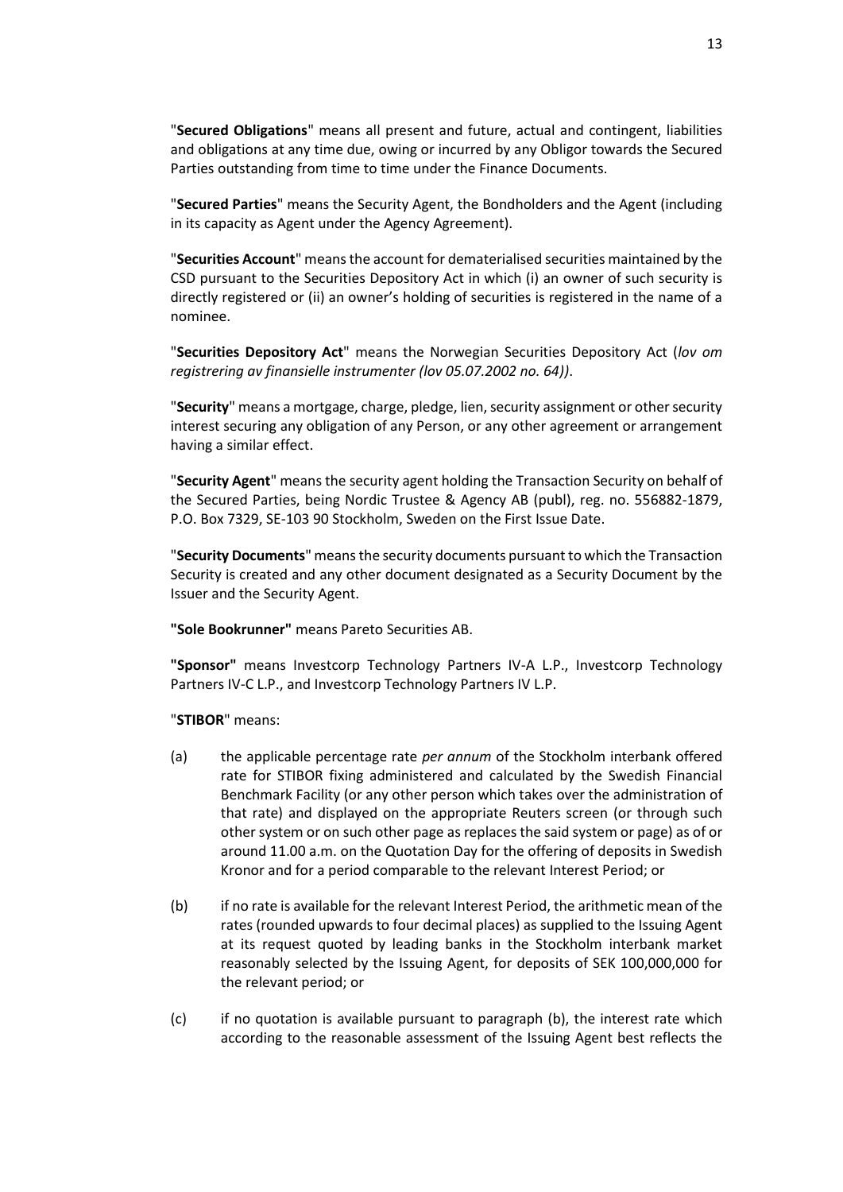"**Secured Obligations**" means all present and future, actual and contingent, liabilities and obligations at any time due, owing or incurred by any Obligor towards the Secured Parties outstanding from time to time under the Finance Documents.

"**Secured Parties**" means the Security Agent, the Bondholders and the Agent (including in its capacity as Agent under the Agency Agreement).

"**Securities Account**" means the account for dematerialised securities maintained by the CSD pursuant to the Securities Depository Act in which (i) an owner of such security is directly registered or (ii) an owner's holding of securities is registered in the name of a nominee.

"**Securities Depository Act**" means the Norwegian Securities Depository Act (*lov om registrering av finansielle instrumenter (lov 05.07.2002 no. 64))*.

"**Security**" means a mortgage, charge, pledge, lien, security assignment or other security interest securing any obligation of any Person, or any other agreement or arrangement having a similar effect.

"**Security Agent**" means the security agent holding the Transaction Security on behalf of the Secured Parties, being Nordic Trustee & Agency AB (publ), reg. no. 556882-1879, P.O. Box 7329, SE-103 90 Stockholm, Sweden on the First Issue Date.

"**Security Documents**" means the security documents pursuant to which the Transaction Security is created and any other document designated as a Security Document by the Issuer and the Security Agent.

**"Sole Bookrunner"** means Pareto Securities AB.

**"Sponsor"** means Investcorp Technology Partners IV-A L.P., Investcorp Technology Partners IV-C L.P., and Investcorp Technology Partners IV L.P.

"**STIBOR**" means:

(a) the applicable percentage rate *per annum* of the Stockholm interbank offered rate for STIBOR fixing administered and calculated by the Swedish Financial Benchmark Facility (or any other person which takes over the administration of that rate) and displayed on the appropriate Reuters screen (or through such other system or on such other page as replaces the said system or page) as of or around 11.00 a.m. on the Quotation Day for the offering of deposits in Swedish Kronor and for a period comparable to the relevant Interest Period; or

(b) if no rate is available for the relevant Interest Period, the arithmetic mean of the rates (rounded upwards to four decimal places) as supplied to the Issuing Agent at its request quoted by leading banks in the Stockholm interbank market reasonably selected by the Issuing Agent, for deposits of SEK 100,000,000 for the relevant period; or

(c) if no quotation is available pursuant to paragraph (b), the interest rate which according to the reasonable assessment of the Issuing Agent best reflects the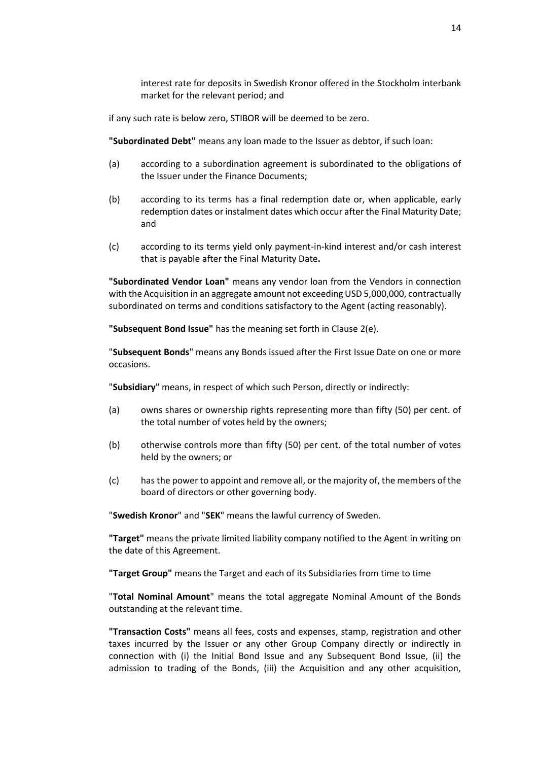interest rate for deposits in Swedish Kronor offered in the Stockholm interbank market for the relevant period; and

if any such rate is below zero, STIBOR will be deemed to be zero.

**"Subordinated Debt"** means any loan made to the Issuer as debtor, if such loan:

(a) according to a subordination agreement is subordinated to the obligations of the Issuer under the Finance Documents;

(b) according to its terms has a final redemption date or, when applicable, early redemption dates or instalment dates which occur after the Final Maturity Date; and

(c) according to its terms yield only payment-in-kind interest and/or cash interest that is payable after the Final Maturity Date**.**

**"Subordinated Vendor Loan"** means any vendor loan from the Vendors in connection with the Acquisition in an aggregate amount not exceeding USD 5,000,000, contractually subordinated on terms and conditions satisfactory to the Agent (acting reasonably).

**"Subsequent Bond Issue"** has the meaning set forth in Clause 2(e).

"**Subsequent Bonds**" means any Bonds issued after the First Issue Date on one or more occasions.

"**Subsidiary**" means, in respect of which such Person, directly or indirectly:

(a) owns shares or ownership rights representing more than fifty (50) per cent. of the total number of votes held by the owners;

(b) otherwise controls more than fifty (50) per cent. of the total number of votes held by the owners; or

(c) has the power to appoint and remove all, or the majority of, the members of the board of directors or other governing body.

"**Swedish Kronor**" and "**SEK**" means the lawful currency of Sweden.

**"Target"** means the private limited liability company notified to the Agent in writing on the date of this Agreement.

**"Target Group"** means the Target and each of its Subsidiaries from time to time

"**Total Nominal Amount**" means the total aggregate Nominal Amount of the Bonds outstanding at the relevant time.

**"Transaction Costs"** means all fees, costs and expenses, stamp, registration and other taxes incurred by the Issuer or any other Group Company directly or indirectly in connection with (i) the Initial Bond Issue and any Subsequent Bond Issue, (ii) the admission to trading of the Bonds, (iii) the Acquisition and any other acquisition,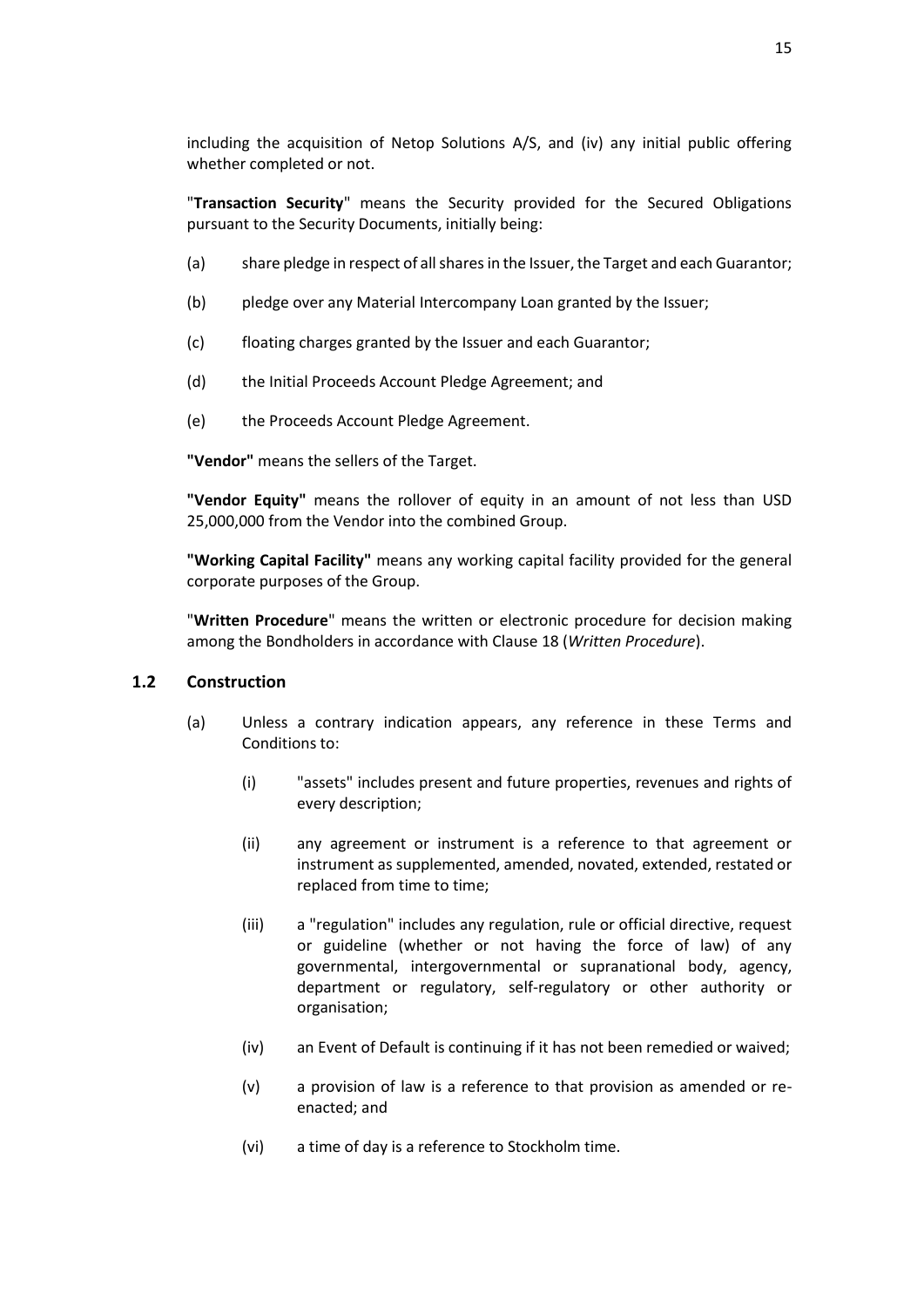including the acquisition of Netop Solutions A/S, and (iv) any initial public offering whether completed or not.

"**Transaction Security**" means the Security provided for the Secured Obligations pursuant to the Security Documents, initially being:

(a) share pledge in respect of all shares in the Issuer, the Target and each Guarantor;

(b) pledge over any Material Intercompany Loan granted by the Issuer;

(c) floating charges granted by the Issuer and each Guarantor;

(d) the Initial Proceeds Account Pledge Agreement; and

(e) the Proceeds Account Pledge Agreement.

**"Vendor"** means the sellers of the Target.

**"Vendor Equity"** means the rollover of equity in an amount of not less than USD 25,000,000 from the Vendor into the combined Group.

**"Working Capital Facility"** means any working capital facility provided for the general corporate purposes of the Group.

"**Written Procedure**" means the written or electronic procedure for decision making among the Bondholders in accordance with Clause 18 (*Written Procedure*).

### 1.2 Construction

(a) Unless a contrary indication appears, any reference in these Terms and Conditions to:

(i) "assets" includes present and future properties, revenues and rights of every description;

(ii) any agreement or instrument is a reference to that agreement or instrument as supplemented, amended, novated, extended, restated or replaced from time to time;

(iii) a "regulation" includes any regulation, rule or official directive, request or guideline (whether or not having the force of law) of any governmental, intergovernmental or supranational body, agency, department or regulatory, self-regulatory or other authority or organisation;

(iv) an Event of Default is continuing if it has not been remedied or waived;

(v) a provision of law is a reference to that provision as amended or re-enacted; and

(vi) a time of day is a reference to Stockholm time.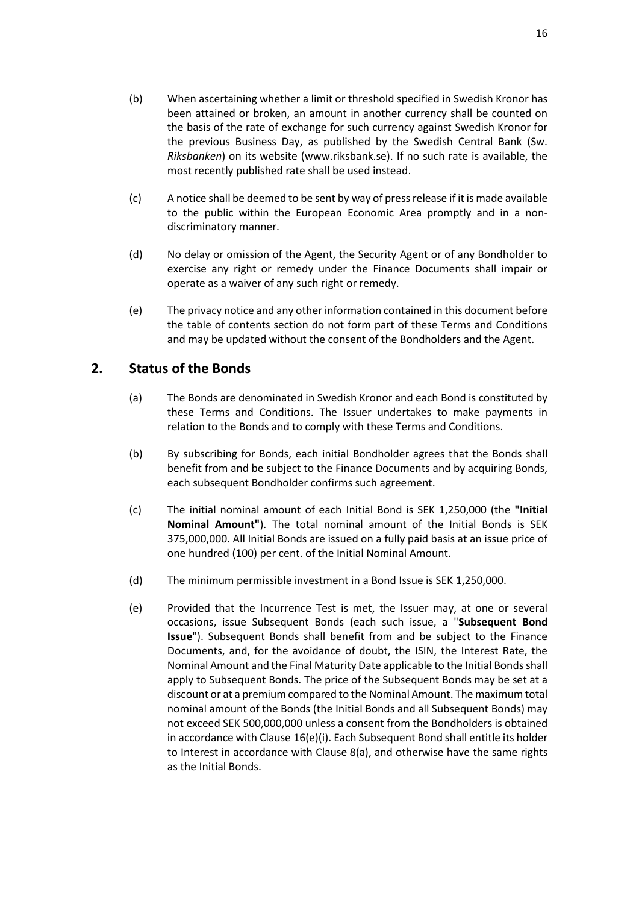(b) When ascertaining whether a limit or threshold specified in Swedish Kronor has been attained or broken, an amount in another currency shall be counted on the basis of the rate of exchange for such currency against Swedish Kronor for the previous Business Day, as published by the Swedish Central Bank (Sw. *Riksbanken*) on its website (www.riksbank.se). If no such rate is available, the most recently published rate shall be used instead.

(c) A notice shall be deemed to be sent by way of press release if it is made available to the public within the European Economic Area promptly and in a non-discriminatory manner.

(d) No delay or omission of the Agent, the Security Agent or of any Bondholder to exercise any right or remedy under the Finance Documents shall impair or operate as a waiver of any such right or remedy.

(e) The privacy notice and any other information contained in this document before the table of contents section do not form part of these Terms and Conditions and may be updated without the consent of the Bondholders and the Agent.

## 2. Status of the Bonds

(a) The Bonds are denominated in Swedish Kronor and each Bond is constituted by these Terms and Conditions. The Issuer undertakes to make payments in relation to the Bonds and to comply with these Terms and Conditions.

(b) By subscribing for Bonds, each initial Bondholder agrees that the Bonds shall benefit from and be subject to the Finance Documents and by acquiring Bonds, each subsequent Bondholder confirms such agreement.

(c) The initial nominal amount of each Initial Bond is SEK 1,250,000 (the **"Initial Nominal Amount"**). The total nominal amount of the Initial Bonds is SEK 375,000,000. All Initial Bonds are issued on a fully paid basis at an issue price of one hundred (100) per cent. of the Initial Nominal Amount.

(d) The minimum permissible investment in a Bond Issue is SEK 1,250,000.

(e) Provided that the Incurrence Test is met, the Issuer may, at one or several occasions, issue Subsequent Bonds (each such issue, a "**Subsequent Bond Issue**"). Subsequent Bonds shall benefit from and be subject to the Finance Documents, and, for the avoidance of doubt, the ISIN, the Interest Rate, the Nominal Amount and the Final Maturity Date applicable to the Initial Bonds shall apply to Subsequent Bonds. The price of the Subsequent Bonds may be set at a discount or at a premium compared to the Nominal Amount. The maximum total nominal amount of the Bonds (the Initial Bonds and all Subsequent Bonds) may not exceed SEK 500,000,000 unless a consent from the Bondholders is obtained in accordance with Clause 16(e)(i). Each Subsequent Bond shall entitle its holder to Interest in accordance with Clause 8(a), and otherwise have the same rights as the Initial Bonds.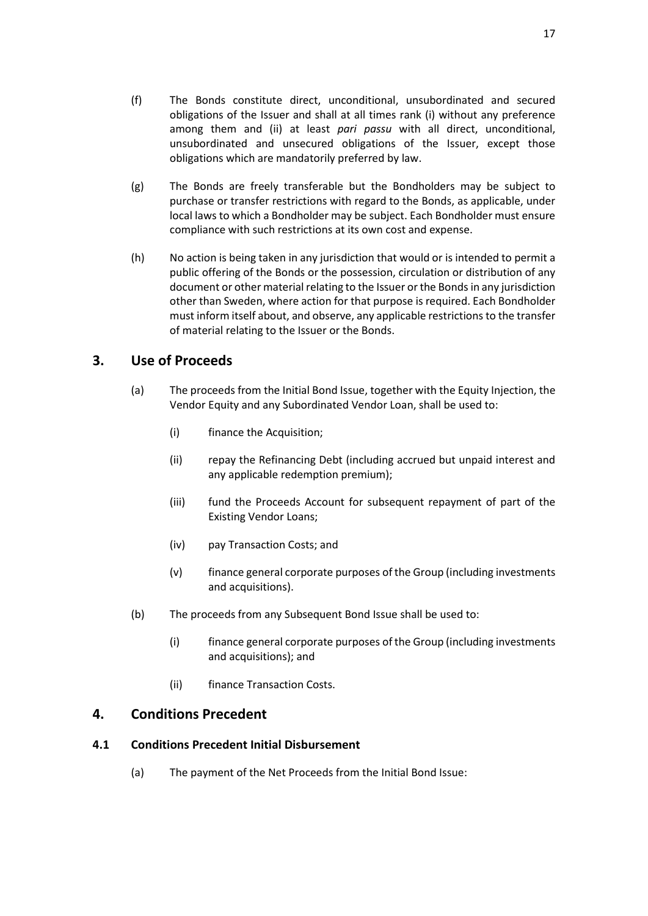(f) The Bonds constitute direct, unconditional, unsubordinated and secured obligations of the Issuer and shall at all times rank (i) without any preference among them and (ii) at least *pari passu* with all direct, unconditional, unsubordinated and unsecured obligations of the Issuer, except those obligations which are mandatorily preferred by law.

(g) The Bonds are freely transferable but the Bondholders may be subject to purchase or transfer restrictions with regard to the Bonds, as applicable, under local laws to which a Bondholder may be subject. Each Bondholder must ensure compliance with such restrictions at its own cost and expense.

(h) No action is being taken in any jurisdiction that would or is intended to permit a public offering of the Bonds or the possession, circulation or distribution of any document or other material relating to the Issuer or the Bonds in any jurisdiction other than Sweden, where action for that purpose is required. Each Bondholder must inform itself about, and observe, any applicable restrictions to the transfer of material relating to the Issuer or the Bonds.

## 3. Use of Proceeds

(a) The proceeds from the Initial Bond Issue, together with the Equity Injection, the Vendor Equity and any Subordinated Vendor Loan, shall be used to:

   (i) finance the Acquisition;

   (ii) repay the Refinancing Debt (including accrued but unpaid interest and any applicable redemption premium);

   (iii) fund the Proceeds Account for subsequent repayment of part of the Existing Vendor Loans;

   (iv) pay Transaction Costs; and

   (v) finance general corporate purposes of the Group (including investments and acquisitions).

(b) The proceeds from any Subsequent Bond Issue shall be used to:

   (i) finance general corporate purposes of the Group (including investments and acquisitions); and

   (ii) finance Transaction Costs.

## 4. Conditions Precedent

### 4.1 Conditions Precedent Initial Disbursement

(a) The payment of the Net Proceeds from the Initial Bond Issue: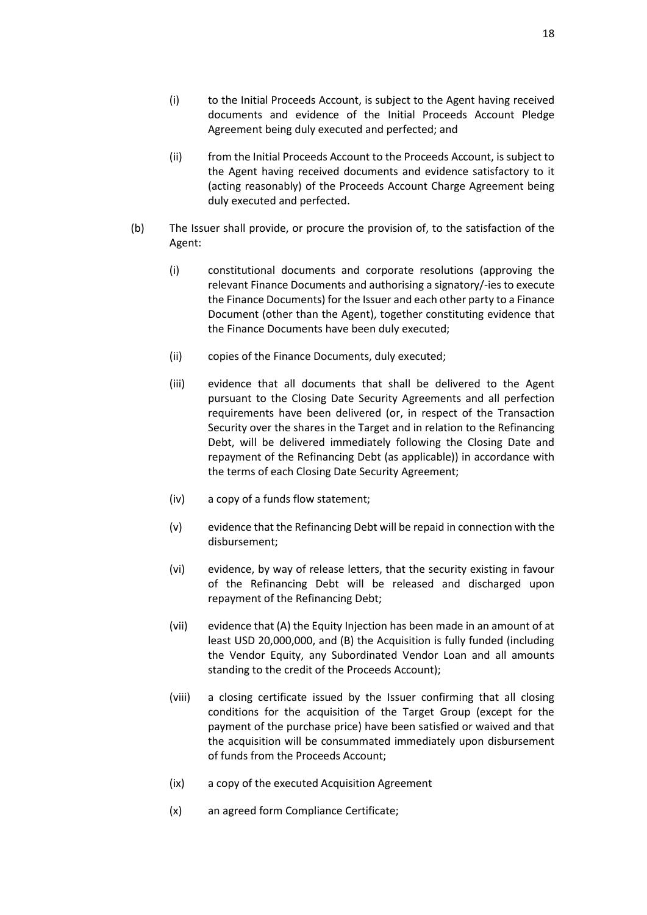(i) to the Initial Proceeds Account, is subject to the Agent having received documents and evidence of the Initial Proceeds Account Pledge Agreement being duly executed and perfected; and

(ii) from the Initial Proceeds Account to the Proceeds Account, is subject to the Agent having received documents and evidence satisfactory to it (acting reasonably) of the Proceeds Account Charge Agreement being duly executed and perfected.

(b) The Issuer shall provide, or procure the provision of, to the satisfaction of the Agent:

(i) constitutional documents and corporate resolutions (approving the relevant Finance Documents and authorising a signatory/-ies to execute the Finance Documents) for the Issuer and each other party to a Finance Document (other than the Agent), together constituting evidence that the Finance Documents have been duly executed;

(ii) copies of the Finance Documents, duly executed;

(iii) evidence that all documents that shall be delivered to the Agent pursuant to the Closing Date Security Agreements and all perfection requirements have been delivered (or, in respect of the Transaction Security over the shares in the Target and in relation to the Refinancing Debt, will be delivered immediately following the Closing Date and repayment of the Refinancing Debt (as applicable)) in accordance with the terms of each Closing Date Security Agreement;

(iv) a copy of a funds flow statement;

(v) evidence that the Refinancing Debt will be repaid in connection with the disbursement;

(vi) evidence, by way of release letters, that the security existing in favour of the Refinancing Debt will be released and discharged upon repayment of the Refinancing Debt;

(vii) evidence that (A) the Equity Injection has been made in an amount of at least USD 20,000,000, and (B) the Acquisition is fully funded (including the Vendor Equity, any Subordinated Vendor Loan and all amounts standing to the credit of the Proceeds Account);

(viii) a closing certificate issued by the Issuer confirming that all closing conditions for the acquisition of the Target Group (except for the payment of the purchase price) have been satisfied or waived and that the acquisition will be consummated immediately upon disbursement of funds from the Proceeds Account;

(ix) a copy of the executed Acquisition Agreement

(x) an agreed form Compliance Certificate;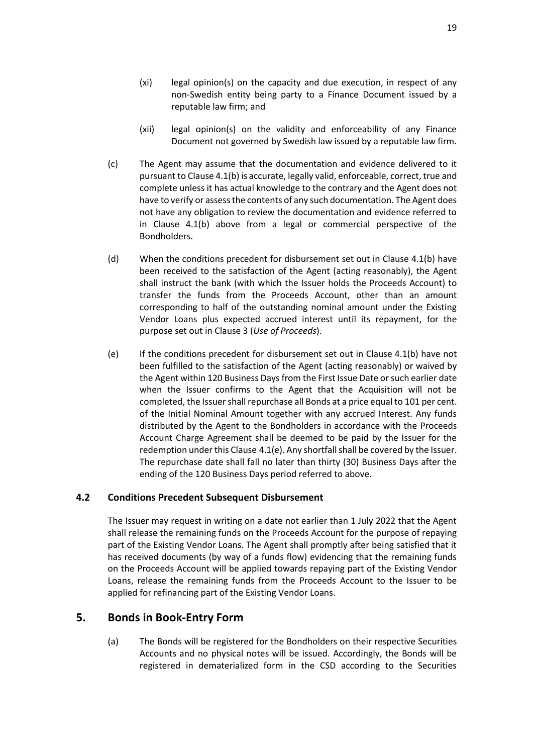(xi) legal opinion(s) on the capacity and due execution, in respect of any non-Swedish entity being party to a Finance Document issued by a reputable law firm; and

(xii) legal opinion(s) on the validity and enforceability of any Finance Document not governed by Swedish law issued by a reputable law firm.

(c) The Agent may assume that the documentation and evidence delivered to it pursuant to Clause 4.1(b) is accurate, legally valid, enforceable, correct, true and complete unless it has actual knowledge to the contrary and the Agent does not have to verify or assess the contents of any such documentation. The Agent does not have any obligation to review the documentation and evidence referred to in Clause 4.1(b) above from a legal or commercial perspective of the Bondholders.

(d) When the conditions precedent for disbursement set out in Clause 4.1(b) have been received to the satisfaction of the Agent (acting reasonably), the Agent shall instruct the bank (with which the Issuer holds the Proceeds Account) to transfer the funds from the Proceeds Account, other than an amount corresponding to half of the outstanding nominal amount under the Existing Vendor Loans plus expected accrued interest until its repayment, for the purpose set out in Clause 3 (*Use of Proceeds*).

(e) If the conditions precedent for disbursement set out in Clause 4.1(b) have not been fulfilled to the satisfaction of the Agent (acting reasonably) or waived by the Agent within 120 Business Days from the First Issue Date or such earlier date when the Issuer confirms to the Agent that the Acquisition will not be completed, the Issuer shall repurchase all Bonds at a price equal to 101 per cent. of the Initial Nominal Amount together with any accrued Interest. Any funds distributed by the Agent to the Bondholders in accordance with the Proceeds Account Charge Agreement shall be deemed to be paid by the Issuer for the redemption under this Clause 4.1(e). Any shortfall shall be covered by the Issuer. The repurchase date shall fall no later than thirty (30) Business Days after the ending of the 120 Business Days period referred to above.

### 4.2 Conditions Precedent Subsequent Disbursement

The Issuer may request in writing on a date not earlier than 1 July 2022 that the Agent shall release the remaining funds on the Proceeds Account for the purpose of repaying part of the Existing Vendor Loans. The Agent shall promptly after being satisfied that it has received documents (by way of a funds flow) evidencing that the remaining funds on the Proceeds Account will be applied towards repaying part of the Existing Vendor Loans, release the remaining funds from the Proceeds Account to the Issuer to be applied for refinancing part of the Existing Vendor Loans.

## 5. Bonds in Book-Entry Form

(a) The Bonds will be registered for the Bondholders on their respective Securities Accounts and no physical notes will be issued. Accordingly, the Bonds will be registered in dematerialized form in the CSD according to the Securities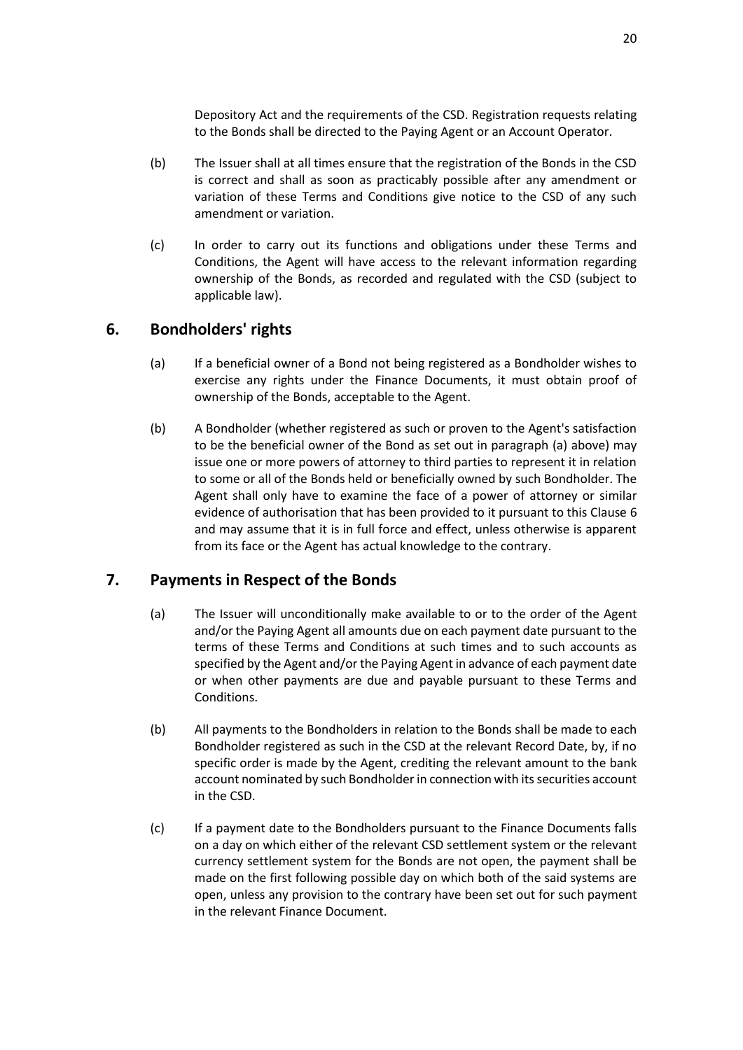Depository Act and the requirements of the CSD. Registration requests relating to the Bonds shall be directed to the Paying Agent or an Account Operator.

(b) The Issuer shall at all times ensure that the registration of the Bonds in the CSD is correct and shall as soon as practicably possible after any amendment or variation of these Terms and Conditions give notice to the CSD of any such amendment or variation.

(c) In order to carry out its functions and obligations under these Terms and Conditions, the Agent will have access to the relevant information regarding ownership of the Bonds, as recorded and regulated with the CSD (subject to applicable law).

## 6. Bondholders' rights

(a) If a beneficial owner of a Bond not being registered as a Bondholder wishes to exercise any rights under the Finance Documents, it must obtain proof of ownership of the Bonds, acceptable to the Agent.

(b) A Bondholder (whether registered as such or proven to the Agent's satisfaction to be the beneficial owner of the Bond as set out in paragraph (a) above) may issue one or more powers of attorney to third parties to represent it in relation to some or all of the Bonds held or beneficially owned by such Bondholder. The Agent shall only have to examine the face of a power of attorney or similar evidence of authorisation that has been provided to it pursuant to this Clause 6 and may assume that it is in full force and effect, unless otherwise is apparent from its face or the Agent has actual knowledge to the contrary.

## 7. Payments in Respect of the Bonds

(a) The Issuer will unconditionally make available to or to the order of the Agent and/or the Paying Agent all amounts due on each payment date pursuant to the terms of these Terms and Conditions at such times and to such accounts as specified by the Agent and/or the Paying Agent in advance of each payment date or when other payments are due and payable pursuant to these Terms and Conditions.

(b) All payments to the Bondholders in relation to the Bonds shall be made to each Bondholder registered as such in the CSD at the relevant Record Date, by, if no specific order is made by the Agent, crediting the relevant amount to the bank account nominated by such Bondholder in connection with its securities account in the CSD.

(c) If a payment date to the Bondholders pursuant to the Finance Documents falls on a day on which either of the relevant CSD settlement system or the relevant currency settlement system for the Bonds are not open, the payment shall be made on the first following possible day on which both of the said systems are open, unless any provision to the contrary have been set out for such payment in the relevant Finance Document.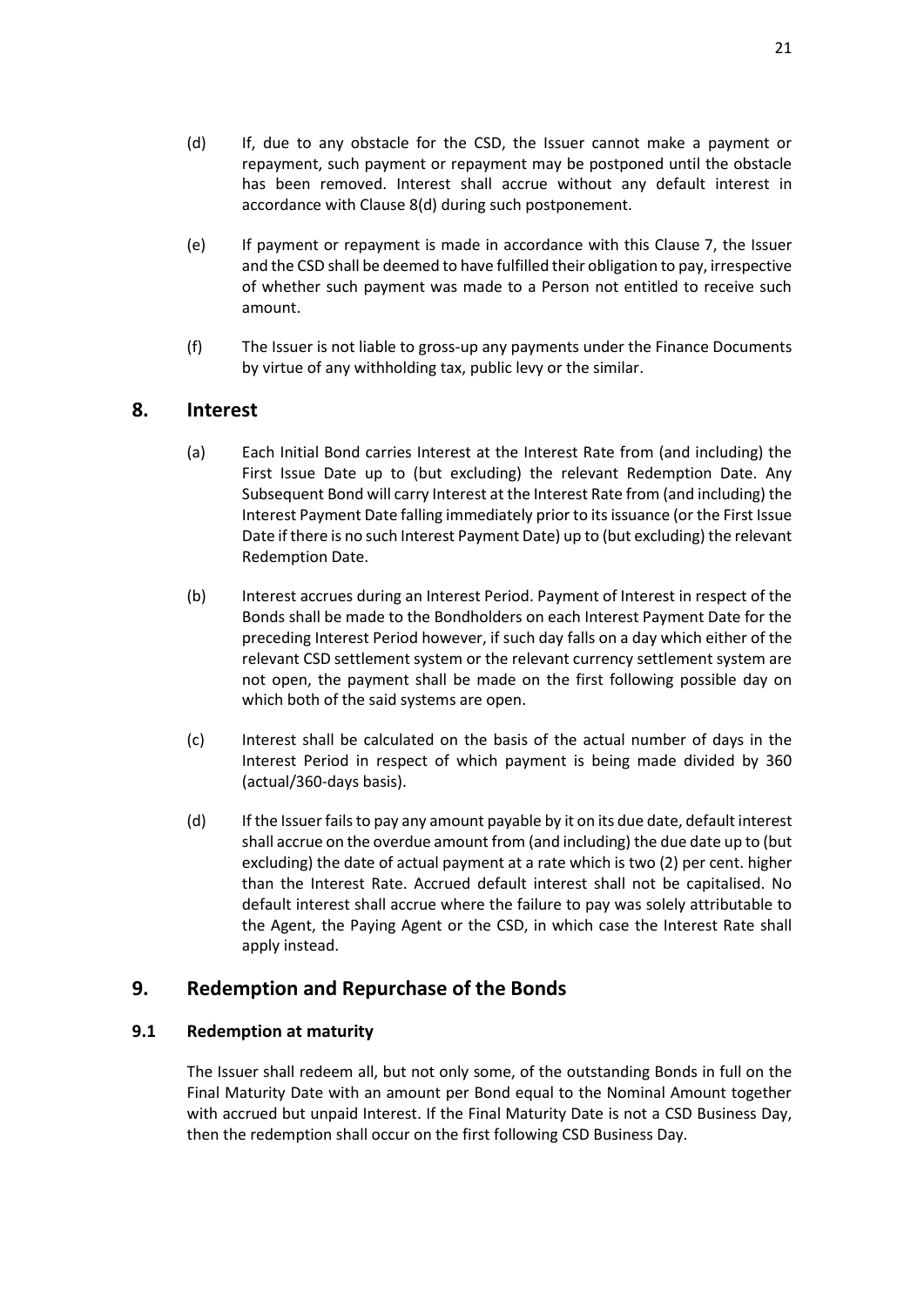(d) If, due to any obstacle for the CSD, the Issuer cannot make a payment or repayment, such payment or repayment may be postponed until the obstacle has been removed. Interest shall accrue without any default interest in accordance with Clause 8(d) during such postponement.

(e) If payment or repayment is made in accordance with this Clause 7, the Issuer and the CSD shall be deemed to have fulfilled their obligation to pay, irrespective of whether such payment was made to a Person not entitled to receive such amount.

(f) The Issuer is not liable to gross-up any payments under the Finance Documents by virtue of any withholding tax, public levy or the similar.

## 8. Interest

(a) Each Initial Bond carries Interest at the Interest Rate from (and including) the First Issue Date up to (but excluding) the relevant Redemption Date. Any Subsequent Bond will carry Interest at the Interest Rate from (and including) the Interest Payment Date falling immediately prior to its issuance (or the First Issue Date if there is no such Interest Payment Date) up to (but excluding) the relevant Redemption Date.

(b) Interest accrues during an Interest Period. Payment of Interest in respect of the Bonds shall be made to the Bondholders on each Interest Payment Date for the preceding Interest Period however, if such day falls on a day which either of the relevant CSD settlement system or the relevant currency settlement system are not open, the payment shall be made on the first following possible day on which both of the said systems are open.

(c) Interest shall be calculated on the basis of the actual number of days in the Interest Period in respect of which payment is being made divided by 360 (actual/360-days basis).

(d) If the Issuer fails to pay any amount payable by it on its due date, default interest shall accrue on the overdue amount from (and including) the due date up to (but excluding) the date of actual payment at a rate which is two (2) per cent. higher than the Interest Rate. Accrued default interest shall not be capitalised. No default interest shall accrue where the failure to pay was solely attributable to the Agent, the Paying Agent or the CSD, in which case the Interest Rate shall apply instead.

## 9. Redemption and Repurchase of the Bonds

### 9.1 Redemption at maturity

The Issuer shall redeem all, but not only some, of the outstanding Bonds in full on the Final Maturity Date with an amount per Bond equal to the Nominal Amount together with accrued but unpaid Interest. If the Final Maturity Date is not a CSD Business Day, then the redemption shall occur on the first following CSD Business Day.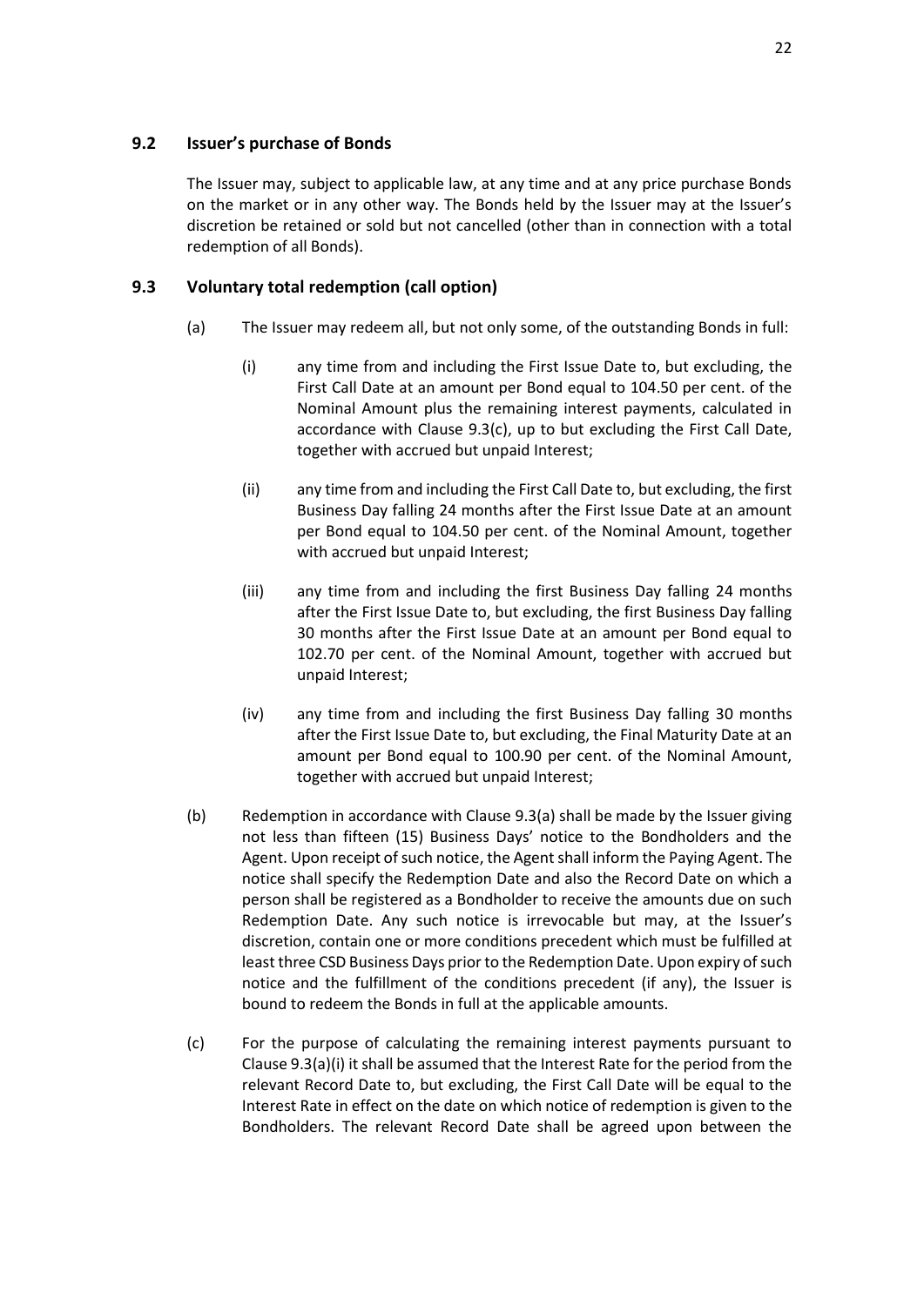### 9.2 Issuer's purchase of Bonds

The Issuer may, subject to applicable law, at any time and at any price purchase Bonds on the market or in any other way. The Bonds held by the Issuer may at the Issuer's discretion be retained or sold but not cancelled (other than in connection with a total redemption of all Bonds).

### 9.3 Voluntary total redemption (call option)

(a) The Issuer may redeem all, but not only some, of the outstanding Bonds in full:

(i) any time from and including the First Issue Date to, but excluding, the First Call Date at an amount per Bond equal to 104.50 per cent. of the Nominal Amount plus the remaining interest payments, calculated in accordance with Clause 9.3(c), up to but excluding the First Call Date, together with accrued but unpaid Interest;

(ii) any time from and including the First Call Date to, but excluding, the first Business Day falling 24 months after the First Issue Date at an amount per Bond equal to 104.50 per cent. of the Nominal Amount, together with accrued but unpaid Interest;

(iii) any time from and including the first Business Day falling 24 months after the First Issue Date to, but excluding, the first Business Day falling 30 months after the First Issue Date at an amount per Bond equal to 102.70 per cent. of the Nominal Amount, together with accrued but unpaid Interest;

(iv) any time from and including the first Business Day falling 30 months after the First Issue Date to, but excluding, the Final Maturity Date at an amount per Bond equal to 100.90 per cent. of the Nominal Amount, together with accrued but unpaid Interest;

(b) Redemption in accordance with Clause 9.3(a) shall be made by the Issuer giving not less than fifteen (15) Business Days' notice to the Bondholders and the Agent. Upon receipt of such notice, the Agent shall inform the Paying Agent. The notice shall specify the Redemption Date and also the Record Date on which a person shall be registered as a Bondholder to receive the amounts due on such Redemption Date. Any such notice is irrevocable but may, at the Issuer's discretion, contain one or more conditions precedent which must be fulfilled at least three CSD Business Days prior to the Redemption Date. Upon expiry of such notice and the fulfillment of the conditions precedent (if any), the Issuer is bound to redeem the Bonds in full at the applicable amounts.

(c) For the purpose of calculating the remaining interest payments pursuant to Clause 9.3(a)(i) it shall be assumed that the Interest Rate for the period from the relevant Record Date to, but excluding, the First Call Date will be equal to the Interest Rate in effect on the date on which notice of redemption is given to the Bondholders. The relevant Record Date shall be agreed upon between the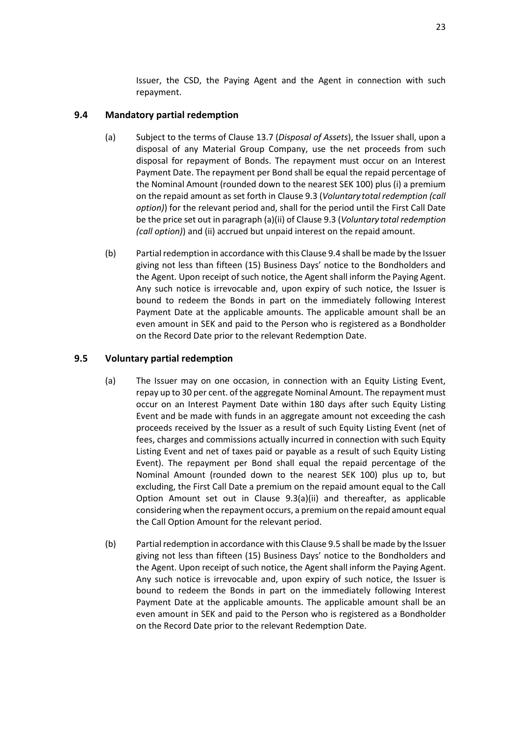Issuer, the CSD, the Paying Agent and the Agent in connection with such repayment.

### 9.4 Mandatory partial redemption

(a) Subject to the terms of Clause 13.7 (*Disposal of Assets*), the Issuer shall, upon a disposal of any Material Group Company, use the net proceeds from such disposal for repayment of Bonds. The repayment must occur on an Interest Payment Date. The repayment per Bond shall be equal the repaid percentage of the Nominal Amount (rounded down to the nearest SEK 100) plus (i) a premium on the repaid amount as set forth in Clause 9.3 (*Voluntary total redemption (call option)*) for the relevant period and, shall for the period until the First Call Date be the price set out in paragraph (a)(ii) of Clause 9.3 (*Voluntary total redemption (call option)*) and (ii) accrued but unpaid interest on the repaid amount.

(b) Partial redemption in accordance with this Clause 9.4 shall be made by the Issuer giving not less than fifteen (15) Business Days' notice to the Bondholders and the Agent. Upon receipt of such notice, the Agent shall inform the Paying Agent. Any such notice is irrevocable and, upon expiry of such notice, the Issuer is bound to redeem the Bonds in part on the immediately following Interest Payment Date at the applicable amounts. The applicable amount shall be an even amount in SEK and paid to the Person who is registered as a Bondholder on the Record Date prior to the relevant Redemption Date.

### 9.5 Voluntary partial redemption

(a) The Issuer may on one occasion, in connection with an Equity Listing Event, repay up to 30 per cent. of the aggregate Nominal Amount. The repayment must occur on an Interest Payment Date within 180 days after such Equity Listing Event and be made with funds in an aggregate amount not exceeding the cash proceeds received by the Issuer as a result of such Equity Listing Event (net of fees, charges and commissions actually incurred in connection with such Equity Listing Event and net of taxes paid or payable as a result of such Equity Listing Event). The repayment per Bond shall equal the repaid percentage of the Nominal Amount (rounded down to the nearest SEK 100) plus up to, but excluding, the First Call Date a premium on the repaid amount equal to the Call Option Amount set out in Clause 9.3(a)(ii) and thereafter, as applicable considering when the repayment occurs, a premium on the repaid amount equal the Call Option Amount for the relevant period.

(b) Partial redemption in accordance with this Clause 9.5 shall be made by the Issuer giving not less than fifteen (15) Business Days' notice to the Bondholders and the Agent. Upon receipt of such notice, the Agent shall inform the Paying Agent. Any such notice is irrevocable and, upon expiry of such notice, the Issuer is bound to redeem the Bonds in part on the immediately following Interest Payment Date at the applicable amounts. The applicable amount shall be an even amount in SEK and paid to the Person who is registered as a Bondholder on the Record Date prior to the relevant Redemption Date.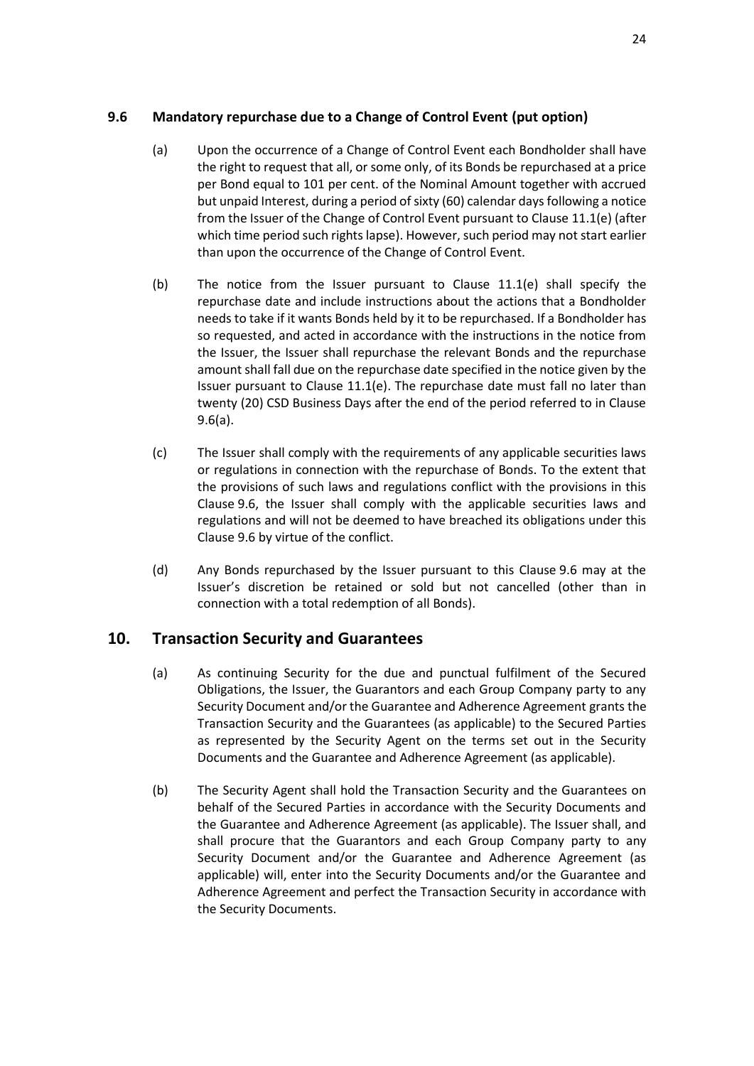### 9.6 Mandatory repurchase due to a Change of Control Event (put option)

(a) Upon the occurrence of a Change of Control Event each Bondholder shall have the right to request that all, or some only, of its Bonds be repurchased at a price per Bond equal to 101 per cent. of the Nominal Amount together with accrued but unpaid Interest, during a period of sixty (60) calendar days following a notice from the Issuer of the Change of Control Event pursuant to Clause 11.1(e) (after which time period such rights lapse). However, such period may not start earlier than upon the occurrence of the Change of Control Event.

(b) The notice from the Issuer pursuant to Clause 11.1(e) shall specify the repurchase date and include instructions about the actions that a Bondholder needs to take if it wants Bonds held by it to be repurchased. If a Bondholder has so requested, and acted in accordance with the instructions in the notice from the Issuer, the Issuer shall repurchase the relevant Bonds and the repurchase amount shall fall due on the repurchase date specified in the notice given by the Issuer pursuant to Clause 11.1(e). The repurchase date must fall no later than twenty (20) CSD Business Days after the end of the period referred to in Clause 9.6(a).

(c) The Issuer shall comply with the requirements of any applicable securities laws or regulations in connection with the repurchase of Bonds. To the extent that the provisions of such laws and regulations conflict with the provisions in this Clause 9.6, the Issuer shall comply with the applicable securities laws and regulations and will not be deemed to have breached its obligations under this Clause 9.6 by virtue of the conflict.

(d) Any Bonds repurchased by the Issuer pursuant to this Clause 9.6 may at the Issuer's discretion be retained or sold but not cancelled (other than in connection with a total redemption of all Bonds).

## 10. Transaction Security and Guarantees

(a) As continuing Security for the due and punctual fulfilment of the Secured Obligations, the Issuer, the Guarantors and each Group Company party to any Security Document and/or the Guarantee and Adherence Agreement grants the Transaction Security and the Guarantees (as applicable) to the Secured Parties as represented by the Security Agent on the terms set out in the Security Documents and the Guarantee and Adherence Agreement (as applicable).

(b) The Security Agent shall hold the Transaction Security and the Guarantees on behalf of the Secured Parties in accordance with the Security Documents and the Guarantee and Adherence Agreement (as applicable). The Issuer shall, and shall procure that the Guarantors and each Group Company party to any Security Document and/or the Guarantee and Adherence Agreement (as applicable) will, enter into the Security Documents and/or the Guarantee and Adherence Agreement and perfect the Transaction Security in accordance with the Security Documents.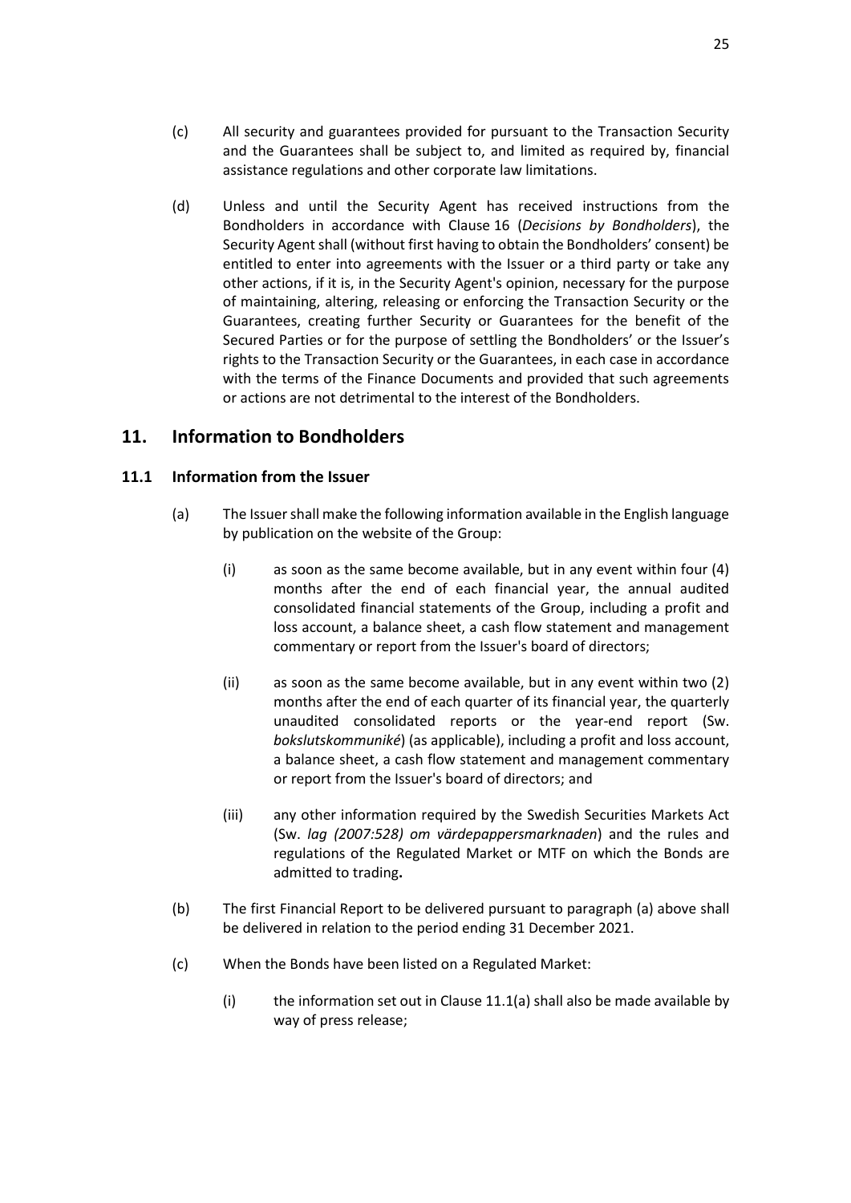(c) All security and guarantees provided for pursuant to the Transaction Security and the Guarantees shall be subject to, and limited as required by, financial assistance regulations and other corporate law limitations.

(d) Unless and until the Security Agent has received instructions from the Bondholders in accordance with Clause 16 (*Decisions by Bondholders*), the Security Agent shall (without first having to obtain the Bondholders' consent) be entitled to enter into agreements with the Issuer or a third party or take any other actions, if it is, in the Security Agent's opinion, necessary for the purpose of maintaining, altering, releasing or enforcing the Transaction Security or the Guarantees, creating further Security or Guarantees for the benefit of the Secured Parties or for the purpose of settling the Bondholders' or the Issuer's rights to the Transaction Security or the Guarantees, in each case in accordance with the terms of the Finance Documents and provided that such agreements or actions are not detrimental to the interest of the Bondholders.

## 11. Information to Bondholders

### 11.1 Information from the Issuer

(a) The Issuer shall make the following information available in the English language by publication on the website of the Group:

  (i) as soon as the same become available, but in any event within four (4) months after the end of each financial year, the annual audited consolidated financial statements of the Group, including a profit and loss account, a balance sheet, a cash flow statement and management commentary or report from the Issuer's board of directors;

  (ii) as soon as the same become available, but in any event within two (2) months after the end of each quarter of its financial year, the quarterly unaudited consolidated reports or the year-end report (Sw. *bokslutskommuniké*) (as applicable), including a profit and loss account, a balance sheet, a cash flow statement and management commentary or report from the Issuer's board of directors; and

  (iii) any other information required by the Swedish Securities Markets Act (Sw. *lag (2007:528) om värdepappersmarknaden*) and the rules and regulations of the Regulated Market or MTF on which the Bonds are admitted to trading**.**

(b) The first Financial Report to be delivered pursuant to paragraph (a) above shall be delivered in relation to the period ending 31 December 2021.

(c) When the Bonds have been listed on a Regulated Market:

  (i) the information set out in Clause 11.1(a) shall also be made available by way of press release;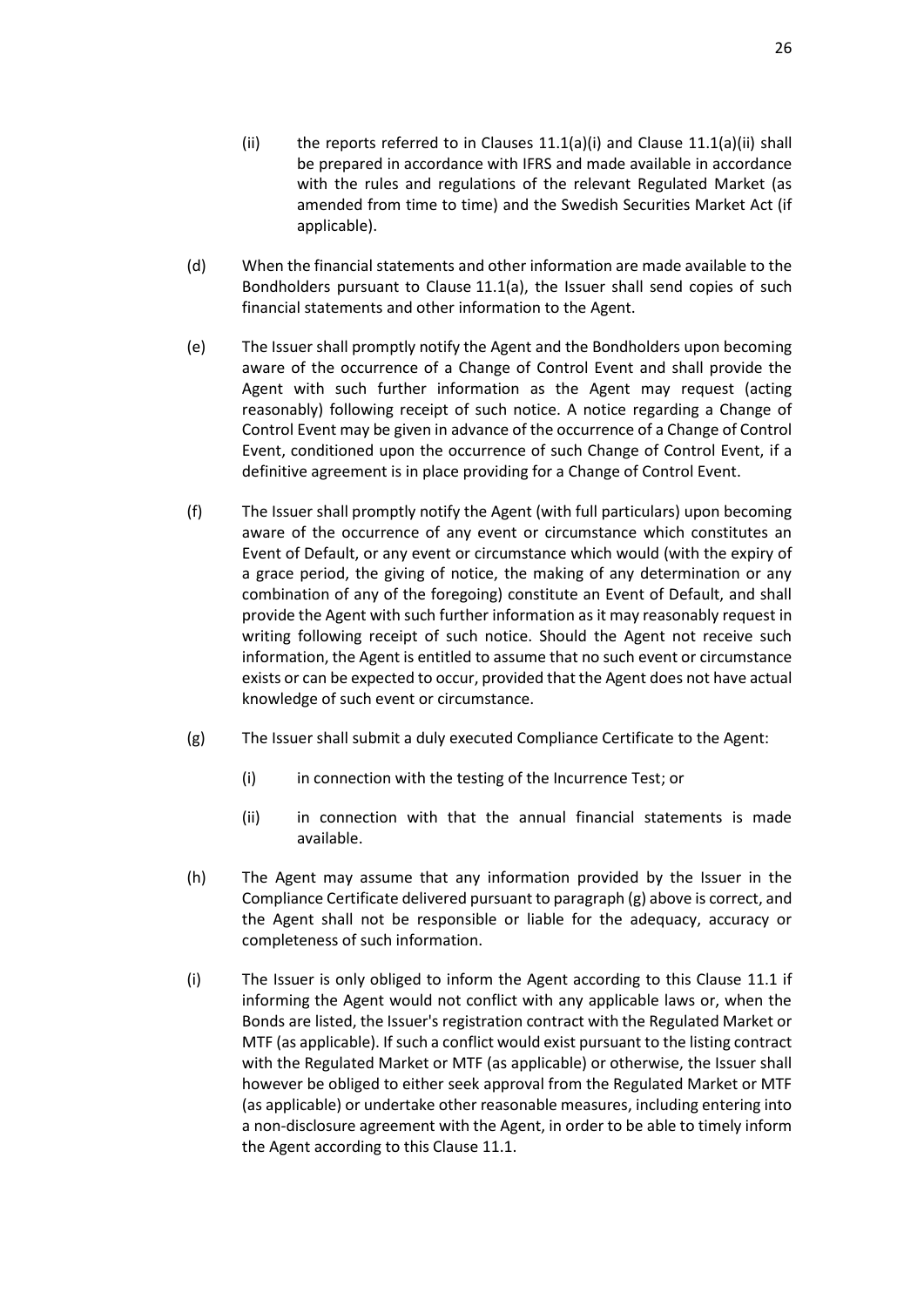(ii) the reports referred to in Clauses 11.1(a)(i) and Clause 11.1(a)(ii) shall be prepared in accordance with IFRS and made available in accordance with the rules and regulations of the relevant Regulated Market (as amended from time to time) and the Swedish Securities Market Act (if applicable).

(d) When the financial statements and other information are made available to the Bondholders pursuant to Clause 11.1(a), the Issuer shall send copies of such financial statements and other information to the Agent.

(e) The Issuer shall promptly notify the Agent and the Bondholders upon becoming aware of the occurrence of a Change of Control Event and shall provide the Agent with such further information as the Agent may request (acting reasonably) following receipt of such notice. A notice regarding a Change of Control Event may be given in advance of the occurrence of a Change of Control Event, conditioned upon the occurrence of such Change of Control Event, if a definitive agreement is in place providing for a Change of Control Event.

(f) The Issuer shall promptly notify the Agent (with full particulars) upon becoming aware of the occurrence of any event or circumstance which constitutes an Event of Default, or any event or circumstance which would (with the expiry of a grace period, the giving of notice, the making of any determination or any combination of any of the foregoing) constitute an Event of Default, and shall provide the Agent with such further information as it may reasonably request in writing following receipt of such notice. Should the Agent not receive such information, the Agent is entitled to assume that no such event or circumstance exists or can be expected to occur, provided that the Agent does not have actual knowledge of such event or circumstance.

(g) The Issuer shall submit a duly executed Compliance Certificate to the Agent:

(i) in connection with the testing of the Incurrence Test; or

(ii) in connection with that the annual financial statements is made available.

(h) The Agent may assume that any information provided by the Issuer in the Compliance Certificate delivered pursuant to paragraph (g) above is correct, and the Agent shall not be responsible or liable for the adequacy, accuracy or completeness of such information.

(i) The Issuer is only obliged to inform the Agent according to this Clause 11.1 if informing the Agent would not conflict with any applicable laws or, when the Bonds are listed, the Issuer's registration contract with the Regulated Market or MTF (as applicable). If such a conflict would exist pursuant to the listing contract with the Regulated Market or MTF (as applicable) or otherwise, the Issuer shall however be obliged to either seek approval from the Regulated Market or MTF (as applicable) or undertake other reasonable measures, including entering into a non-disclosure agreement with the Agent, in order to be able to timely inform the Agent according to this Clause 11.1.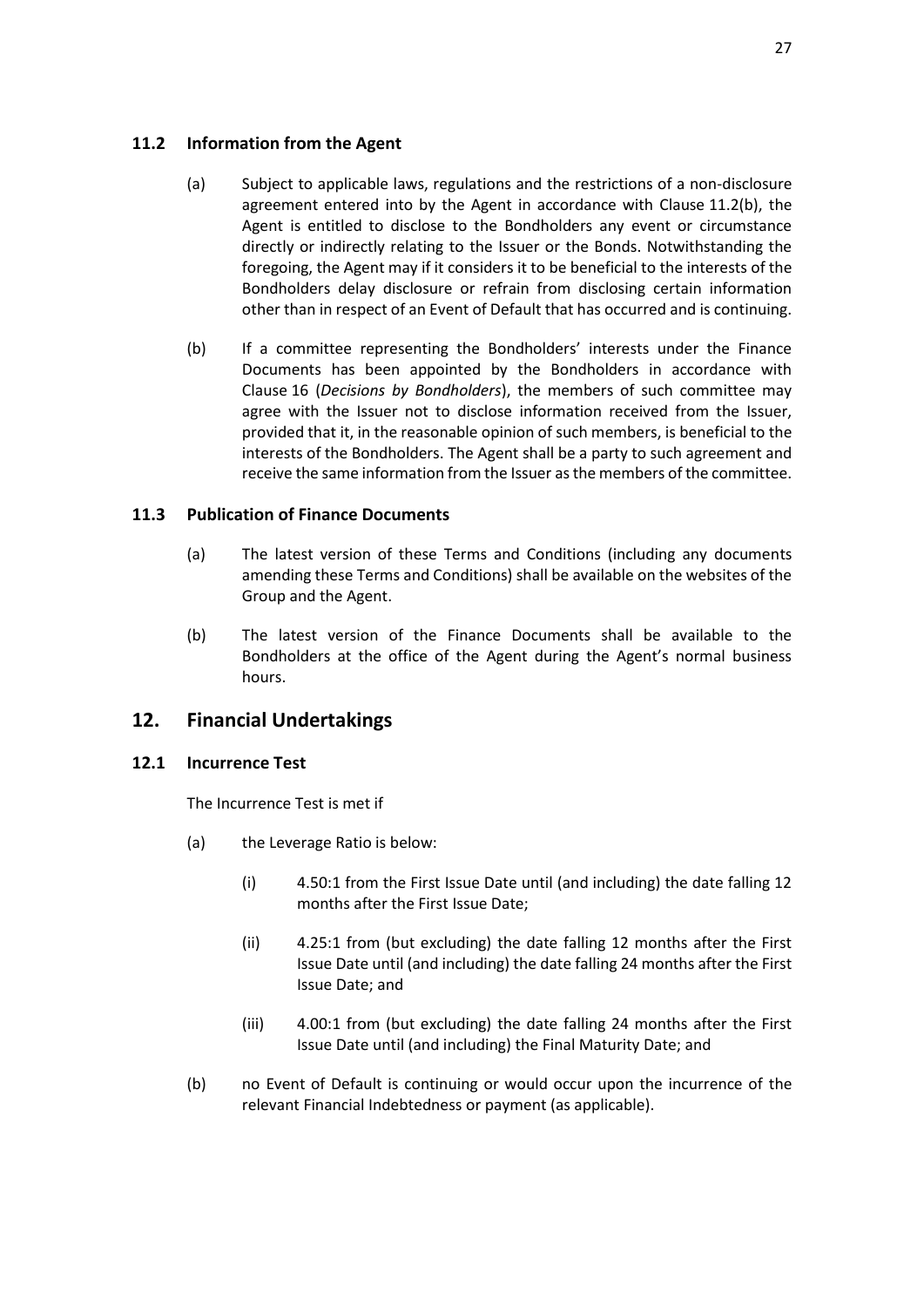### 11.2 Information from the Agent

(a) Subject to applicable laws, regulations and the restrictions of a non-disclosure agreement entered into by the Agent in accordance with Clause 11.2(b), the Agent is entitled to disclose to the Bondholders any event or circumstance directly or indirectly relating to the Issuer or the Bonds. Notwithstanding the foregoing, the Agent may if it considers it to be beneficial to the interests of the Bondholders delay disclosure or refrain from disclosing certain information other than in respect of an Event of Default that has occurred and is continuing.

(b) If a committee representing the Bondholders' interests under the Finance Documents has been appointed by the Bondholders in accordance with Clause 16 (*Decisions by Bondholders*), the members of such committee may agree with the Issuer not to disclose information received from the Issuer, provided that it, in the reasonable opinion of such members, is beneficial to the interests of the Bondholders. The Agent shall be a party to such agreement and receive the same information from the Issuer as the members of the committee.

### 11.3 Publication of Finance Documents

(a) The latest version of these Terms and Conditions (including any documents amending these Terms and Conditions) shall be available on the websites of the Group and the Agent.

(b) The latest version of the Finance Documents shall be available to the Bondholders at the office of the Agent during the Agent's normal business hours.

## 12. Financial Undertakings

### 12.1 Incurrence Test

The Incurrence Test is met if

(a) the Leverage Ratio is below:

   (i) 4.50:1 from the First Issue Date until (and including) the date falling 12 months after the First Issue Date;

   (ii) 4.25:1 from (but excluding) the date falling 12 months after the First Issue Date until (and including) the date falling 24 months after the First Issue Date; and

   (iii) 4.00:1 from (but excluding) the date falling 24 months after the First Issue Date until (and including) the Final Maturity Date; and

(b) no Event of Default is continuing or would occur upon the incurrence of the relevant Financial Indebtedness or payment (as applicable).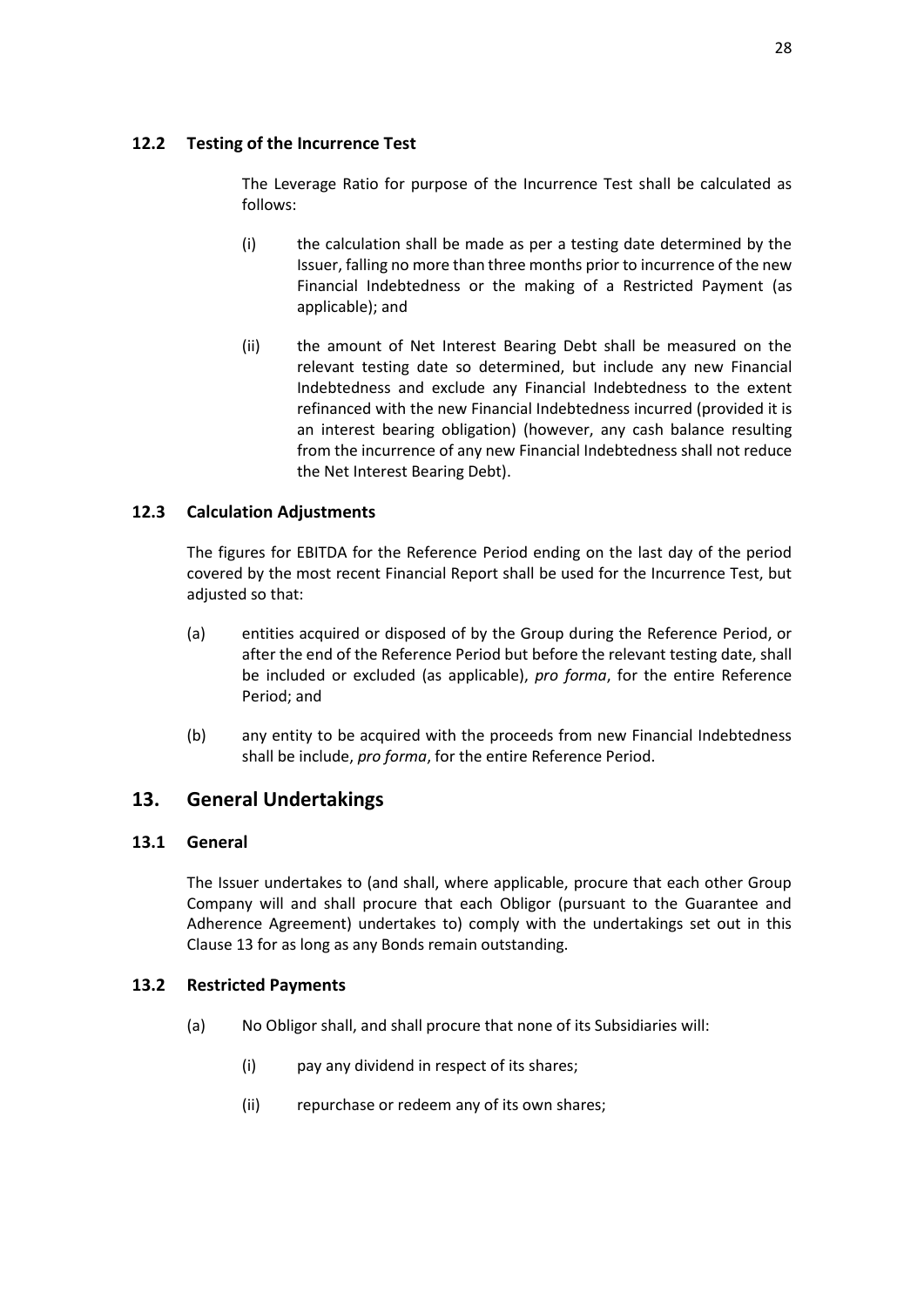### 12.2 Testing of the Incurrence Test

The Leverage Ratio for purpose of the Incurrence Test shall be calculated as follows:

(i) the calculation shall be made as per a testing date determined by the Issuer, falling no more than three months prior to incurrence of the new Financial Indebtedness or the making of a Restricted Payment (as applicable); and

(ii) the amount of Net Interest Bearing Debt shall be measured on the relevant testing date so determined, but include any new Financial Indebtedness and exclude any Financial Indebtedness to the extent refinanced with the new Financial Indebtedness incurred (provided it is an interest bearing obligation) (however, any cash balance resulting from the incurrence of any new Financial Indebtedness shall not reduce the Net Interest Bearing Debt).

### 12.3 Calculation Adjustments

The figures for EBITDA for the Reference Period ending on the last day of the period covered by the most recent Financial Report shall be used for the Incurrence Test, but adjusted so that:

(a) entities acquired or disposed of by the Group during the Reference Period, or after the end of the Reference Period but before the relevant testing date, shall be included or excluded (as applicable), *pro forma*, for the entire Reference Period; and

(b) any entity to be acquired with the proceeds from new Financial Indebtedness shall be include, *pro forma*, for the entire Reference Period.

## 13. General Undertakings

### 13.1 General

The Issuer undertakes to (and shall, where applicable, procure that each other Group Company will and shall procure that each Obligor (pursuant to the Guarantee and Adherence Agreement) undertakes to) comply with the undertakings set out in this Clause 13 for as long as any Bonds remain outstanding.

### 13.2 Restricted Payments

(a) No Obligor shall, and shall procure that none of its Subsidiaries will:

(i) pay any dividend in respect of its shares;

(ii) repurchase or redeem any of its own shares;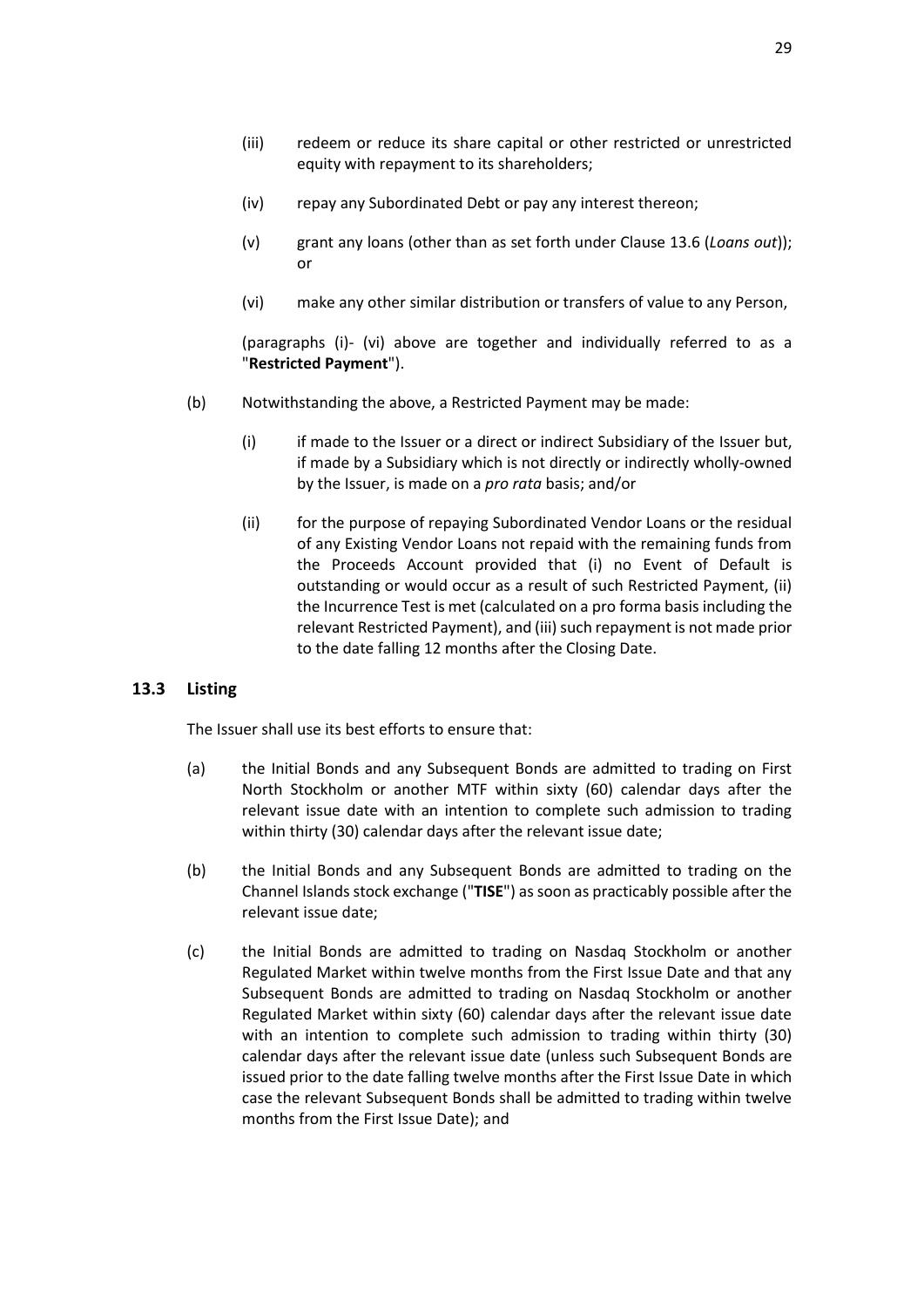(iii) redeem or reduce its share capital or other restricted or unrestricted equity with repayment to its shareholders;

(iv) repay any Subordinated Debt or pay any interest thereon;

(v) grant any loans (other than as set forth under Clause 13.6 (*Loans out*)); or

(vi) make any other similar distribution or transfers of value to any Person,

(paragraphs (i)- (vi) above are together and individually referred to as a "**Restricted Payment**").

(b) Notwithstanding the above, a Restricted Payment may be made:

(i) if made to the Issuer or a direct or indirect Subsidiary of the Issuer but, if made by a Subsidiary which is not directly or indirectly wholly-owned by the Issuer, is made on a *pro rata* basis; and/or

(ii) for the purpose of repaying Subordinated Vendor Loans or the residual of any Existing Vendor Loans not repaid with the remaining funds from the Proceeds Account provided that (i) no Event of Default is outstanding or would occur as a result of such Restricted Payment, (ii) the Incurrence Test is met (calculated on a pro forma basis including the relevant Restricted Payment), and (iii) such repayment is not made prior to the date falling 12 months after the Closing Date.

### 13.3 Listing

The Issuer shall use its best efforts to ensure that:

(a) the Initial Bonds and any Subsequent Bonds are admitted to trading on First North Stockholm or another MTF within sixty (60) calendar days after the relevant issue date with an intention to complete such admission to trading within thirty (30) calendar days after the relevant issue date;

(b) the Initial Bonds and any Subsequent Bonds are admitted to trading on the Channel Islands stock exchange ("**TISE**") as soon as practicably possible after the relevant issue date;

(c) the Initial Bonds are admitted to trading on Nasdaq Stockholm or another Regulated Market within twelve months from the First Issue Date and that any Subsequent Bonds are admitted to trading on Nasdaq Stockholm or another Regulated Market within sixty (60) calendar days after the relevant issue date with an intention to complete such admission to trading within thirty (30) calendar days after the relevant issue date (unless such Subsequent Bonds are issued prior to the date falling twelve months after the First Issue Date in which case the relevant Subsequent Bonds shall be admitted to trading within twelve months from the First Issue Date); and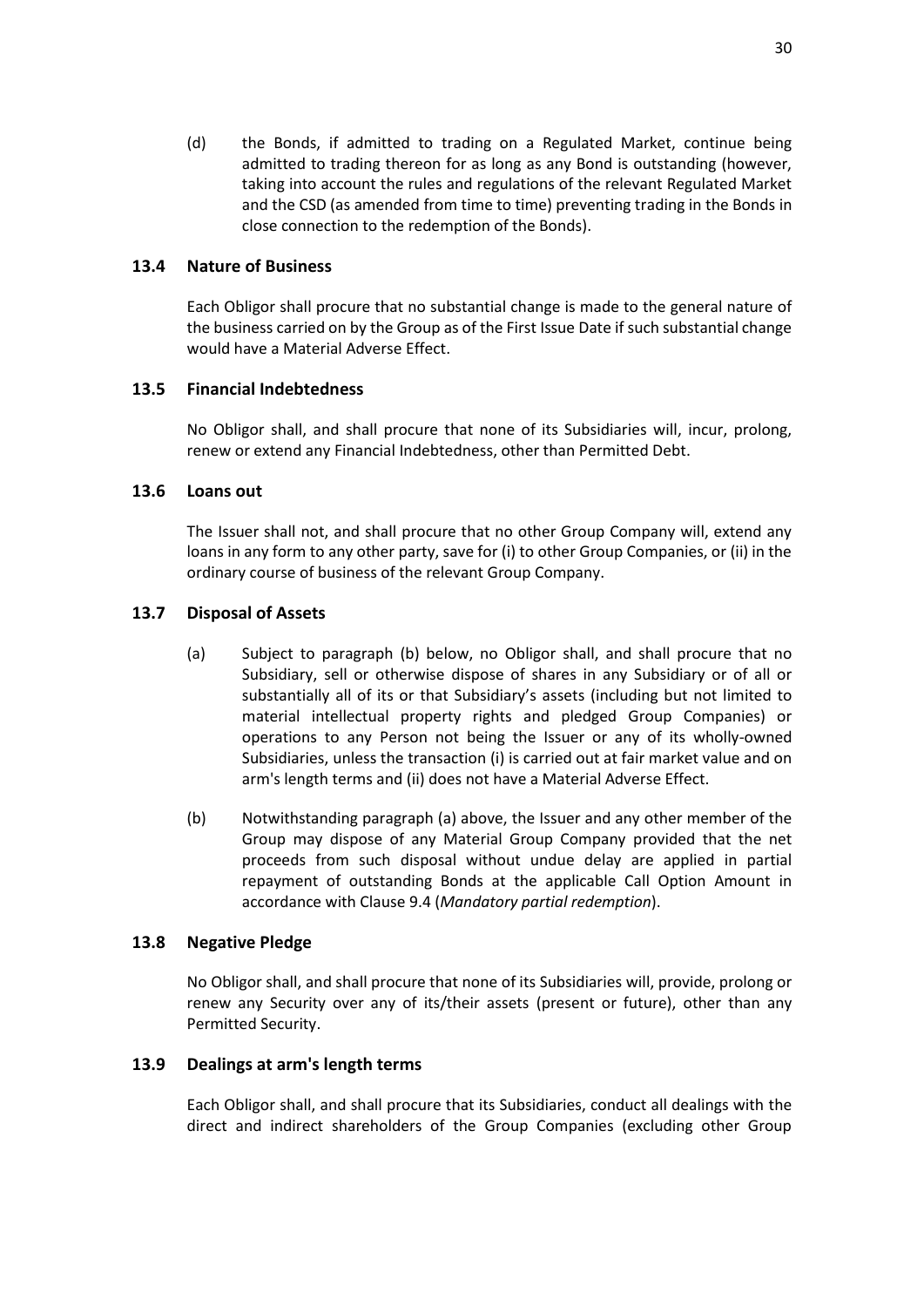(d) the Bonds, if admitted to trading on a Regulated Market, continue being admitted to trading thereon for as long as any Bond is outstanding (however, taking into account the rules and regulations of the relevant Regulated Market and the CSD (as amended from time to time) preventing trading in the Bonds in close connection to the redemption of the Bonds).

### 13.4 Nature of Business

Each Obligor shall procure that no substantial change is made to the general nature of the business carried on by the Group as of the First Issue Date if such substantial change would have a Material Adverse Effect.

### 13.5 Financial Indebtedness

No Obligor shall, and shall procure that none of its Subsidiaries will, incur, prolong, renew or extend any Financial Indebtedness, other than Permitted Debt.

### 13.6 Loans out

The Issuer shall not, and shall procure that no other Group Company will, extend any loans in any form to any other party, save for (i) to other Group Companies, or (ii) in the ordinary course of business of the relevant Group Company.

### 13.7 Disposal of Assets

(a) Subject to paragraph (b) below, no Obligor shall, and shall procure that no Subsidiary, sell or otherwise dispose of shares in any Subsidiary or of all or substantially all of its or that Subsidiary's assets (including but not limited to material intellectual property rights and pledged Group Companies) or operations to any Person not being the Issuer or any of its wholly-owned Subsidiaries, unless the transaction (i) is carried out at fair market value and on arm's length terms and (ii) does not have a Material Adverse Effect.

(b) Notwithstanding paragraph (a) above, the Issuer and any other member of the Group may dispose of any Material Group Company provided that the net proceeds from such disposal without undue delay are applied in partial repayment of outstanding Bonds at the applicable Call Option Amount in accordance with Clause 9.4 (*Mandatory partial redemption*).

### 13.8 Negative Pledge

No Obligor shall, and shall procure that none of its Subsidiaries will, provide, prolong or renew any Security over any of its/their assets (present or future), other than any Permitted Security.

### 13.9 Dealings at arm's length terms

Each Obligor shall, and shall procure that its Subsidiaries, conduct all dealings with the direct and indirect shareholders of the Group Companies (excluding other Group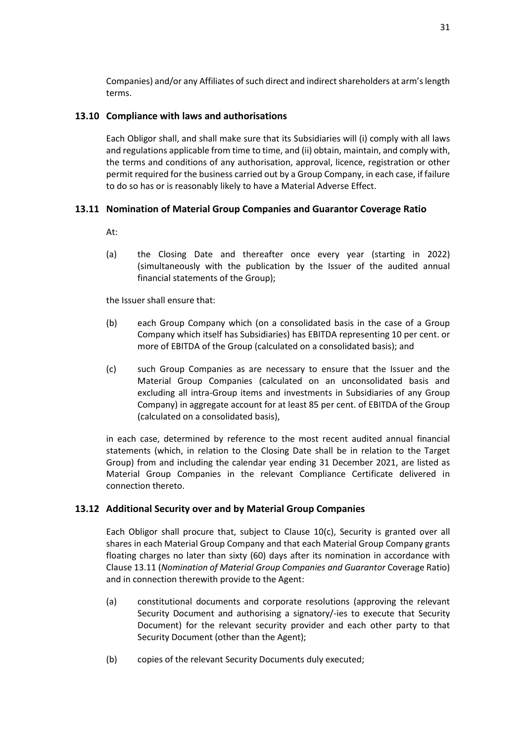Companies) and/or any Affiliates of such direct and indirect shareholders at arm's length terms.

### 13.10 Compliance with laws and authorisations

Each Obligor shall, and shall make sure that its Subsidiaries will (i) comply with all laws and regulations applicable from time to time, and (ii) obtain, maintain, and comply with, the terms and conditions of any authorisation, approval, licence, registration or other permit required for the business carried out by a Group Company, in each case, if failure to do so has or is reasonably likely to have a Material Adverse Effect.

### 13.11 Nomination of Material Group Companies and Guarantor Coverage Ratio

At:

(a) the Closing Date and thereafter once every year (starting in 2022) (simultaneously with the publication by the Issuer of the audited annual financial statements of the Group);

the Issuer shall ensure that:

(b) each Group Company which (on a consolidated basis in the case of a Group Company which itself has Subsidiaries) has EBITDA representing 10 per cent. or more of EBITDA of the Group (calculated on a consolidated basis); and

(c) such Group Companies as are necessary to ensure that the Issuer and the Material Group Companies (calculated on an unconsolidated basis and excluding all intra-Group items and investments in Subsidiaries of any Group Company) in aggregate account for at least 85 per cent. of EBITDA of the Group (calculated on a consolidated basis),

in each case, determined by reference to the most recent audited annual financial statements (which, in relation to the Closing Date shall be in relation to the Target Group) from and including the calendar year ending 31 December 2021, are listed as Material Group Companies in the relevant Compliance Certificate delivered in connection thereto.

### 13.12 Additional Security over and by Material Group Companies

Each Obligor shall procure that, subject to Clause 10(c), Security is granted over all shares in each Material Group Company and that each Material Group Company grants floating charges no later than sixty (60) days after its nomination in accordance with Clause 13.11 (*Nomination of Material Group Companies and Guarantor* Coverage Ratio) and in connection therewith provide to the Agent:

(a) constitutional documents and corporate resolutions (approving the relevant Security Document and authorising a signatory/-ies to execute that Security Document) for the relevant security provider and each other party to that Security Document (other than the Agent);

(b) copies of the relevant Security Documents duly executed;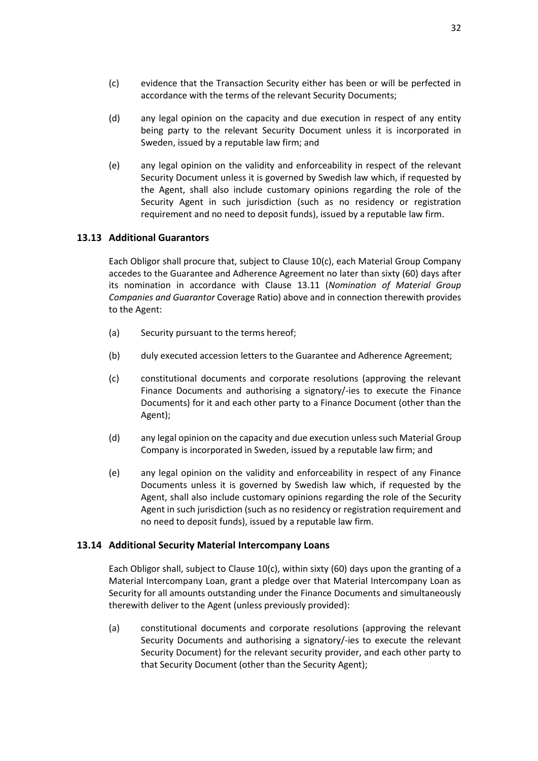(c) evidence that the Transaction Security either has been or will be perfected in accordance with the terms of the relevant Security Documents;

(d) any legal opinion on the capacity and due execution in respect of any entity being party to the relevant Security Document unless it is incorporated in Sweden, issued by a reputable law firm; and

(e) any legal opinion on the validity and enforceability in respect of the relevant Security Document unless it is governed by Swedish law which, if requested by the Agent, shall also include customary opinions regarding the role of the Security Agent in such jurisdiction (such as no residency or registration requirement and no need to deposit funds), issued by a reputable law firm.

### 13.13 Additional Guarantors

Each Obligor shall procure that, subject to Clause 10(c), each Material Group Company accedes to the Guarantee and Adherence Agreement no later than sixty (60) days after its nomination in accordance with Clause 13.11 (*Nomination of Material Group Companies and Guarantor* Coverage Ratio) above and in connection therewith provides to the Agent:

(a) Security pursuant to the terms hereof;

(b) duly executed accession letters to the Guarantee and Adherence Agreement;

(c) constitutional documents and corporate resolutions (approving the relevant Finance Documents and authorising a signatory/-ies to execute the Finance Documents) for it and each other party to a Finance Document (other than the Agent);

(d) any legal opinion on the capacity and due execution unless such Material Group Company is incorporated in Sweden, issued by a reputable law firm; and

(e) any legal opinion on the validity and enforceability in respect of any Finance Documents unless it is governed by Swedish law which, if requested by the Agent, shall also include customary opinions regarding the role of the Security Agent in such jurisdiction (such as no residency or registration requirement and no need to deposit funds), issued by a reputable law firm.

### 13.14 Additional Security Material Intercompany Loans

Each Obligor shall, subject to Clause 10(c), within sixty (60) days upon the granting of a Material Intercompany Loan, grant a pledge over that Material Intercompany Loan as Security for all amounts outstanding under the Finance Documents and simultaneously therewith deliver to the Agent (unless previously provided):

(a) constitutional documents and corporate resolutions (approving the relevant Security Documents and authorising a signatory/-ies to execute the relevant Security Document) for the relevant security provider, and each other party to that Security Document (other than the Security Agent);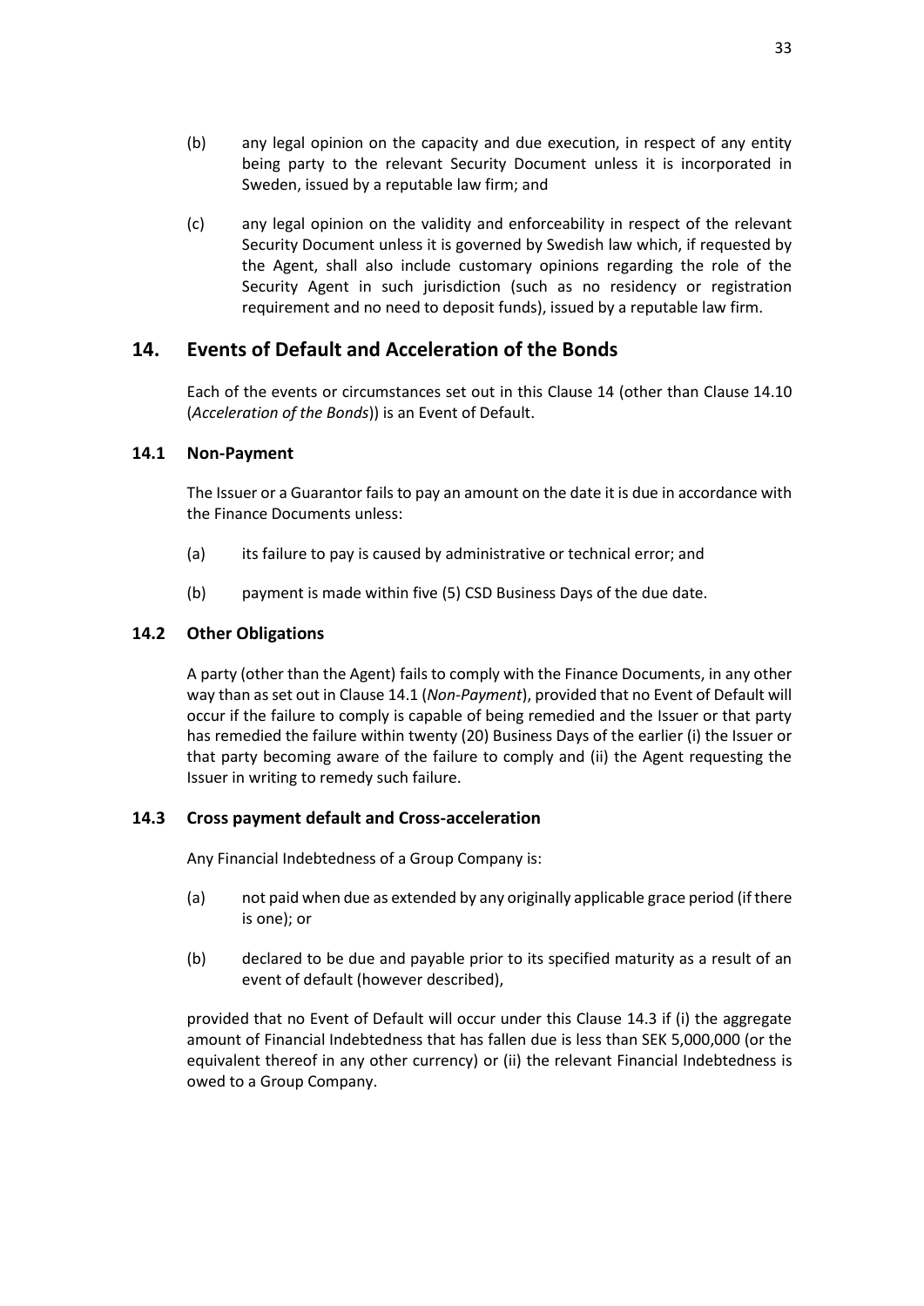(b) any legal opinion on the capacity and due execution, in respect of any entity being party to the relevant Security Document unless it is incorporated in Sweden, issued by a reputable law firm; and

(c) any legal opinion on the validity and enforceability in respect of the relevant Security Document unless it is governed by Swedish law which, if requested by the Agent, shall also include customary opinions regarding the role of the Security Agent in such jurisdiction (such as no residency or registration requirement and no need to deposit funds), issued by a reputable law firm.

## 14. Events of Default and Acceleration of the Bonds

Each of the events or circumstances set out in this Clause 14 (other than Clause 14.10 (*Acceleration of the Bonds*)) is an Event of Default.

### 14.1 Non-Payment

The Issuer or a Guarantor fails to pay an amount on the date it is due in accordance with the Finance Documents unless:

(a) its failure to pay is caused by administrative or technical error; and

(b) payment is made within five (5) CSD Business Days of the due date.

### 14.2 Other Obligations

A party (other than the Agent) fails to comply with the Finance Documents, in any other way than as set out in Clause 14.1 (*Non-Payment*), provided that no Event of Default will occur if the failure to comply is capable of being remedied and the Issuer or that party has remedied the failure within twenty (20) Business Days of the earlier (i) the Issuer or that party becoming aware of the failure to comply and (ii) the Agent requesting the Issuer in writing to remedy such failure.

### 14.3 Cross payment default and Cross-acceleration

Any Financial Indebtedness of a Group Company is:

(a) not paid when due as extended by any originally applicable grace period (if there is one); or

(b) declared to be due and payable prior to its specified maturity as a result of an event of default (however described),

provided that no Event of Default will occur under this Clause 14.3 if (i) the aggregate amount of Financial Indebtedness that has fallen due is less than SEK 5,000,000 (or the equivalent thereof in any other currency) or (ii) the relevant Financial Indebtedness is owed to a Group Company.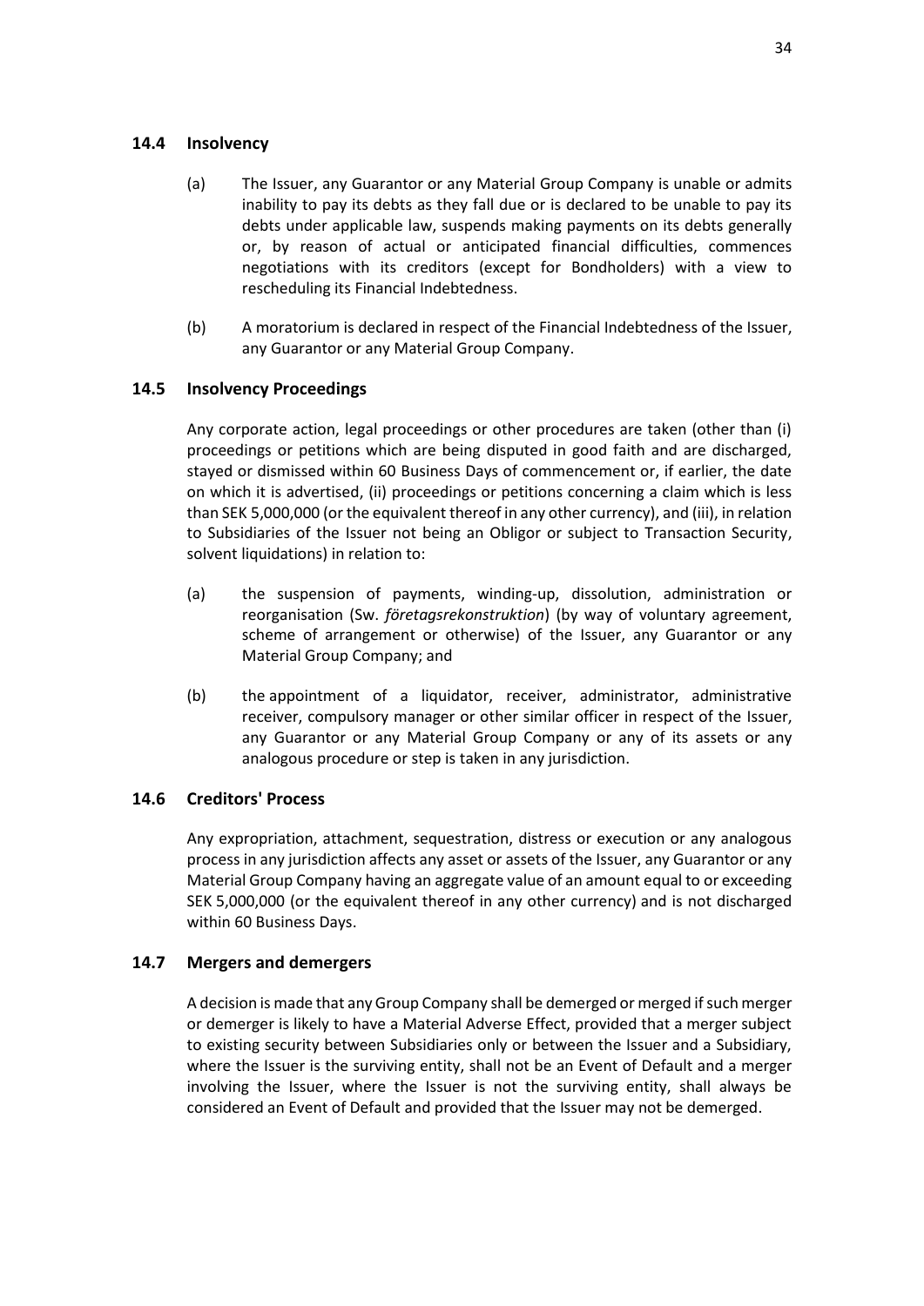### 14.4 Insolvency

(a) The Issuer, any Guarantor or any Material Group Company is unable or admits inability to pay its debts as they fall due or is declared to be unable to pay its debts under applicable law, suspends making payments on its debts generally or, by reason of actual or anticipated financial difficulties, commences negotiations with its creditors (except for Bondholders) with a view to rescheduling its Financial Indebtedness.

(b) A moratorium is declared in respect of the Financial Indebtedness of the Issuer, any Guarantor or any Material Group Company.

### 14.5 Insolvency Proceedings

Any corporate action, legal proceedings or other procedures are taken (other than (i) proceedings or petitions which are being disputed in good faith and are discharged, stayed or dismissed within 60 Business Days of commencement or, if earlier, the date on which it is advertised, (ii) proceedings or petitions concerning a claim which is less than SEK 5,000,000 (or the equivalent thereof in any other currency), and (iii), in relation to Subsidiaries of the Issuer not being an Obligor or subject to Transaction Security, solvent liquidations) in relation to:

(a) the suspension of payments, winding-up, dissolution, administration or reorganisation (Sw. *företagsrekonstruktion*) (by way of voluntary agreement, scheme of arrangement or otherwise) of the Issuer, any Guarantor or any Material Group Company; and

(b) the appointment of a liquidator, receiver, administrator, administrative receiver, compulsory manager or other similar officer in respect of the Issuer, any Guarantor or any Material Group Company or any of its assets or any analogous procedure or step is taken in any jurisdiction.

### 14.6 Creditors' Process

Any expropriation, attachment, sequestration, distress or execution or any analogous process in any jurisdiction affects any asset or assets of the Issuer, any Guarantor or any Material Group Company having an aggregate value of an amount equal to or exceeding SEK 5,000,000 (or the equivalent thereof in any other currency) and is not discharged within 60 Business Days.

### 14.7 Mergers and demergers

A decision is made that any Group Company shall be demerged or merged if such merger or demerger is likely to have a Material Adverse Effect, provided that a merger subject to existing security between Subsidiaries only or between the Issuer and a Subsidiary, where the Issuer is the surviving entity, shall not be an Event of Default and a merger involving the Issuer, where the Issuer is not the surviving entity, shall always be considered an Event of Default and provided that the Issuer may not be demerged.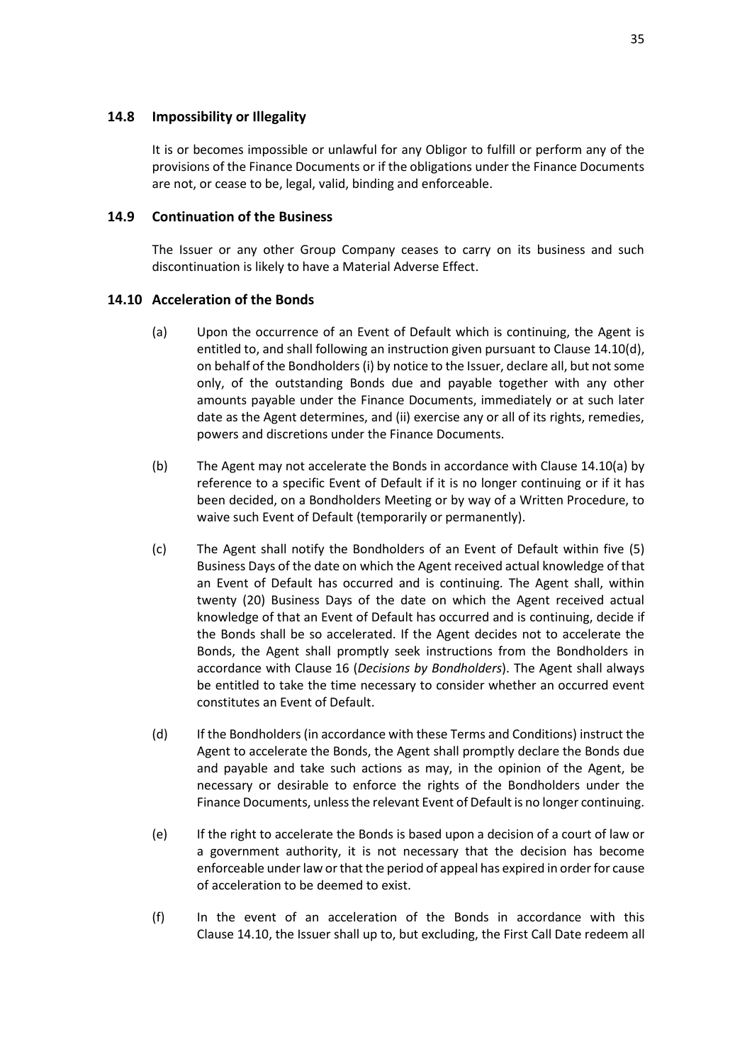### 14.8 Impossibility or Illegality

It is or becomes impossible or unlawful for any Obligor to fulfill or perform any of the provisions of the Finance Documents or if the obligations under the Finance Documents are not, or cease to be, legal, valid, binding and enforceable.

### 14.9 Continuation of the Business

The Issuer or any other Group Company ceases to carry on its business and such discontinuation is likely to have a Material Adverse Effect.

### 14.10 Acceleration of the Bonds

(a) Upon the occurrence of an Event of Default which is continuing, the Agent is entitled to, and shall following an instruction given pursuant to Clause 14.10(d), on behalf of the Bondholders (i) by notice to the Issuer, declare all, but not some only, of the outstanding Bonds due and payable together with any other amounts payable under the Finance Documents, immediately or at such later date as the Agent determines, and (ii) exercise any or all of its rights, remedies, powers and discretions under the Finance Documents.

(b) The Agent may not accelerate the Bonds in accordance with Clause 14.10(a) by reference to a specific Event of Default if it is no longer continuing or if it has been decided, on a Bondholders Meeting or by way of a Written Procedure, to waive such Event of Default (temporarily or permanently).

(c) The Agent shall notify the Bondholders of an Event of Default within five (5) Business Days of the date on which the Agent received actual knowledge of that an Event of Default has occurred and is continuing. The Agent shall, within twenty (20) Business Days of the date on which the Agent received actual knowledge of that an Event of Default has occurred and is continuing, decide if the Bonds shall be so accelerated. If the Agent decides not to accelerate the Bonds, the Agent shall promptly seek instructions from the Bondholders in accordance with Clause 16 (*Decisions by Bondholders*). The Agent shall always be entitled to take the time necessary to consider whether an occurred event constitutes an Event of Default.

(d) If the Bondholders (in accordance with these Terms and Conditions) instruct the Agent to accelerate the Bonds, the Agent shall promptly declare the Bonds due and payable and take such actions as may, in the opinion of the Agent, be necessary or desirable to enforce the rights of the Bondholders under the Finance Documents, unless the relevant Event of Default is no longer continuing.

(e) If the right to accelerate the Bonds is based upon a decision of a court of law or a government authority, it is not necessary that the decision has become enforceable under law or that the period of appeal has expired in order for cause of acceleration to be deemed to exist.

(f) In the event of an acceleration of the Bonds in accordance with this Clause 14.10, the Issuer shall up to, but excluding, the First Call Date redeem all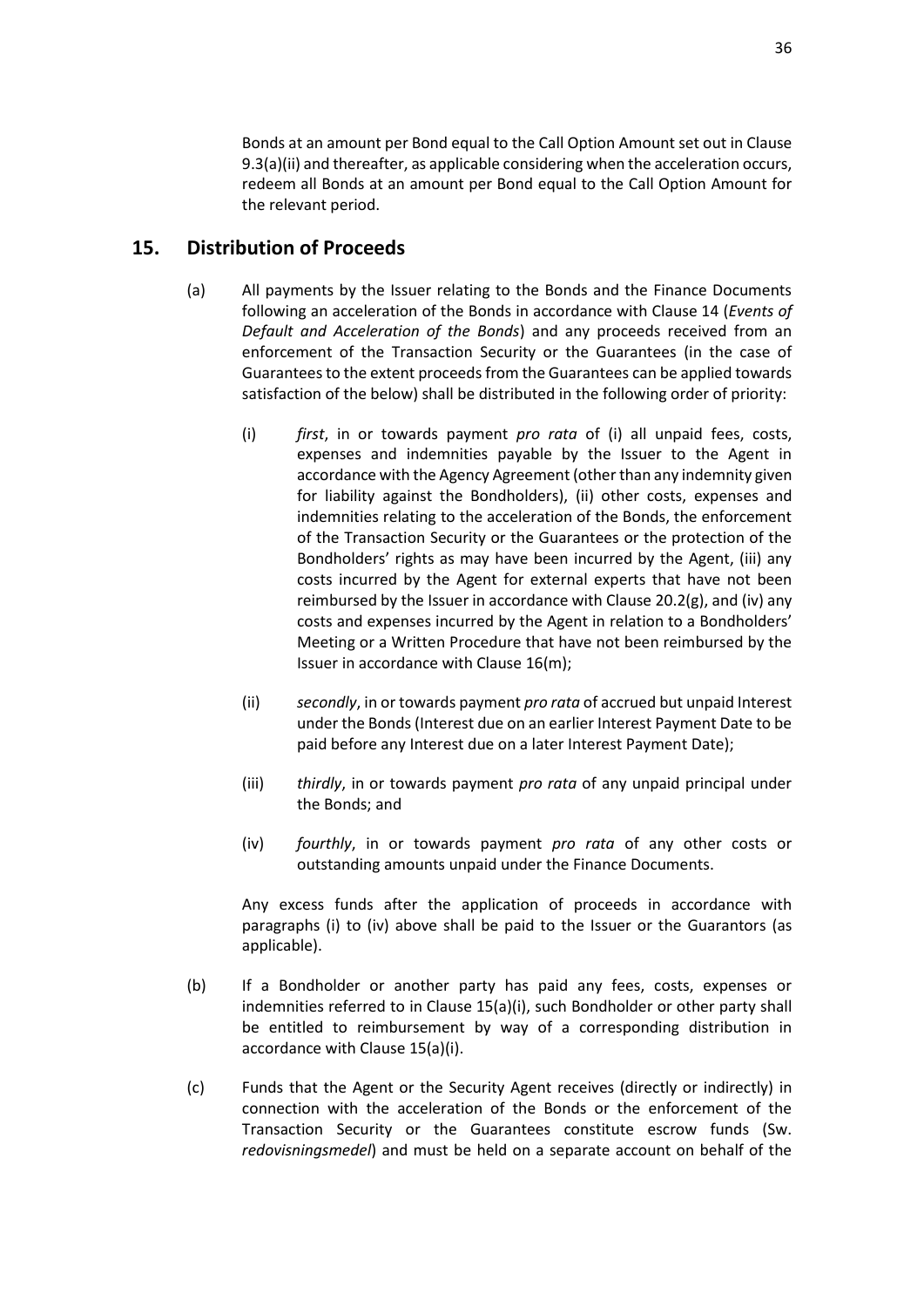Bonds at an amount per Bond equal to the Call Option Amount set out in Clause 9.3(a)(ii) and thereafter, as applicable considering when the acceleration occurs, redeem all Bonds at an amount per Bond equal to the Call Option Amount for the relevant period.

## 15. Distribution of Proceeds

(a) All payments by the Issuer relating to the Bonds and the Finance Documents following an acceleration of the Bonds in accordance with Clause 14 (*Events of Default and Acceleration of the Bonds*) and any proceeds received from an enforcement of the Transaction Security or the Guarantees (in the case of Guarantees to the extent proceeds from the Guarantees can be applied towards satisfaction of the below) shall be distributed in the following order of priority:

(i) *first*, in or towards payment *pro rata* of (i) all unpaid fees, costs, expenses and indemnities payable by the Issuer to the Agent in accordance with the Agency Agreement (other than any indemnity given for liability against the Bondholders), (ii) other costs, expenses and indemnities relating to the acceleration of the Bonds, the enforcement of the Transaction Security or the Guarantees or the protection of the Bondholders' rights as may have been incurred by the Agent, (iii) any costs incurred by the Agent for external experts that have not been reimbursed by the Issuer in accordance with Clause 20.2(g), and (iv) any costs and expenses incurred by the Agent in relation to a Bondholders' Meeting or a Written Procedure that have not been reimbursed by the Issuer in accordance with Clause 16(m);

(ii) *secondly*, in or towards payment *pro rata* of accrued but unpaid Interest under the Bonds (Interest due on an earlier Interest Payment Date to be paid before any Interest due on a later Interest Payment Date);

(iii) *thirdly*, in or towards payment *pro rata* of any unpaid principal under the Bonds; and

(iv) *fourthly*, in or towards payment *pro rata* of any other costs or outstanding amounts unpaid under the Finance Documents.

Any excess funds after the application of proceeds in accordance with paragraphs (i) to (iv) above shall be paid to the Issuer or the Guarantors (as applicable).

(b) If a Bondholder or another party has paid any fees, costs, expenses or indemnities referred to in Clause 15(a)(i), such Bondholder or other party shall be entitled to reimbursement by way of a corresponding distribution in accordance with Clause 15(a)(i).

(c) Funds that the Agent or the Security Agent receives (directly or indirectly) in connection with the acceleration of the Bonds or the enforcement of the Transaction Security or the Guarantees constitute escrow funds (Sw. *redovisningsmedel*) and must be held on a separate account on behalf of the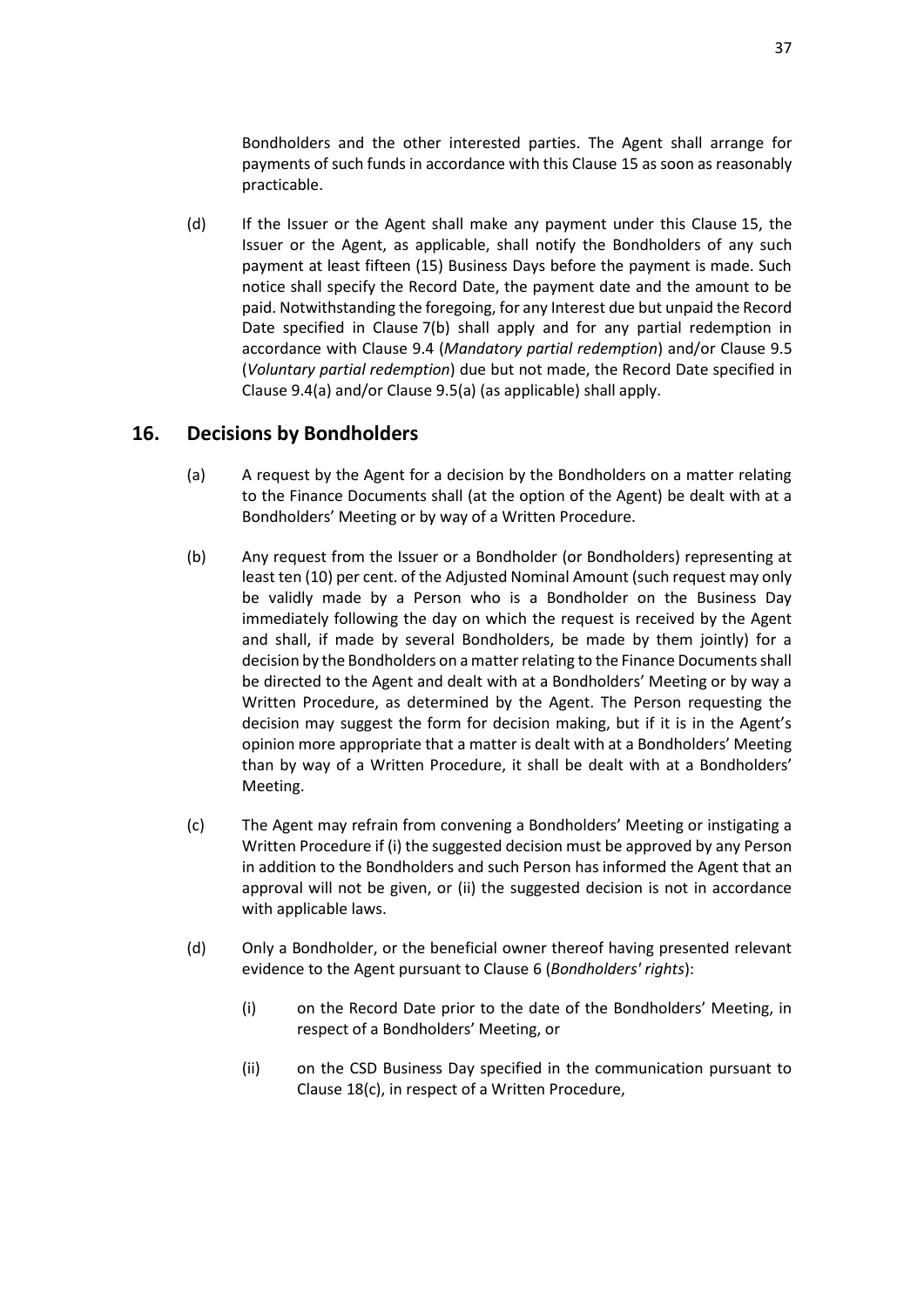Bondholders and the other interested parties. The Agent shall arrange for payments of such funds in accordance with this Clause 15 as soon as reasonably practicable.

(d) If the Issuer or the Agent shall make any payment under this Clause 15, the Issuer or the Agent, as applicable, shall notify the Bondholders of any such payment at least fifteen (15) Business Days before the payment is made. Such notice shall specify the Record Date, the payment date and the amount to be paid. Notwithstanding the foregoing, for any Interest due but unpaid the Record Date specified in Clause 7(b) shall apply and for any partial redemption in accordance with Clause 9.4 (*Mandatory partial redemption*) and/or Clause 9.5 (*Voluntary partial redemption*) due but not made, the Record Date specified in Clause 9.4(a) and/or Clause 9.5(a) (as applicable) shall apply.

## 16. Decisions by Bondholders

(a) A request by the Agent for a decision by the Bondholders on a matter relating to the Finance Documents shall (at the option of the Agent) be dealt with at a Bondholders' Meeting or by way of a Written Procedure.

(b) Any request from the Issuer or a Bondholder (or Bondholders) representing at least ten (10) per cent. of the Adjusted Nominal Amount (such request may only be validly made by a Person who is a Bondholder on the Business Day immediately following the day on which the request is received by the Agent and shall, if made by several Bondholders, be made by them jointly) for a decision by the Bondholders on a matter relating to the Finance Documents shall be directed to the Agent and dealt with at a Bondholders' Meeting or by way a Written Procedure, as determined by the Agent. The Person requesting the decision may suggest the form for decision making, but if it is in the Agent's opinion more appropriate that a matter is dealt with at a Bondholders' Meeting than by way of a Written Procedure, it shall be dealt with at a Bondholders' Meeting.

(c) The Agent may refrain from convening a Bondholders' Meeting or instigating a Written Procedure if (i) the suggested decision must be approved by any Person in addition to the Bondholders and such Person has informed the Agent that an approval will not be given, or (ii) the suggested decision is not in accordance with applicable laws.

(d) Only a Bondholder, or the beneficial owner thereof having presented relevant evidence to the Agent pursuant to Clause 6 (*Bondholders' rights*):

(i) on the Record Date prior to the date of the Bondholders' Meeting, in respect of a Bondholders' Meeting, or

(ii) on the CSD Business Day specified in the communication pursuant to Clause 18(c), in respect of a Written Procedure,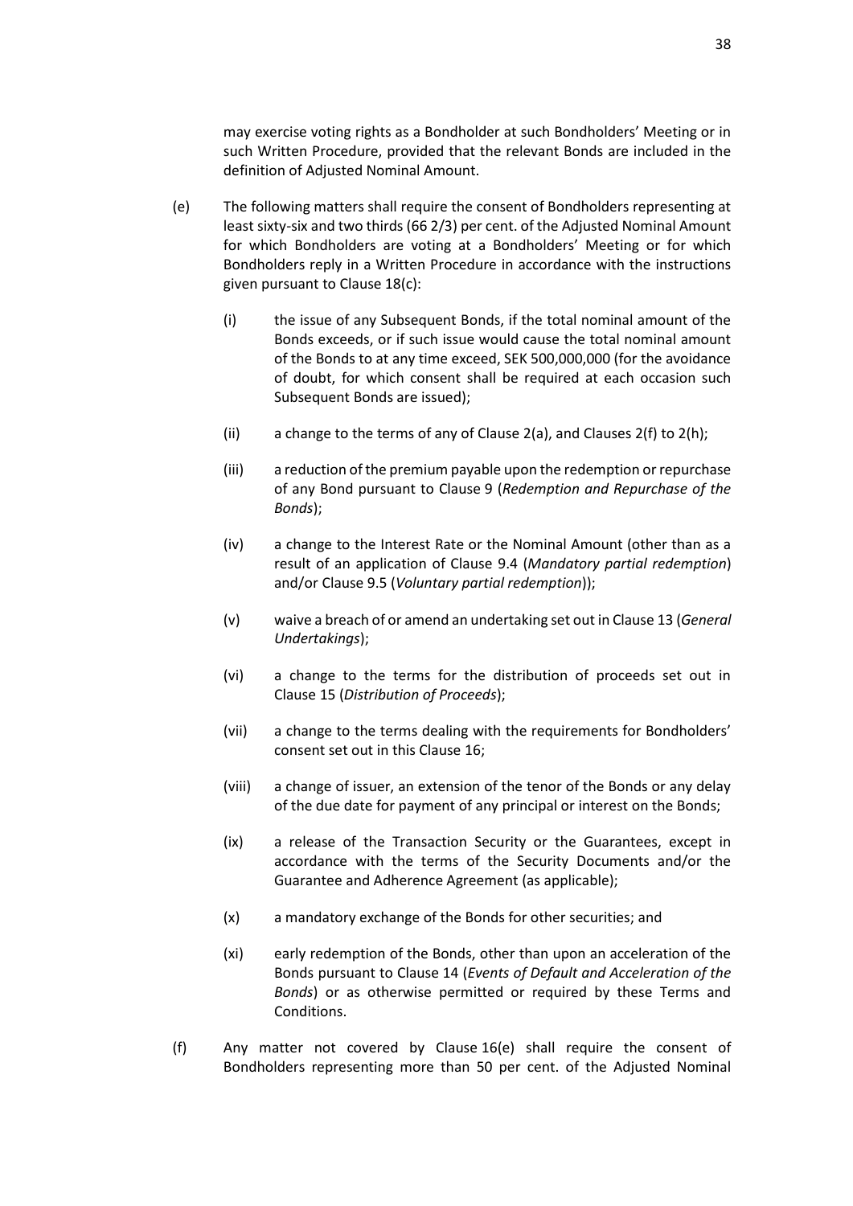may exercise voting rights as a Bondholder at such Bondholders' Meeting or in such Written Procedure, provided that the relevant Bonds are included in the definition of Adjusted Nominal Amount.

(e) The following matters shall require the consent of Bondholders representing at least sixty-six and two thirds (66 2/3) per cent. of the Adjusted Nominal Amount for which Bondholders are voting at a Bondholders' Meeting or for which Bondholders reply in a Written Procedure in accordance with the instructions given pursuant to Clause 18(c):

(i) the issue of any Subsequent Bonds, if the total nominal amount of the Bonds exceeds, or if such issue would cause the total nominal amount of the Bonds to at any time exceed, SEK 500,000,000 (for the avoidance of doubt, for which consent shall be required at each occasion such Subsequent Bonds are issued);

(ii) a change to the terms of any of Clause 2(a), and Clauses 2(f) to 2(h);

(iii) a reduction of the premium payable upon the redemption or repurchase of any Bond pursuant to Clause 9 (*Redemption and Repurchase of the Bonds*);

(iv) a change to the Interest Rate or the Nominal Amount (other than as a result of an application of Clause 9.4 (*Mandatory partial redemption*) and/or Clause 9.5 (*Voluntary partial redemption*));

(v) waive a breach of or amend an undertaking set out in Clause 13 (*General Undertakings*);

(vi) a change to the terms for the distribution of proceeds set out in Clause 15 (*Distribution of Proceeds*);

(vii) a change to the terms dealing with the requirements for Bondholders' consent set out in this Clause 16;

(viii) a change of issuer, an extension of the tenor of the Bonds or any delay of the due date for payment of any principal or interest on the Bonds;

(ix) a release of the Transaction Security or the Guarantees, except in accordance with the terms of the Security Documents and/or the Guarantee and Adherence Agreement (as applicable);

(x) a mandatory exchange of the Bonds for other securities; and

(xi) early redemption of the Bonds, other than upon an acceleration of the Bonds pursuant to Clause 14 (*Events of Default and Acceleration of the Bonds*) or as otherwise permitted or required by these Terms and Conditions.

(f) Any matter not covered by Clause 16(e) shall require the consent of Bondholders representing more than 50 per cent. of the Adjusted Nominal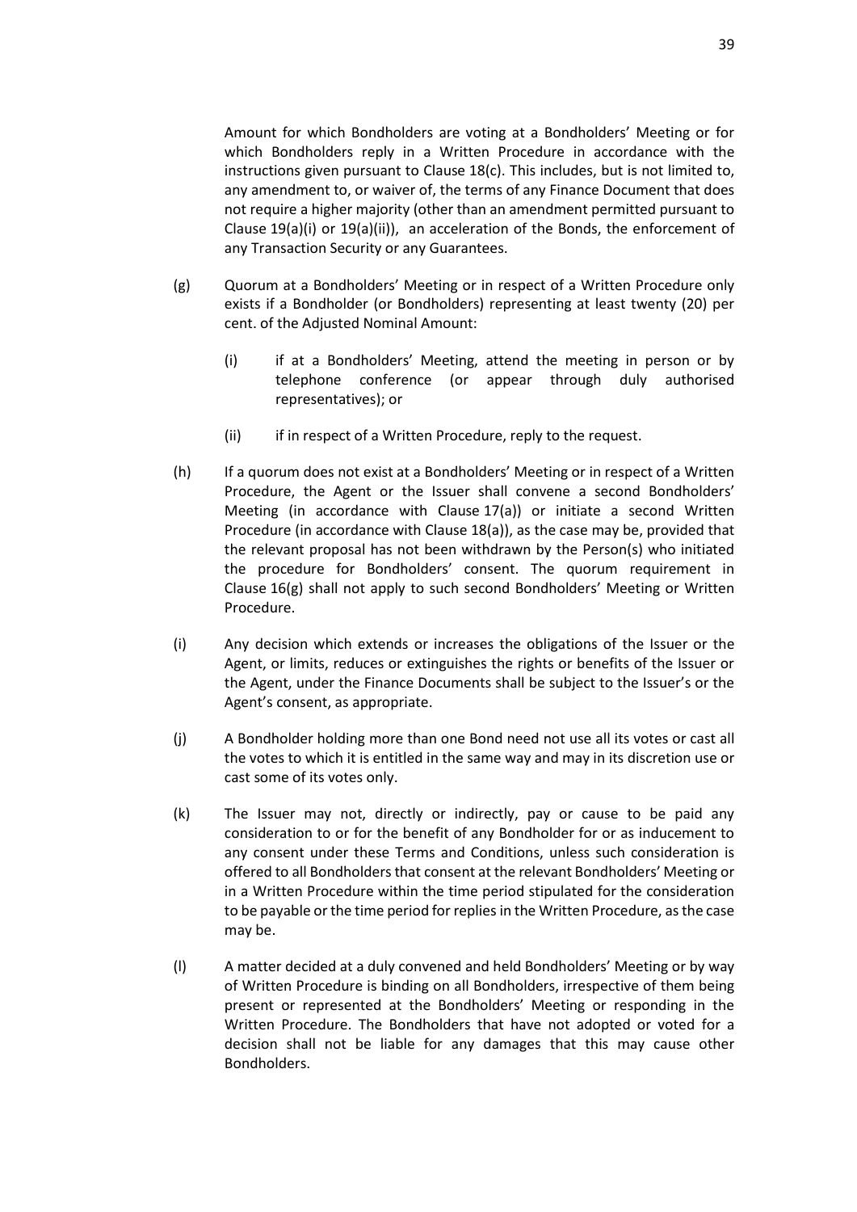Amount for which Bondholders are voting at a Bondholders' Meeting or for which Bondholders reply in a Written Procedure in accordance with the instructions given pursuant to Clause 18(c). This includes, but is not limited to, any amendment to, or waiver of, the terms of any Finance Document that does not require a higher majority (other than an amendment permitted pursuant to Clause 19(a)(i) or 19(a)(ii)), an acceleration of the Bonds, the enforcement of any Transaction Security or any Guarantees.

(g) Quorum at a Bondholders' Meeting or in respect of a Written Procedure only exists if a Bondholder (or Bondholders) representing at least twenty (20) per cent. of the Adjusted Nominal Amount:

   (i) if at a Bondholders' Meeting, attend the meeting in person or by telephone conference (or appear through duly authorised representatives); or

   (ii) if in respect of a Written Procedure, reply to the request.

(h) If a quorum does not exist at a Bondholders' Meeting or in respect of a Written Procedure, the Agent or the Issuer shall convene a second Bondholders' Meeting (in accordance with Clause 17(a)) or initiate a second Written Procedure (in accordance with Clause 18(a)), as the case may be, provided that the relevant proposal has not been withdrawn by the Person(s) who initiated the procedure for Bondholders' consent. The quorum requirement in Clause 16(g) shall not apply to such second Bondholders' Meeting or Written Procedure.

(i) Any decision which extends or increases the obligations of the Issuer or the Agent, or limits, reduces or extinguishes the rights or benefits of the Issuer or the Agent, under the Finance Documents shall be subject to the Issuer's or the Agent's consent, as appropriate.

(j) A Bondholder holding more than one Bond need not use all its votes or cast all the votes to which it is entitled in the same way and may in its discretion use or cast some of its votes only.

(k) The Issuer may not, directly or indirectly, pay or cause to be paid any consideration to or for the benefit of any Bondholder for or as inducement to any consent under these Terms and Conditions, unless such consideration is offered to all Bondholders that consent at the relevant Bondholders' Meeting or in a Written Procedure within the time period stipulated for the consideration to be payable or the time period for replies in the Written Procedure, as the case may be.

(l) A matter decided at a duly convened and held Bondholders' Meeting or by way of Written Procedure is binding on all Bondholders, irrespective of them being present or represented at the Bondholders' Meeting or responding in the Written Procedure. The Bondholders that have not adopted or voted for a decision shall not be liable for any damages that this may cause other Bondholders.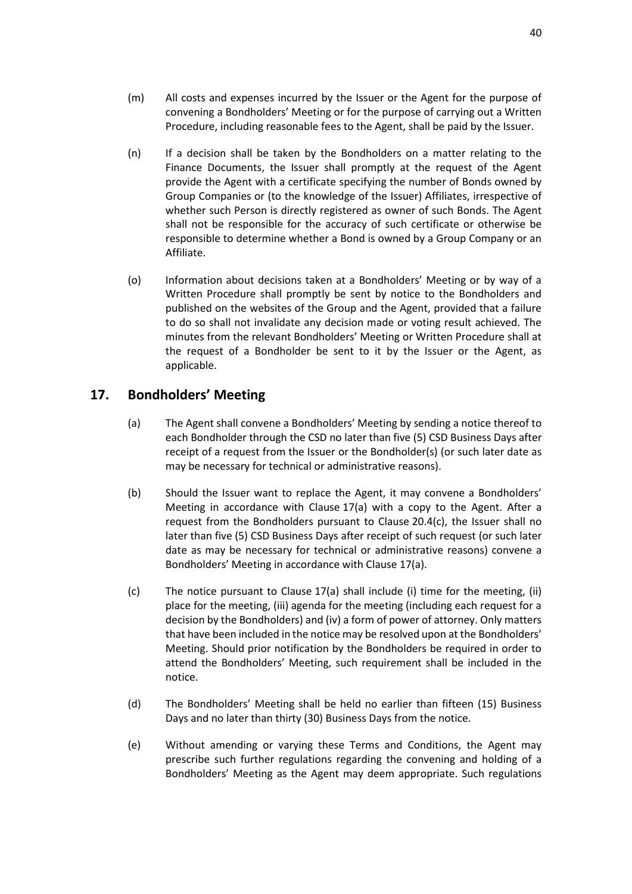(m) All costs and expenses incurred by the Issuer or the Agent for the purpose of convening a Bondholders' Meeting or for the purpose of carrying out a Written Procedure, including reasonable fees to the Agent, shall be paid by the Issuer.

(n) If a decision shall be taken by the Bondholders on a matter relating to the Finance Documents, the Issuer shall promptly at the request of the Agent provide the Agent with a certificate specifying the number of Bonds owned by Group Companies or (to the knowledge of the Issuer) Affiliates, irrespective of whether such Person is directly registered as owner of such Bonds. The Agent shall not be responsible for the accuracy of such certificate or otherwise be responsible to determine whether a Bond is owned by a Group Company or an Affiliate.

(o) Information about decisions taken at a Bondholders' Meeting or by way of a Written Procedure shall promptly be sent by notice to the Bondholders and published on the websites of the Group and the Agent, provided that a failure to do so shall not invalidate any decision made or voting result achieved. The minutes from the relevant Bondholders' Meeting or Written Procedure shall at the request of a Bondholder be sent to it by the Issuer or the Agent, as applicable.

## 17. Bondholders' Meeting

(a) The Agent shall convene a Bondholders' Meeting by sending a notice thereof to each Bondholder through the CSD no later than five (5) CSD Business Days after receipt of a request from the Issuer or the Bondholder(s) (or such later date as may be necessary for technical or administrative reasons).

(b) Should the Issuer want to replace the Agent, it may convene a Bondholders' Meeting in accordance with Clause 17(a) with a copy to the Agent. After a request from the Bondholders pursuant to Clause 20.4(c), the Issuer shall no later than five (5) CSD Business Days after receipt of such request (or such later date as may be necessary for technical or administrative reasons) convene a Bondholders' Meeting in accordance with Clause 17(a).

(c) The notice pursuant to Clause 17(a) shall include (i) time for the meeting, (ii) place for the meeting, (iii) agenda for the meeting (including each request for a decision by the Bondholders) and (iv) a form of power of attorney. Only matters that have been included in the notice may be resolved upon at the Bondholders' Meeting. Should prior notification by the Bondholders be required in order to attend the Bondholders' Meeting, such requirement shall be included in the notice.

(d) The Bondholders' Meeting shall be held no earlier than fifteen (15) Business Days and no later than thirty (30) Business Days from the notice.

(e) Without amending or varying these Terms and Conditions, the Agent may prescribe such further regulations regarding the convening and holding of a Bondholders' Meeting as the Agent may deem appropriate. Such regulations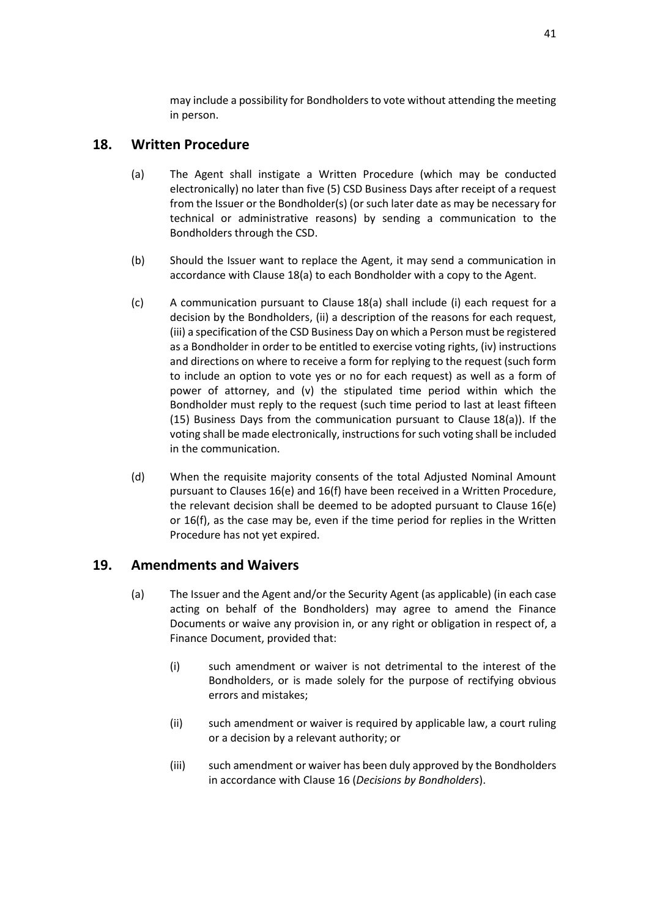may include a possibility for Bondholders to vote without attending the meeting in person.

## 18. Written Procedure

(a) The Agent shall instigate a Written Procedure (which may be conducted electronically) no later than five (5) CSD Business Days after receipt of a request from the Issuer or the Bondholder(s) (or such later date as may be necessary for technical or administrative reasons) by sending a communication to the Bondholders through the CSD.

(b) Should the Issuer want to replace the Agent, it may send a communication in accordance with Clause 18(a) to each Bondholder with a copy to the Agent.

(c) A communication pursuant to Clause 18(a) shall include (i) each request for a decision by the Bondholders, (ii) a description of the reasons for each request, (iii) a specification of the CSD Business Day on which a Person must be registered as a Bondholder in order to be entitled to exercise voting rights, (iv) instructions and directions on where to receive a form for replying to the request (such form to include an option to vote yes or no for each request) as well as a form of power of attorney, and (v) the stipulated time period within which the Bondholder must reply to the request (such time period to last at least fifteen (15) Business Days from the communication pursuant to Clause 18(a)). If the voting shall be made electronically, instructions for such voting shall be included in the communication.

(d) When the requisite majority consents of the total Adjusted Nominal Amount pursuant to Clauses 16(e) and 16(f) have been received in a Written Procedure, the relevant decision shall be deemed to be adopted pursuant to Clause 16(e) or 16(f), as the case may be, even if the time period for replies in the Written Procedure has not yet expired.

## 19. Amendments and Waivers

(a) The Issuer and the Agent and/or the Security Agent (as applicable) (in each case acting on behalf of the Bondholders) may agree to amend the Finance Documents or waive any provision in, or any right or obligation in respect of, a Finance Document, provided that:

  (i) such amendment or waiver is not detrimental to the interest of the Bondholders, or is made solely for the purpose of rectifying obvious errors and mistakes;

  (ii) such amendment or waiver is required by applicable law, a court ruling or a decision by a relevant authority; or

  (iii) such amendment or waiver has been duly approved by the Bondholders in accordance with Clause 16 (*Decisions by Bondholders*).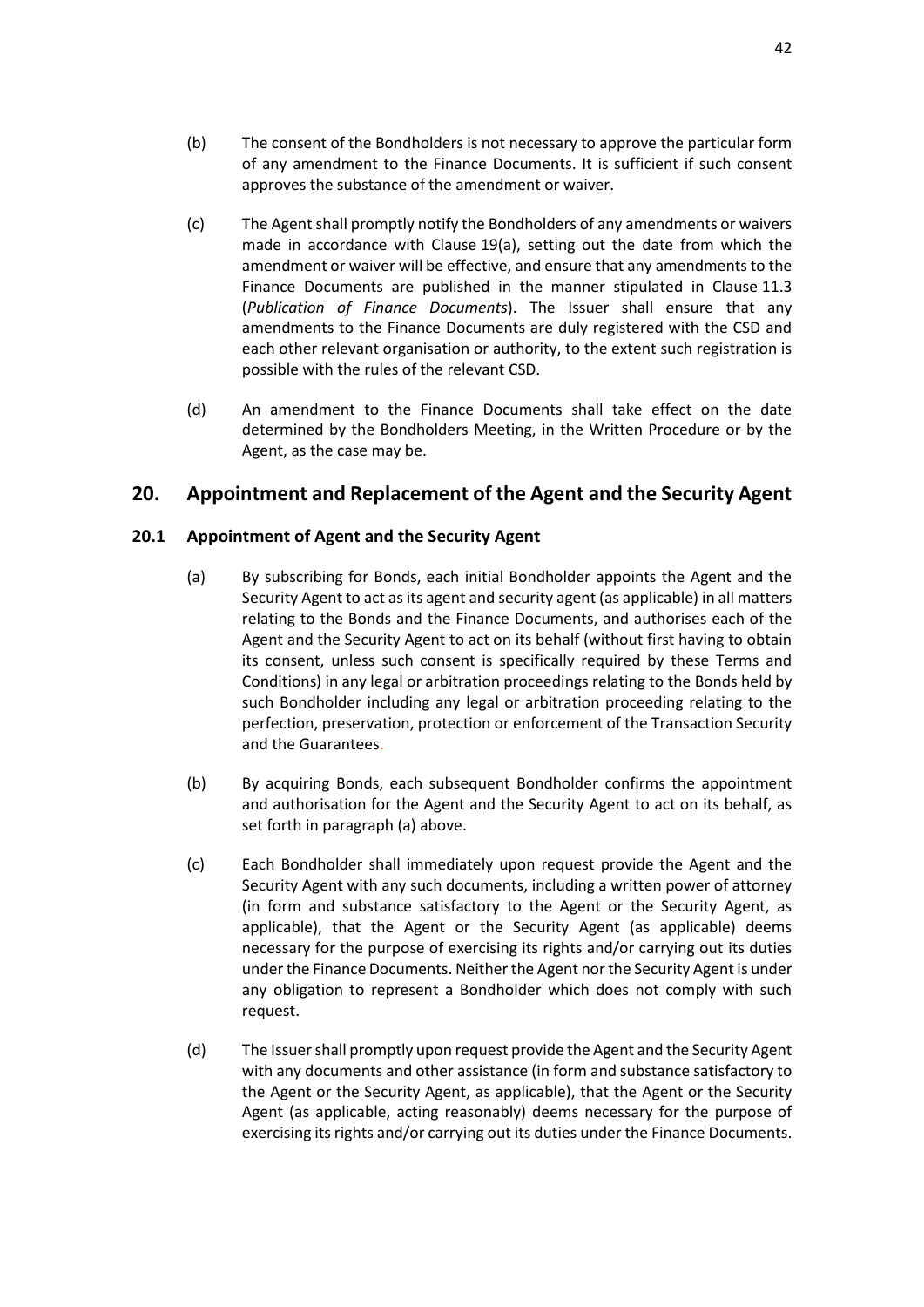(b) The consent of the Bondholders is not necessary to approve the particular form of any amendment to the Finance Documents. It is sufficient if such consent approves the substance of the amendment or waiver.

(c) The Agent shall promptly notify the Bondholders of any amendments or waivers made in accordance with Clause 19(a), setting out the date from which the amendment or waiver will be effective, and ensure that any amendments to the Finance Documents are published in the manner stipulated in Clause 11.3 (*Publication of Finance Documents*). The Issuer shall ensure that any amendments to the Finance Documents are duly registered with the CSD and each other relevant organisation or authority, to the extent such registration is possible with the rules of the relevant CSD.

(d) An amendment to the Finance Documents shall take effect on the date determined by the Bondholders Meeting, in the Written Procedure or by the Agent, as the case may be.

## 20. Appointment and Replacement of the Agent and the Security Agent

### 20.1 Appointment of Agent and the Security Agent

(a) By subscribing for Bonds, each initial Bondholder appoints the Agent and the Security Agent to act as its agent and security agent (as applicable) in all matters relating to the Bonds and the Finance Documents, and authorises each of the Agent and the Security Agent to act on its behalf (without first having to obtain its consent, unless such consent is specifically required by these Terms and Conditions) in any legal or arbitration proceedings relating to the Bonds held by such Bondholder including any legal or arbitration proceeding relating to the perfection, preservation, protection or enforcement of the Transaction Security and the Guarantees.

(b) By acquiring Bonds, each subsequent Bondholder confirms the appointment and authorisation for the Agent and the Security Agent to act on its behalf, as set forth in paragraph (a) above.

(c) Each Bondholder shall immediately upon request provide the Agent and the Security Agent with any such documents, including a written power of attorney (in form and substance satisfactory to the Agent or the Security Agent, as applicable), that the Agent or the Security Agent (as applicable) deems necessary for the purpose of exercising its rights and/or carrying out its duties under the Finance Documents. Neither the Agent nor the Security Agent is under any obligation to represent a Bondholder which does not comply with such request.

(d) The Issuer shall promptly upon request provide the Agent and the Security Agent with any documents and other assistance (in form and substance satisfactory to the Agent or the Security Agent, as applicable), that the Agent or the Security Agent (as applicable, acting reasonably) deems necessary for the purpose of exercising its rights and/or carrying out its duties under the Finance Documents.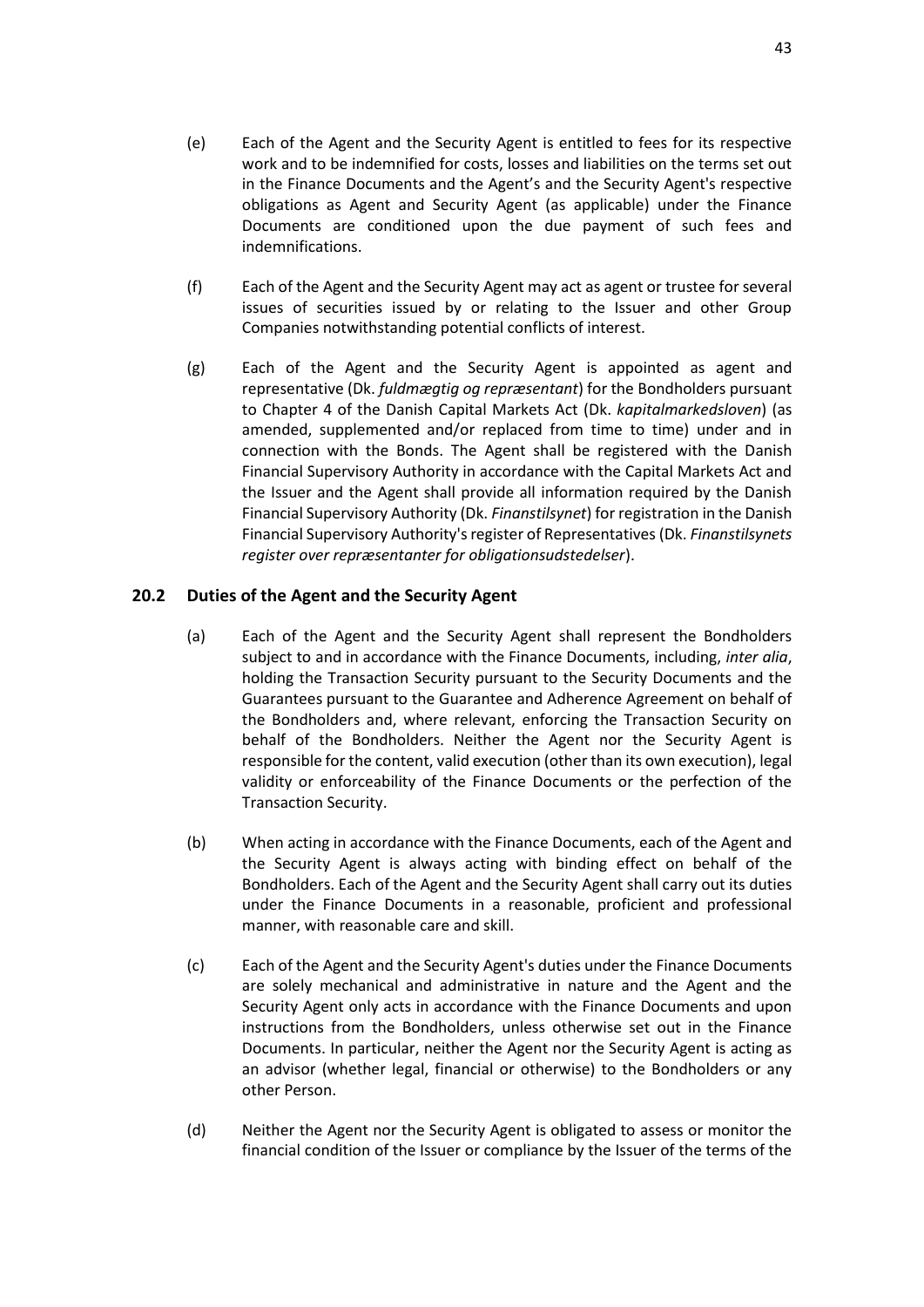(e) Each of the Agent and the Security Agent is entitled to fees for its respective work and to be indemnified for costs, losses and liabilities on the terms set out in the Finance Documents and the Agent's and the Security Agent's respective obligations as Agent and Security Agent (as applicable) under the Finance Documents are conditioned upon the due payment of such fees and indemnifications.

(f) Each of the Agent and the Security Agent may act as agent or trustee for several issues of securities issued by or relating to the Issuer and other Group Companies notwithstanding potential conflicts of interest.

(g) Each of the Agent and the Security Agent is appointed as agent and representative (Dk. *fuldmægtig og repræsentant*) for the Bondholders pursuant to Chapter 4 of the Danish Capital Markets Act (Dk. *kapitalmarkedsloven*) (as amended, supplemented and/or replaced from time to time) under and in connection with the Bonds. The Agent shall be registered with the Danish Financial Supervisory Authority in accordance with the Capital Markets Act and the Issuer and the Agent shall provide all information required by the Danish Financial Supervisory Authority (Dk. *Finanstilsynet*) for registration in the Danish Financial Supervisory Authority's register of Representatives (Dk. *Finanstilsynets register over repræsentanter for obligationsudstedelser*).

## 20.2 Duties of the Agent and the Security Agent

(a) Each of the Agent and the Security Agent shall represent the Bondholders subject to and in accordance with the Finance Documents, including, *inter alia*, holding the Transaction Security pursuant to the Security Documents and the Guarantees pursuant to the Guarantee and Adherence Agreement on behalf of the Bondholders and, where relevant, enforcing the Transaction Security on behalf of the Bondholders. Neither the Agent nor the Security Agent is responsible for the content, valid execution (other than its own execution), legal validity or enforceability of the Finance Documents or the perfection of the Transaction Security.

(b) When acting in accordance with the Finance Documents, each of the Agent and the Security Agent is always acting with binding effect on behalf of the Bondholders. Each of the Agent and the Security Agent shall carry out its duties under the Finance Documents in a reasonable, proficient and professional manner, with reasonable care and skill.

(c) Each of the Agent and the Security Agent's duties under the Finance Documents are solely mechanical and administrative in nature and the Agent and the Security Agent only acts in accordance with the Finance Documents and upon instructions from the Bondholders, unless otherwise set out in the Finance Documents. In particular, neither the Agent nor the Security Agent is acting as an advisor (whether legal, financial or otherwise) to the Bondholders or any other Person.

(d) Neither the Agent nor the Security Agent is obligated to assess or monitor the financial condition of the Issuer or compliance by the Issuer of the terms of the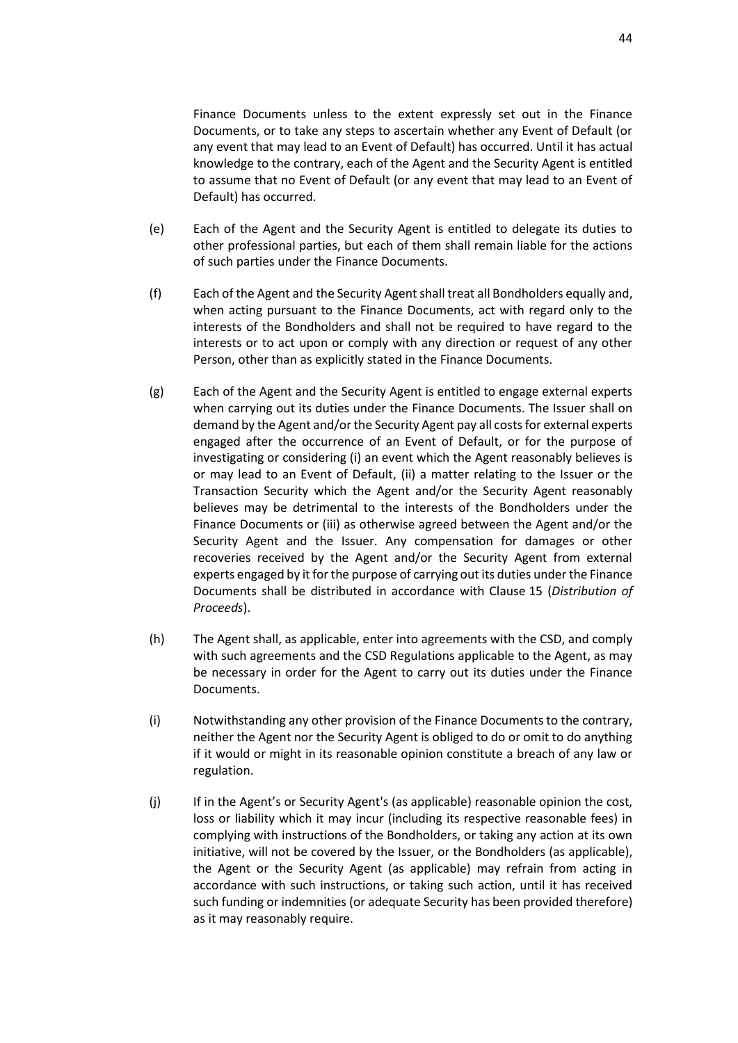Finance Documents unless to the extent expressly set out in the Finance Documents, or to take any steps to ascertain whether any Event of Default (or any event that may lead to an Event of Default) has occurred. Until it has actual knowledge to the contrary, each of the Agent and the Security Agent is entitled to assume that no Event of Default (or any event that may lead to an Event of Default) has occurred.

(e) Each of the Agent and the Security Agent is entitled to delegate its duties to other professional parties, but each of them shall remain liable for the actions of such parties under the Finance Documents.

(f) Each of the Agent and the Security Agent shall treat all Bondholders equally and, when acting pursuant to the Finance Documents, act with regard only to the interests of the Bondholders and shall not be required to have regard to the interests or to act upon or comply with any direction or request of any other Person, other than as explicitly stated in the Finance Documents.

(g) Each of the Agent and the Security Agent is entitled to engage external experts when carrying out its duties under the Finance Documents. The Issuer shall on demand by the Agent and/or the Security Agent pay all costs for external experts engaged after the occurrence of an Event of Default, or for the purpose of investigating or considering (i) an event which the Agent reasonably believes is or may lead to an Event of Default, (ii) a matter relating to the Issuer or the Transaction Security which the Agent and/or the Security Agent reasonably believes may be detrimental to the interests of the Bondholders under the Finance Documents or (iii) as otherwise agreed between the Agent and/or the Security Agent and the Issuer. Any compensation for damages or other recoveries received by the Agent and/or the Security Agent from external experts engaged by it for the purpose of carrying out its duties under the Finance Documents shall be distributed in accordance with Clause 15 (*Distribution of Proceeds*).

(h) The Agent shall, as applicable, enter into agreements with the CSD, and comply with such agreements and the CSD Regulations applicable to the Agent, as may be necessary in order for the Agent to carry out its duties under the Finance Documents.

(i) Notwithstanding any other provision of the Finance Documents to the contrary, neither the Agent nor the Security Agent is obliged to do or omit to do anything if it would or might in its reasonable opinion constitute a breach of any law or regulation.

(j) If in the Agent's or Security Agent's (as applicable) reasonable opinion the cost, loss or liability which it may incur (including its respective reasonable fees) in complying with instructions of the Bondholders, or taking any action at its own initiative, will not be covered by the Issuer, or the Bondholders (as applicable), the Agent or the Security Agent (as applicable) may refrain from acting in accordance with such instructions, or taking such action, until it has received such funding or indemnities (or adequate Security has been provided therefore) as it may reasonably require.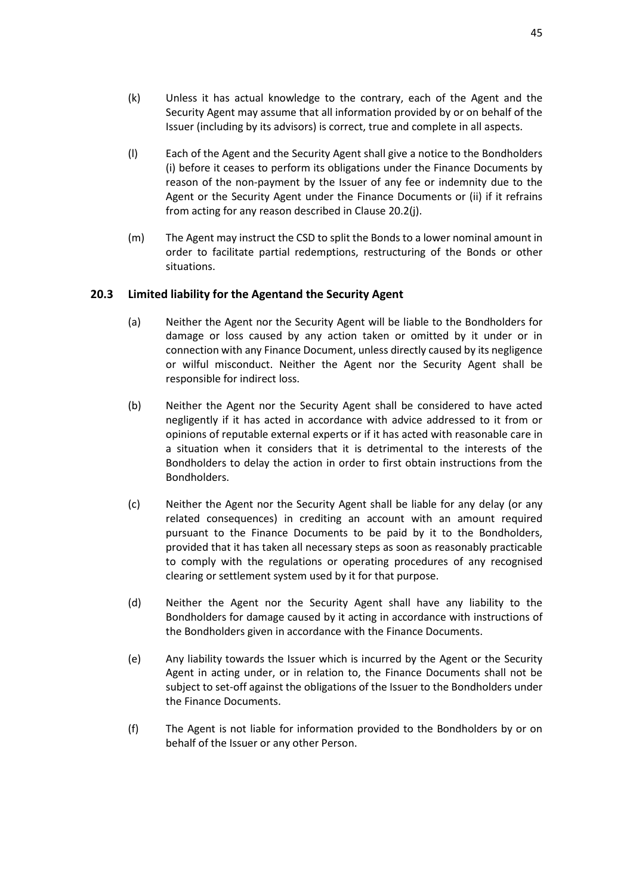(k) Unless it has actual knowledge to the contrary, each of the Agent and the Security Agent may assume that all information provided by or on behalf of the Issuer (including by its advisors) is correct, true and complete in all aspects.

(l) Each of the Agent and the Security Agent shall give a notice to the Bondholders (i) before it ceases to perform its obligations under the Finance Documents by reason of the non-payment by the Issuer of any fee or indemnity due to the Agent or the Security Agent under the Finance Documents or (ii) if it refrains from acting for any reason described in Clause 20.2(j).

(m) The Agent may instruct the CSD to split the Bonds to a lower nominal amount in order to facilitate partial redemptions, restructuring of the Bonds or other situations.

### 20.3 Limited liability for the Agentand the Security Agent

(a) Neither the Agent nor the Security Agent will be liable to the Bondholders for damage or loss caused by any action taken or omitted by it under or in connection with any Finance Document, unless directly caused by its negligence or wilful misconduct. Neither the Agent nor the Security Agent shall be responsible for indirect loss.

(b) Neither the Agent nor the Security Agent shall be considered to have acted negligently if it has acted in accordance with advice addressed to it from or opinions of reputable external experts or if it has acted with reasonable care in a situation when it considers that it is detrimental to the interests of the Bondholders to delay the action in order to first obtain instructions from the Bondholders.

(c) Neither the Agent nor the Security Agent shall be liable for any delay (or any related consequences) in crediting an account with an amount required pursuant to the Finance Documents to be paid by it to the Bondholders, provided that it has taken all necessary steps as soon as reasonably practicable to comply with the regulations or operating procedures of any recognised clearing or settlement system used by it for that purpose.

(d) Neither the Agent nor the Security Agent shall have any liability to the Bondholders for damage caused by it acting in accordance with instructions of the Bondholders given in accordance with the Finance Documents.

(e) Any liability towards the Issuer which is incurred by the Agent or the Security Agent in acting under, or in relation to, the Finance Documents shall not be subject to set-off against the obligations of the Issuer to the Bondholders under the Finance Documents.

(f) The Agent is not liable for information provided to the Bondholders by or on behalf of the Issuer or any other Person.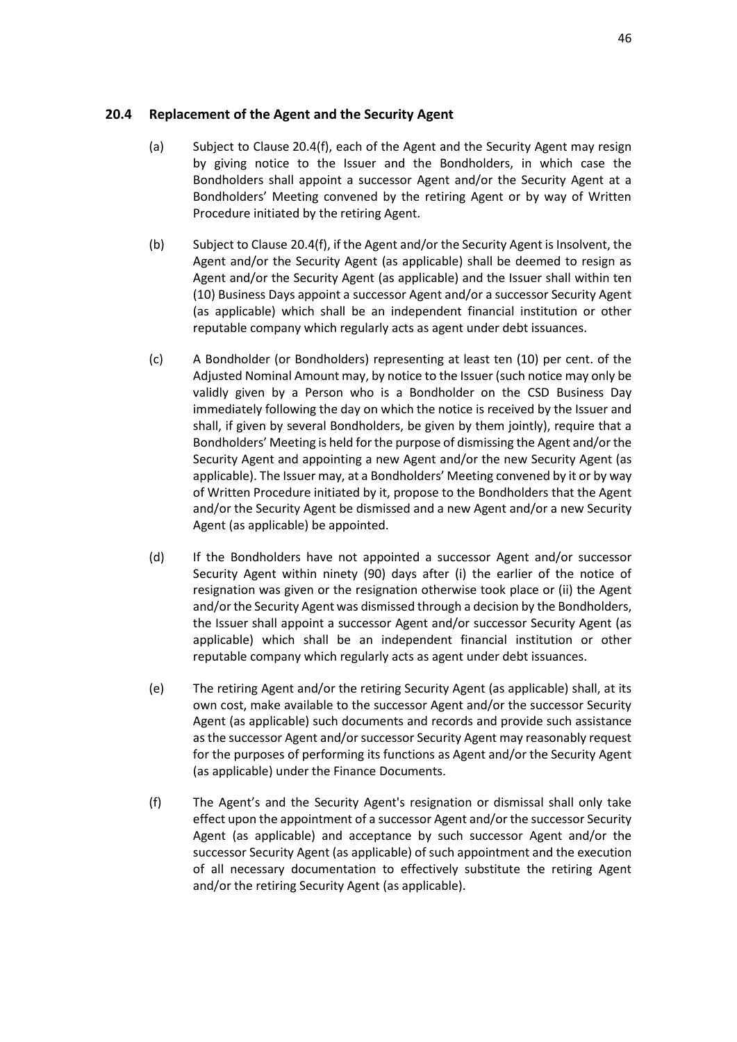### 20.4 Replacement of the Agent and the Security Agent

(a) Subject to Clause 20.4(f), each of the Agent and the Security Agent may resign by giving notice to the Issuer and the Bondholders, in which case the Bondholders shall appoint a successor Agent and/or the Security Agent at a Bondholders' Meeting convened by the retiring Agent or by way of Written Procedure initiated by the retiring Agent.

(b) Subject to Clause 20.4(f), if the Agent and/or the Security Agent is Insolvent, the Agent and/or the Security Agent (as applicable) shall be deemed to resign as Agent and/or the Security Agent (as applicable) and the Issuer shall within ten (10) Business Days appoint a successor Agent and/or a successor Security Agent (as applicable) which shall be an independent financial institution or other reputable company which regularly acts as agent under debt issuances.

(c) A Bondholder (or Bondholders) representing at least ten (10) per cent. of the Adjusted Nominal Amount may, by notice to the Issuer (such notice may only be validly given by a Person who is a Bondholder on the CSD Business Day immediately following the day on which the notice is received by the Issuer and shall, if given by several Bondholders, be given by them jointly), require that a Bondholders' Meeting is held for the purpose of dismissing the Agent and/or the Security Agent and appointing a new Agent and/or the new Security Agent (as applicable). The Issuer may, at a Bondholders' Meeting convened by it or by way of Written Procedure initiated by it, propose to the Bondholders that the Agent and/or the Security Agent be dismissed and a new Agent and/or a new Security Agent (as applicable) be appointed.

(d) If the Bondholders have not appointed a successor Agent and/or successor Security Agent within ninety (90) days after (i) the earlier of the notice of resignation was given or the resignation otherwise took place or (ii) the Agent and/or the Security Agent was dismissed through a decision by the Bondholders, the Issuer shall appoint a successor Agent and/or successor Security Agent (as applicable) which shall be an independent financial institution or other reputable company which regularly acts as agent under debt issuances.

(e) The retiring Agent and/or the retiring Security Agent (as applicable) shall, at its own cost, make available to the successor Agent and/or the successor Security Agent (as applicable) such documents and records and provide such assistance as the successor Agent and/or successor Security Agent may reasonably request for the purposes of performing its functions as Agent and/or the Security Agent (as applicable) under the Finance Documents.

(f) The Agent's and the Security Agent's resignation or dismissal shall only take effect upon the appointment of a successor Agent and/or the successor Security Agent (as applicable) and acceptance by such successor Agent and/or the successor Security Agent (as applicable) of such appointment and the execution of all necessary documentation to effectively substitute the retiring Agent and/or the retiring Security Agent (as applicable).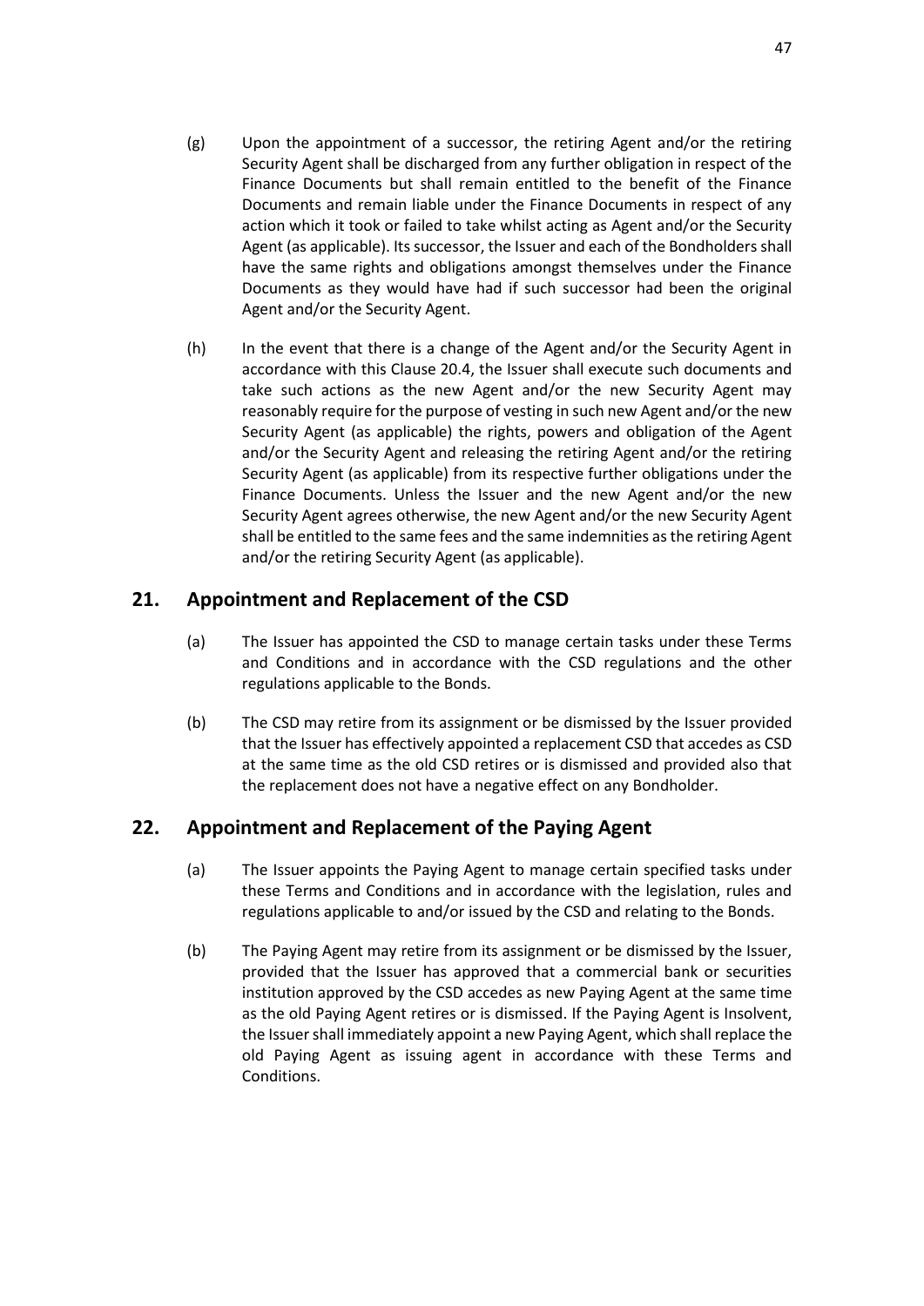(g) Upon the appointment of a successor, the retiring Agent and/or the retiring Security Agent shall be discharged from any further obligation in respect of the Finance Documents but shall remain entitled to the benefit of the Finance Documents and remain liable under the Finance Documents in respect of any action which it took or failed to take whilst acting as Agent and/or the Security Agent (as applicable). Its successor, the Issuer and each of the Bondholders shall have the same rights and obligations amongst themselves under the Finance Documents as they would have had if such successor had been the original Agent and/or the Security Agent.

(h) In the event that there is a change of the Agent and/or the Security Agent in accordance with this Clause 20.4, the Issuer shall execute such documents and take such actions as the new Agent and/or the new Security Agent may reasonably require for the purpose of vesting in such new Agent and/or the new Security Agent (as applicable) the rights, powers and obligation of the Agent and/or the Security Agent and releasing the retiring Agent and/or the retiring Security Agent (as applicable) from its respective further obligations under the Finance Documents. Unless the Issuer and the new Agent and/or the new Security Agent agrees otherwise, the new Agent and/or the new Security Agent shall be entitled to the same fees and the same indemnities as the retiring Agent and/or the retiring Security Agent (as applicable).

## 21. Appointment and Replacement of the CSD

(a) The Issuer has appointed the CSD to manage certain tasks under these Terms and Conditions and in accordance with the CSD regulations and the other regulations applicable to the Bonds.

(b) The CSD may retire from its assignment or be dismissed by the Issuer provided that the Issuer has effectively appointed a replacement CSD that accedes as CSD at the same time as the old CSD retires or is dismissed and provided also that the replacement does not have a negative effect on any Bondholder.

## 22. Appointment and Replacement of the Paying Agent

(a) The Issuer appoints the Paying Agent to manage certain specified tasks under these Terms and Conditions and in accordance with the legislation, rules and regulations applicable to and/or issued by the CSD and relating to the Bonds.

(b) The Paying Agent may retire from its assignment or be dismissed by the Issuer, provided that the Issuer has approved that a commercial bank or securities institution approved by the CSD accedes as new Paying Agent at the same time as the old Paying Agent retires or is dismissed. If the Paying Agent is Insolvent, the Issuer shall immediately appoint a new Paying Agent, which shall replace the old Paying Agent as issuing agent in accordance with these Terms and Conditions.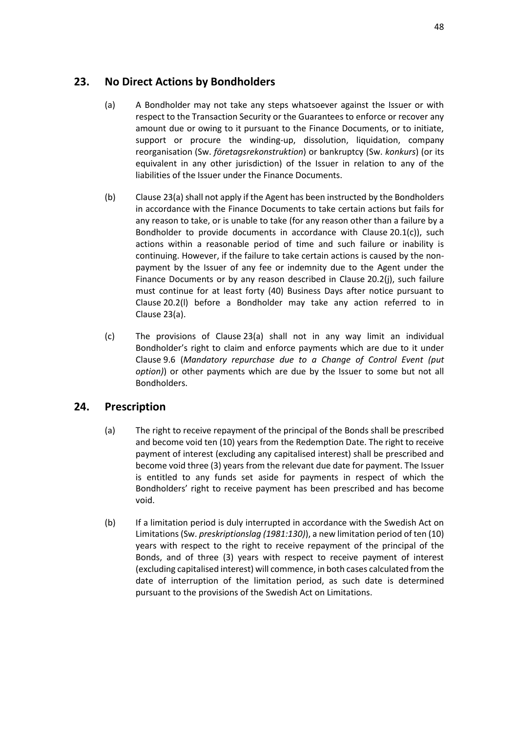## 23. No Direct Actions by Bondholders

(a) A Bondholder may not take any steps whatsoever against the Issuer or with respect to the Transaction Security or the Guarantees to enforce or recover any amount due or owing to it pursuant to the Finance Documents, or to initiate, support or procure the winding-up, dissolution, liquidation, company reorganisation (Sw. *företagsrekonstruktion*) or bankruptcy (Sw. *konkurs*) (or its equivalent in any other jurisdiction) of the Issuer in relation to any of the liabilities of the Issuer under the Finance Documents.

(b) Clause 23(a) shall not apply if the Agent has been instructed by the Bondholders in accordance with the Finance Documents to take certain actions but fails for any reason to take, or is unable to take (for any reason other than a failure by a Bondholder to provide documents in accordance with Clause 20.1(c)), such actions within a reasonable period of time and such failure or inability is continuing. However, if the failure to take certain actions is caused by the non-payment by the Issuer of any fee or indemnity due to the Agent under the Finance Documents or by any reason described in Clause 20.2(j), such failure must continue for at least forty (40) Business Days after notice pursuant to Clause 20.2(l) before a Bondholder may take any action referred to in Clause 23(a).

(c) The provisions of Clause 23(a) shall not in any way limit an individual Bondholder's right to claim and enforce payments which are due to it under Clause 9.6 (*Mandatory repurchase due to a Change of Control Event (put option)*) or other payments which are due by the Issuer to some but not all Bondholders.

## 24. Prescription

(a) The right to receive repayment of the principal of the Bonds shall be prescribed and become void ten (10) years from the Redemption Date. The right to receive payment of interest (excluding any capitalised interest) shall be prescribed and become void three (3) years from the relevant due date for payment. The Issuer is entitled to any funds set aside for payments in respect of which the Bondholders' right to receive payment has been prescribed and has become void.

(b) If a limitation period is duly interrupted in accordance with the Swedish Act on Limitations (Sw. *preskriptionslag (1981:130)*), a new limitation period of ten (10) years with respect to the right to receive repayment of the principal of the Bonds, and of three (3) years with respect to receive payment of interest (excluding capitalised interest) will commence, in both cases calculated from the date of interruption of the limitation period, as such date is determined pursuant to the provisions of the Swedish Act on Limitations.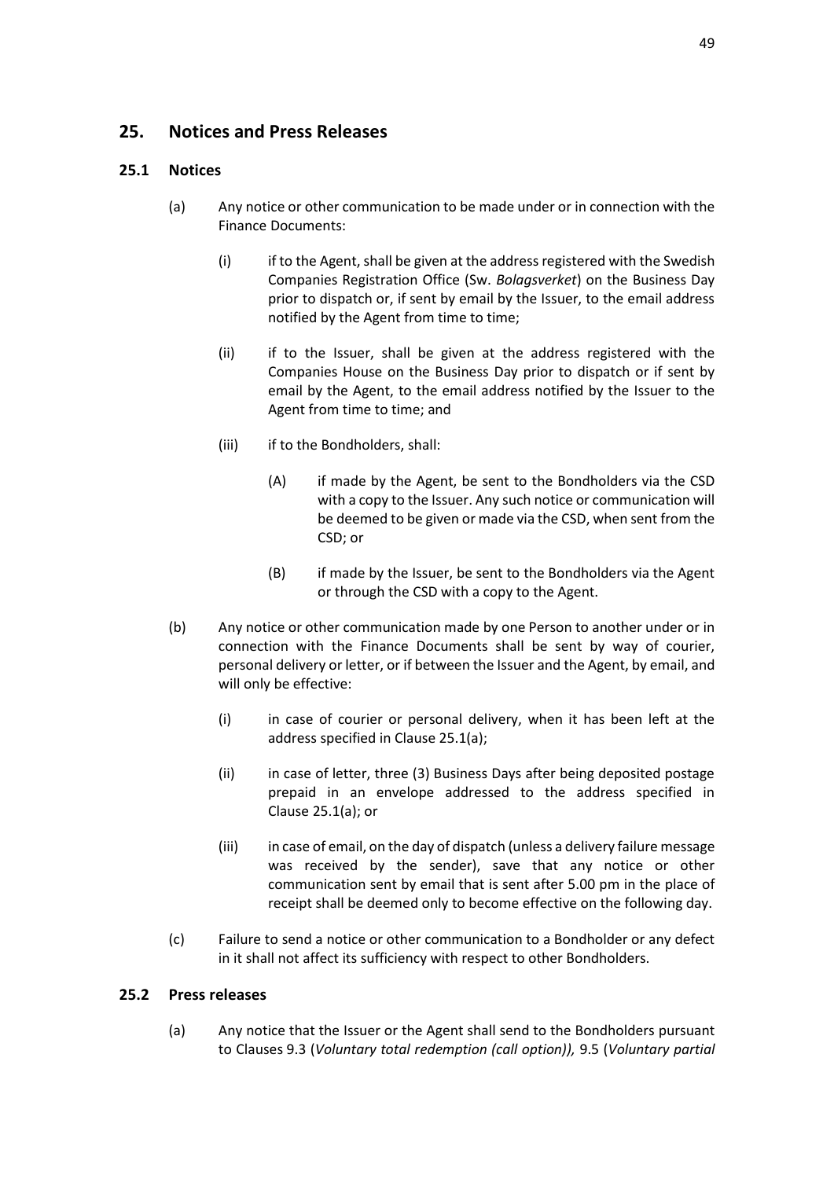## 25. Notices and Press Releases

### 25.1 Notices

(a) Any notice or other communication to be made under or in connection with the Finance Documents:

(i) if to the Agent, shall be given at the address registered with the Swedish Companies Registration Office (Sw. *Bolagsverket*) on the Business Day prior to dispatch or, if sent by email by the Issuer, to the email address notified by the Agent from time to time;

(ii) if to the Issuer, shall be given at the address registered with the Companies House on the Business Day prior to dispatch or if sent by email by the Agent, to the email address notified by the Issuer to the Agent from time to time; and

(iii) if to the Bondholders, shall:

(A) if made by the Agent, be sent to the Bondholders via the CSD with a copy to the Issuer. Any such notice or communication will be deemed to be given or made via the CSD, when sent from the CSD; or

(B) if made by the Issuer, be sent to the Bondholders via the Agent or through the CSD with a copy to the Agent.

(b) Any notice or other communication made by one Person to another under or in connection with the Finance Documents shall be sent by way of courier, personal delivery or letter, or if between the Issuer and the Agent, by email, and will only be effective:

(i) in case of courier or personal delivery, when it has been left at the address specified in Clause 25.1(a);

(ii) in case of letter, three (3) Business Days after being deposited postage prepaid in an envelope addressed to the address specified in Clause 25.1(a); or

(iii) in case of email, on the day of dispatch (unless a delivery failure message was received by the sender), save that any notice or other communication sent by email that is sent after 5.00 pm in the place of receipt shall be deemed only to become effective on the following day.

(c) Failure to send a notice or other communication to a Bondholder or any defect in it shall not affect its sufficiency with respect to other Bondholders.

### 25.2 Press releases

(a) Any notice that the Issuer or the Agent shall send to the Bondholders pursuant to Clauses 9.3 (*Voluntary total redemption (call option)),* 9.5 (*Voluntary partial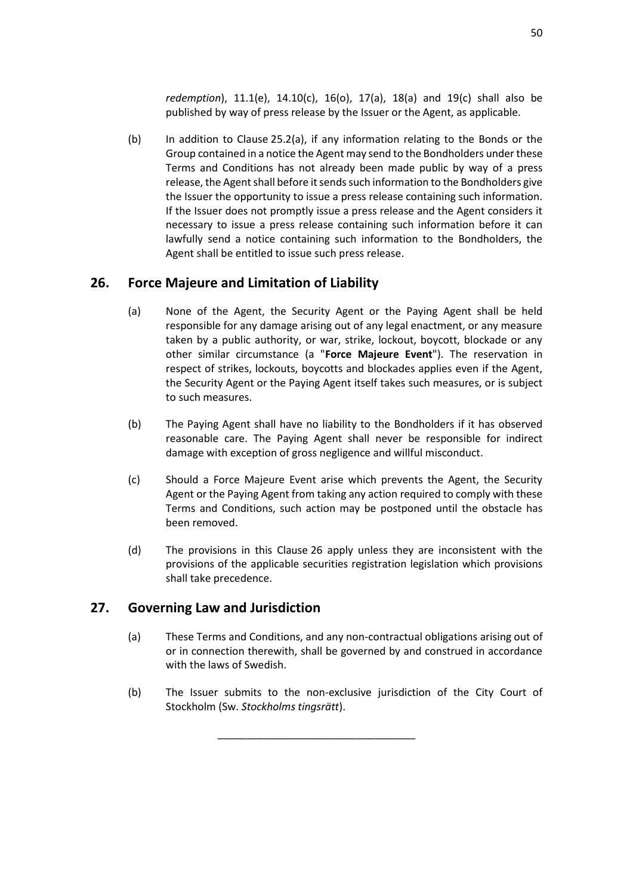*redemption*), 11.1(e), 14.10(c), 16(o), 17(a), 18(a) and 19(c) shall also be published by way of press release by the Issuer or the Agent, as applicable.

(b) In addition to Clause 25.2(a), if any information relating to the Bonds or the Group contained in a notice the Agent may send to the Bondholders under these Terms and Conditions has not already been made public by way of a press release, the Agent shall before it sends such information to the Bondholders give the Issuer the opportunity to issue a press release containing such information. If the Issuer does not promptly issue a press release and the Agent considers it necessary to issue a press release containing such information before it can lawfully send a notice containing such information to the Bondholders, the Agent shall be entitled to issue such press release.

## 26. Force Majeure and Limitation of Liability

(a) None of the Agent, the Security Agent or the Paying Agent shall be held responsible for any damage arising out of any legal enactment, or any measure taken by a public authority, or war, strike, lockout, boycott, blockade or any other similar circumstance (a "**Force Majeure Event**"). The reservation in respect of strikes, lockouts, boycotts and blockades applies even if the Agent, the Security Agent or the Paying Agent itself takes such measures, or is subject to such measures.

(b) The Paying Agent shall have no liability to the Bondholders if it has observed reasonable care. The Paying Agent shall never be responsible for indirect damage with exception of gross negligence and willful misconduct.

(c) Should a Force Majeure Event arise which prevents the Agent, the Security Agent or the Paying Agent from taking any action required to comply with these Terms and Conditions, such action may be postponed until the obstacle has been removed.

(d) The provisions in this Clause 26 apply unless they are inconsistent with the provisions of the applicable securities registration legislation which provisions shall take precedence.

## 27. Governing Law and Jurisdiction

(a) These Terms and Conditions, and any non-contractual obligations arising out of or in connection therewith, shall be governed by and construed in accordance with the laws of Swedish.

(b) The Issuer submits to the non-exclusive jurisdiction of the City Court of Stockholm (Sw. *Stockholms tingsrätt*).

\_\_\_\_\_\_\_\_\_\_\_\_\_\_\_\_\_\_\_\_\_\_\_\_\_\_\_\_\_\_\_\_\_\_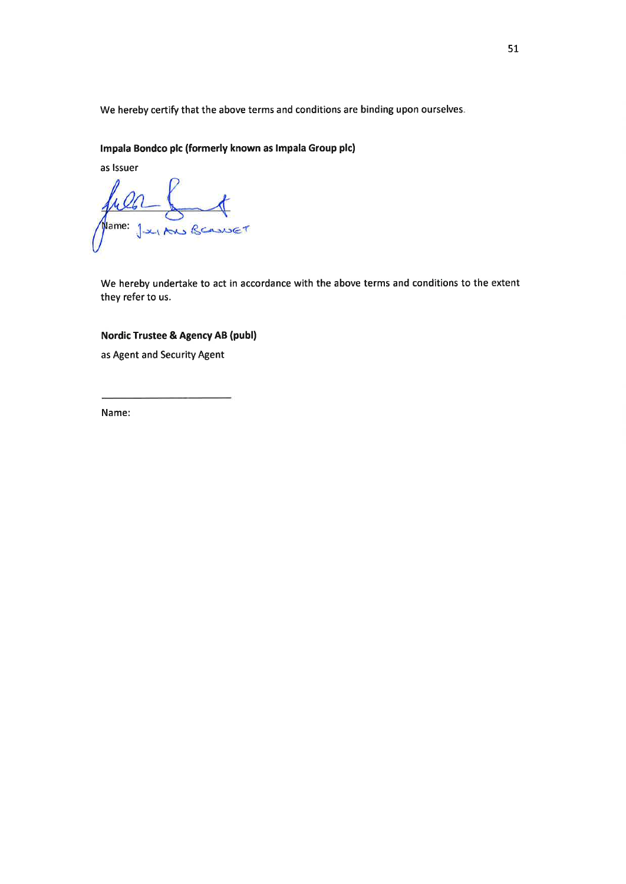We hereby certify that the above terms and conditions are binding upon ourselves.

**Impala Bondco plc (formerly known as Impala Group plc)**

as Issuer

Name: JULIAN BENNET

We hereby undertake to act in accordance with the above terms and conditions to the extent they refer to us.

**Nordic Trustee & Agency AB (publ)**

as Agent and Security Agent

\_\_\_\_\_\_\_\_\_\_\_\_\_\_\_\_\_\_\_\_\_\_\_\_

Name: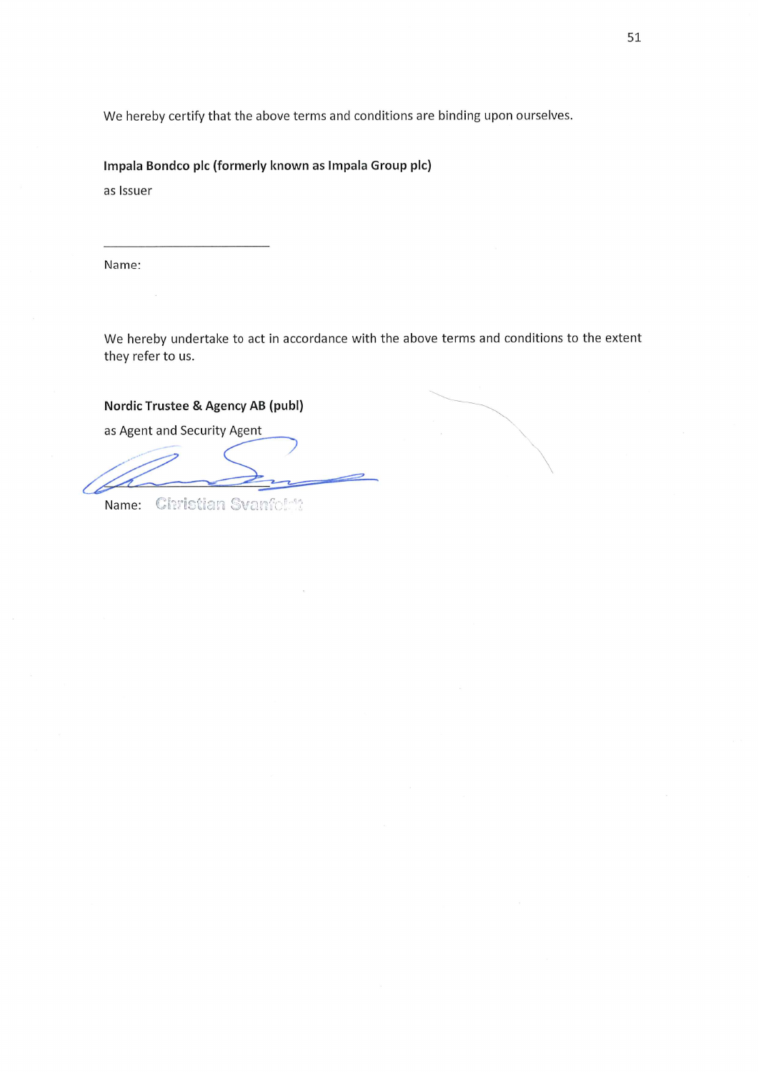We hereby certify that the above terms and conditions are binding upon ourselves.

**Impala Bondco plc (formerly known as Impala Group plc)**

as Issuer

\_\_\_\_\_\_\_\_\_\_\_\_\_\_\_\_\_\_\_\_\_\_\_\_\_\_\_\_

Name:

We hereby undertake to act in accordance with the above terms and conditions to the extent they refer to us.

**Nordic Trustee & Agency AB (publ)**

as Agent and Security Agent

\_\_\_\_\_\_\_\_\_\_\_\_\_\_\_\_\_\_\_\_\_\_\_\_\_\_\_\_

Name: Christian Svanfeldt